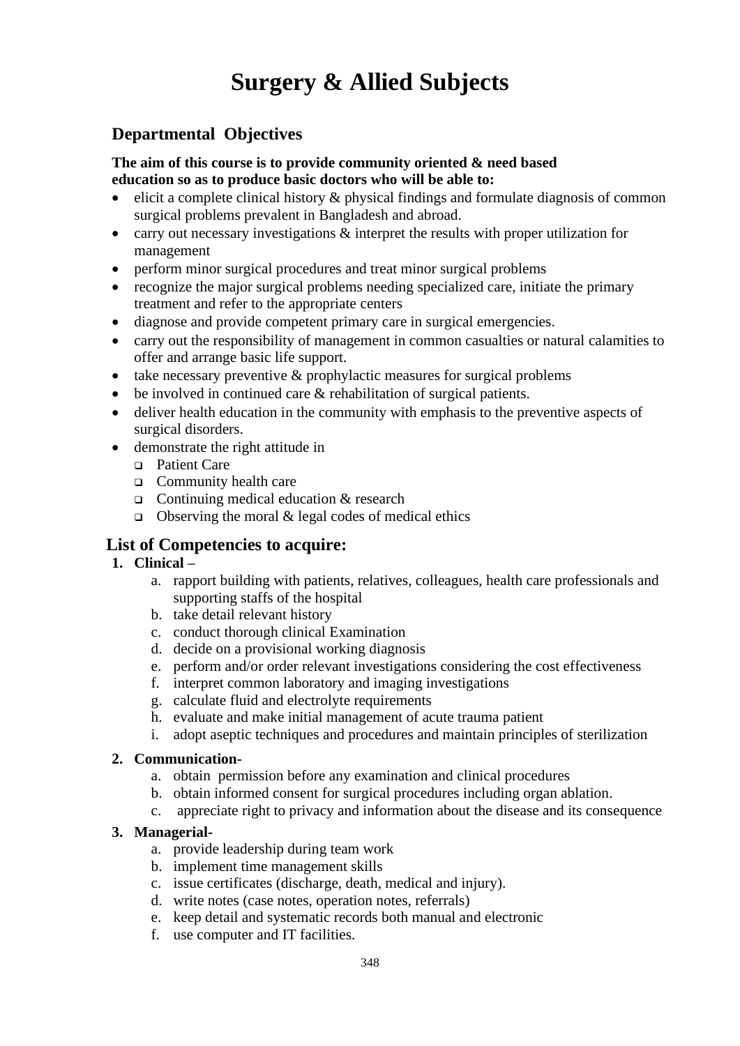# Surgery & Allied Subjects

## Departmental Objectives

**The aim of this course is to provide community oriented & need based education so as to produce basic doctors who will be able to:**

- elicit a complete clinical history & physical findings and formulate diagnosis of common surgical problems prevalent in Bangladesh and abroad.
- carry out necessary investigations & interpret the results with proper utilization for management
- perform minor surgical procedures and treat minor surgical problems
- recognize the major surgical problems needing specialized care, initiate the primary treatment and refer to the appropriate centers
- diagnose and provide competent primary care in surgical emergencies.
- carry out the responsibility of management in common casualties or natural calamities to offer and arrange basic life support.
- take necessary preventive & prophylactic measures for surgical problems
- be involved in continued care & rehabilitation of surgical patients.
- deliver health education in the community with emphasis to the preventive aspects of surgical disorders.
- demonstrate the right attitude in
  - Patient Care
  - Community health care
  - Continuing medical education & research
  - Observing the moral & legal codes of medical ethics

## List of Competencies to acquire:

1. **Clinical –**
   a. rapport building with patients, relatives, colleagues, health care professionals and supporting staffs of the hospital
   b. take detail relevant history
   c. conduct thorough clinical Examination
   d. decide on a provisional working diagnosis
   e. perform and/or order relevant investigations considering the cost effectiveness
   f. interpret common laboratory and imaging investigations
   g. calculate fluid and electrolyte requirements
   h. evaluate and make initial management of acute trauma patient
   i. adopt aseptic techniques and procedures and maintain principles of sterilization

2. **Communication-**
   a. obtain permission before any examination and clinical procedures
   b. obtain informed consent for surgical procedures including organ ablation.
   c. appreciate right to privacy and information about the disease and its consequence

3. **Managerial-**
   a. provide leadership during team work
   b. implement time management skills
   c. issue certificates (discharge, death, medical and injury).
   d. write notes (case notes, operation notes, referrals)
   e. keep detail and systematic records both manual and electronic
   f. use computer and IT facilities.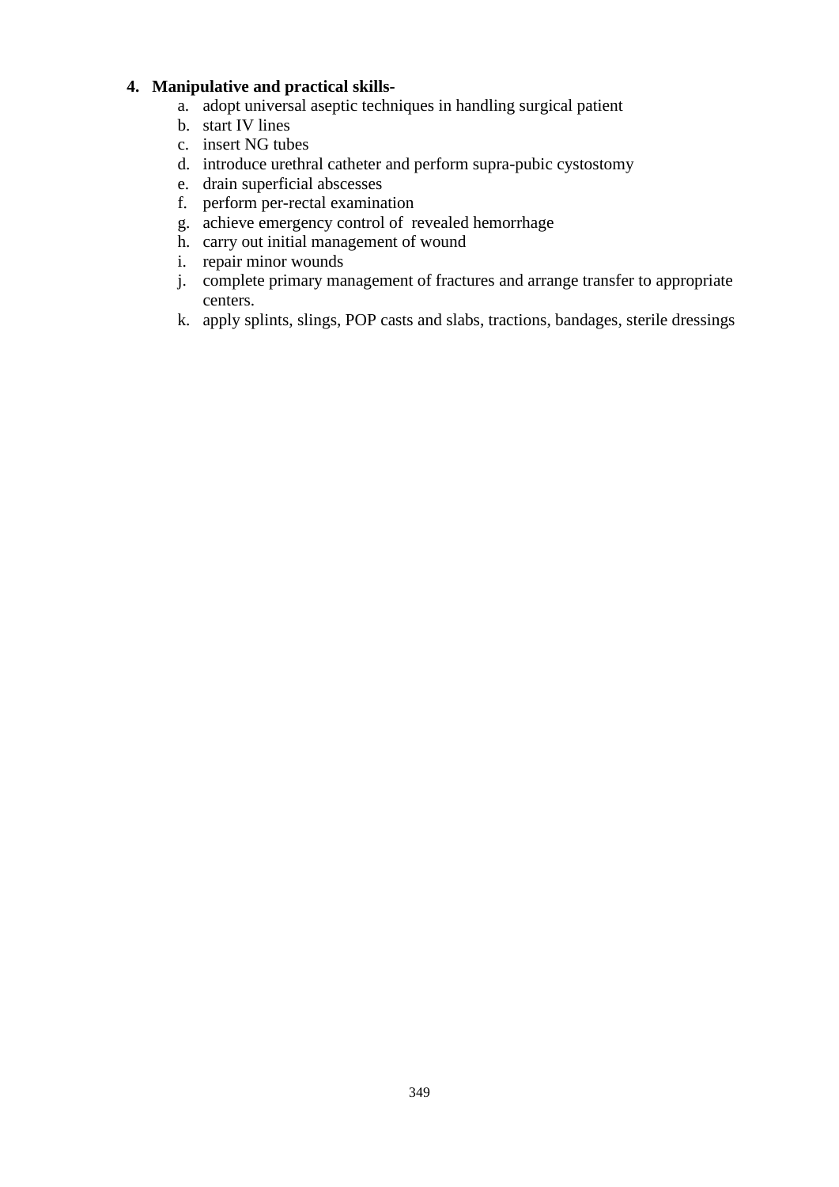4. **Manipulative and practical skills-**
    a. adopt universal aseptic techniques in handling surgical patient
    b. start IV lines
    c. insert NG tubes
    d. introduce urethral catheter and perform supra-pubic cystostomy
    e. drain superficial abscesses
    f. perform per-rectal examination
    g. achieve emergency control of revealed hemorrhage
    h. carry out initial management of wound
    i. repair minor wounds
    j. complete primary management of fractures and arrange transfer to appropriate centers.
    k. apply splints, slings, POP casts and slabs, tractions, bandages, sterile dressings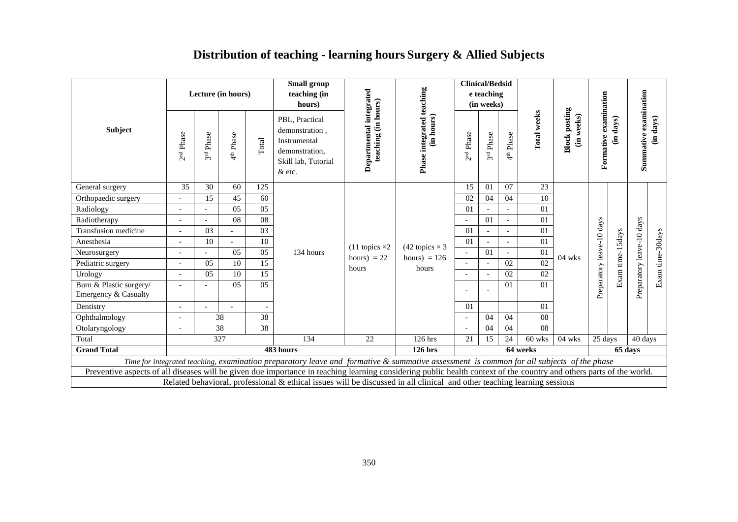# Distribution of teaching - learning hours Surgery & Allied Subjects

| Subject | Lecture (in hours) | | | | Small group teaching (in hours) | Departmental integrated teaching (in hours) | Phase integrated teaching (in hours) | Clinical/Bedside teaching (in weeks) | | | Total weeks | Block posting (in weeks) | Formative examination (in days) | | Summative examination (in days) | |
|---|---|---|---|---|---|---|---|---|---|---|---|---|---|---|---|---|
| | 2nd Phase | 3rd Phase | 4th Phase | Total | PBL, Practical demonstration , Instrumental demonstration, Skill lab, Tutorial & etc. | | | 2nd Phase | 3rd Phase | 4th Phase | | | | | | |
| General surgery | 35 | 30 | 60 | 125 | 134 hours | (11 topics ×2 hours) = 22 hours | (42 topics × 3 hours) = 126 hours | 15 | 01 | 07 | 23 | 04 wks | Preparatory leave-10 days | Exam time-15days | Preparatory leave-10 days | Exam time-30days |
| Orthopaedic surgery | - | 15 | 45 | 60 | | | | 02 | 04 | 04 | 10 | | | | | |
| Radiology | - | - | 05 | 05 | | | | 01 | - | - | 01 | | | | | |
| Radiotherapy | - | - | 08 | 08 | | | | - | 01 | - | 01 | | | | | |
| Transfusion medicine | - | 03 | - | 03 | | | | 01 | - | - | 01 | | | | | |
| Anesthesia | - | 10 | - | 10 | | | | 01 | - | - | 01 | | | | | |
| Neurosurgery | - | - | 05 | 05 | | | | - | 01 | - | 01 | | | | | |
| Pediatric surgery | - | 05 | 10 | 15 | | | | - | - | 02 | 02 | | | | | |
| Urology | - | 05 | 10 | 15 | | | | - | - | 02 | 02 | | | | | |
| Burn & Plastic surgery/ Emergency & Casualty | - | - | 05 | 05 | | | | - | - | 01 | 01 | | | | | |
| Dentistry | - | - | - | - | | | | 01 | | | 01 | | | | | |
| Ophthalmology | - | 38 | | 38 | | | | - | 04 | 04 | 08 | | | | | |
| Otolaryngology | - | 38 | | 38 | | | | - | 04 | 04 | 08 | | | | | |
| Total | 327 | | | | 134 | 22 | 126 hrs | 21 | 15 | 24 | 60 wks | 04 wks | 25 days | | 40 days | |
| **Grand Total** | 483 hours | | | | | | **126 hrs** | 64 weeks | | | | | **65 days** | | | |

*Time for integrated teaching, examination preparatory leave and formative & summative assessment is common for all subjects of the phase*

Preventive aspects of all diseases will be given due importance in teaching learning considering public health context of the country and others parts of the world.

Related behavioral, professional & ethical issues will be discussed in all clinical and other teaching learning sessions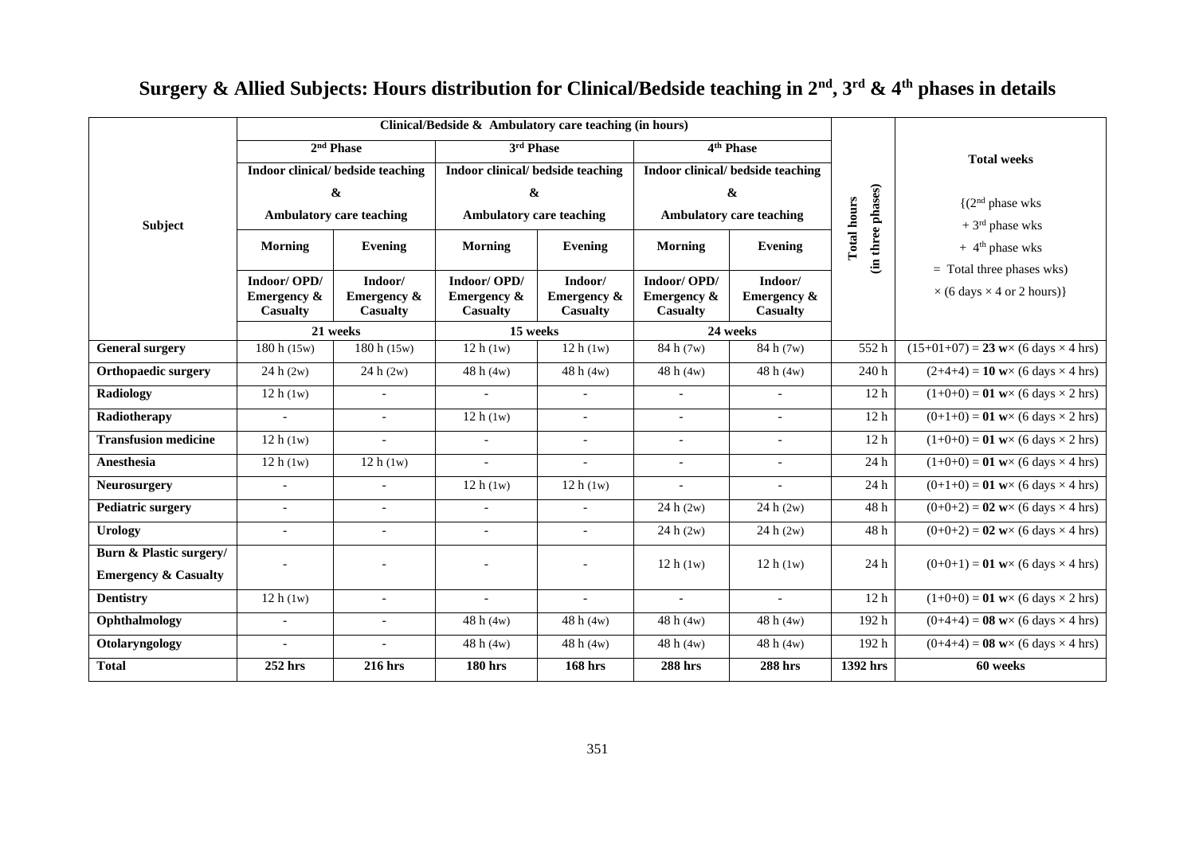# Surgery & Allied Subjects: Hours distribution for Clinical/Bedside teaching in 2nd, 3rd & 4th phases in details

| Subject | Clinical/Bedside & Ambulatory care teaching (in hours) | | | | | | Total hours (in three phases) | Total weeks {(2nd phase wks + 3rd phase wks + 4th phase wks = Total three phases wks) × (6 days × 4 or 2 hours)} |
|---|---|---|---|---|---|---|---|---|
| | 2nd Phase | | 3rd Phase | | 4th Phase | | | |
| | Indoor clinical/ bedside teaching & Ambulatory care teaching | | Indoor clinical/ bedside teaching & Ambulatory care teaching | | Indoor clinical/ bedside teaching & Ambulatory care teaching | | | |
| | Morning | Evening | Morning | Evening | Morning | Evening | | |
| | Indoor/ OPD/ Emergency & Casualty | Indoor/ Emergency & Casualty | Indoor/ OPD/ Emergency & Casualty | Indoor/ Emergency & Casualty | Indoor/ OPD/ Emergency & Casualty | Indoor/ Emergency & Casualty | | |
| | 21 weeks | | 15 weeks | | 24 weeks | | | |
| **General surgery** | 180 h (15w) | 180 h (15w) | 12 h (1w) | 12 h (1w) | 84 h (7w) | 84 h (7w) | 552 h | (15+01+07) = **23 w**× (6 days × 4 hrs) |
| **Orthopaedic surgery** | 24 h (2w) | 24 h (2w) | 48 h (4w) | 48 h (4w) | 48 h (4w) | 48 h (4w) | 240 h | (2+4+4) = **10 w**× (6 days × 4 hrs) |
| **Radiology** | 12 h (1w) | - | - | - | - | - | 12 h | (1+0+0) = **01 w**× (6 days × 2 hrs) |
| **Radiotherapy** | - | - | 12 h (1w) | - | - | - | 12 h | (0+1+0) = **01 w**× (6 days × 2 hrs) |
| **Transfusion medicine** | 12 h (1w) | - | - | - | - | - | 12 h | (1+0+0) = **01 w**× (6 days × 2 hrs) |
| **Anesthesia** | 12 h (1w) | 12 h (1w) | - | - | - | - | 24 h | (1+0+0) = **01 w**× (6 days × 4 hrs) |
| **Neurosurgery** | - | - | 12 h (1w) | 12 h (1w) | - | - | 24 h | (0+1+0) = **01 w**× (6 days × 4 hrs) |
| **Pediatric surgery** | - | - | - | - | 24 h (2w) | 24 h (2w) | 48 h | (0+0+2) = **02 w**× (6 days × 4 hrs) |
| **Urology** | - | - | - | - | 24 h (2w) | 24 h (2w) | 48 h | (0+0+2) = **02 w**× (6 days × 4 hrs) |
| **Burn & Plastic surgery/ Emergency & Casualty** | - | - | - | - | 12 h (1w) | 12 h (1w) | 24 h | (0+0+1) = **01 w**× (6 days × 4 hrs) |
| **Dentistry** | 12 h (1w) | - | - | - | - | - | 12 h | (1+0+0) = **01 w**× (6 days × 2 hrs) |
| **Ophthalmology** | - | - | 48 h (4w) | 48 h (4w) | 48 h (4w) | 48 h (4w) | 192 h | (0+4+4) = **08 w**× (6 days × 4 hrs) |
| **Otolaryngology** | - | - | 48 h (4w) | 48 h (4w) | 48 h (4w) | 48 h (4w) | 192 h | (0+4+4) = **08 w**× (6 days × 4 hrs) |
| **Total** | **252 hrs** | **216 hrs** | **180 hrs** | **168 hrs** | **288 hrs** | **288 hrs** | **1392 hrs** | **60 weeks** |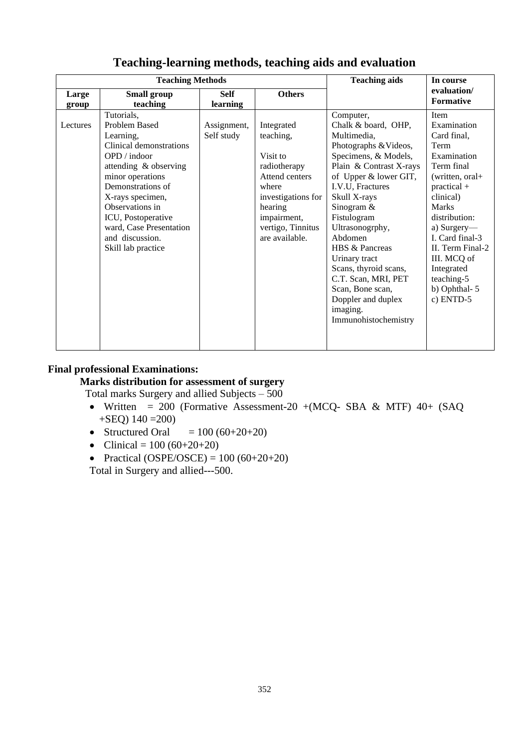# Teaching-learning methods, teaching aids and evaluation

| Teaching Methods | | | | Teaching aids | In course evaluation/ Formative |
|---|---|---|---|---|---|
| Large group | Small group teaching | Self learning | Others | | |
| Lectures | Tutorials, Problem Based Learning, Clinical demonstrations OPD / indoor attending & observing minor operations Demonstrations of X-rays specimen, Observations in ICU, Postoperative ward, Case Presentation and discussion. Skill lab practice | Assignment, Self study | Integrated teaching, Visit to radiotherapy Attend centers where investigations for hearing impairment, vertigo, Tinnitus are available. | Computer, Chalk & board, OHP, Multimedia, Photographs &Videos, Specimens, & Models, Plain & Contrast X-rays of Upper & lower GIT, I.V.U, Fractures Skull X-rays Sinogram & Fistulogram Ultrasonogrphy, Abdomen HBS & Pancreas Urinary tract Scans, thyroid scans, C.T. Scan, MRI, PET Scan, Bone scan, Doppler and duplex imaging. Immunohistochemistry | Item Examination Card final, Term Examination Term final (written, oral+ practical + clinical) Marks distribution: a) Surgery— I. Card final-3 II. Term Final-2 III. MCQ of Integrated teaching-5 b) Ophthal- 5 c) ENTD-5 |

**Final professional Examinations:**

**Marks distribution for assessment of surgery**

Total marks Surgery and allied Subjects – 500

- Written = 200 (Formative Assessment-20 +(MCQ- SBA & MTF) 40+ (SAQ +SEQ) 140 =200)
- Structured Oral = 100 (60+20+20)
- Clinical = 100 (60+20+20)
- Practical (OSPE/OSCE) = 100 (60+20+20)

Total in Surgery and allied---500.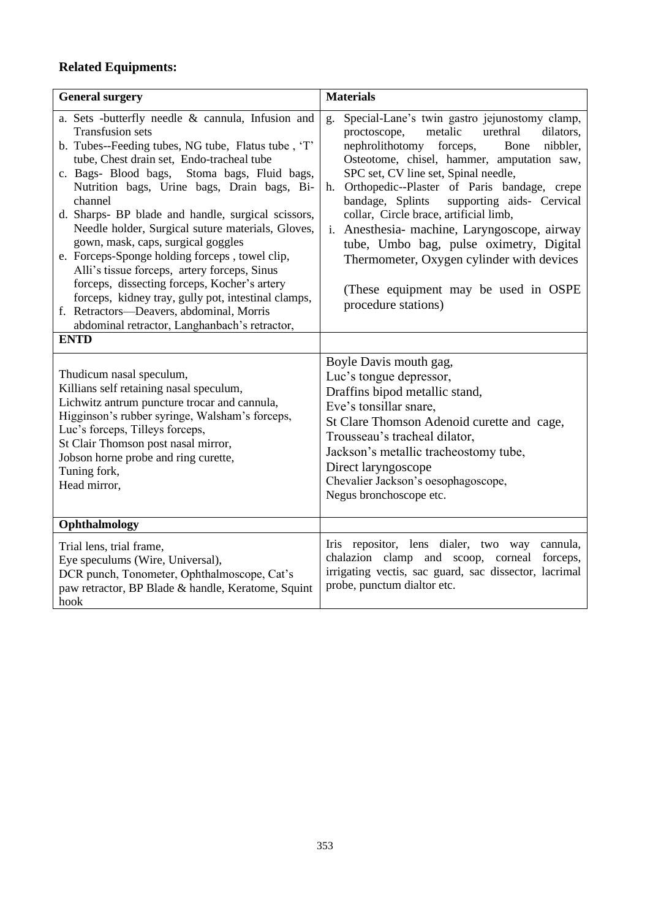**Related Equipments:**

| General surgery | Materials |
|---|---|
| a. Sets -butterfly needle & cannula, Infusion and Transfusion sets<br>b. Tubes--Feeding tubes, NG tube, Flatus tube , 'T' tube, Chest drain set, Endo-tracheal tube<br>c. Bags- Blood bags, Stoma bags, Fluid bags, Nutrition bags, Urine bags, Drain bags, Bi-channel<br>d. Sharps- BP blade and handle, surgical scissors, Needle holder, Surgical suture materials, Gloves, gown, mask, caps, surgical goggles<br>e. Forceps-Sponge holding forceps , towel clip, Alli's tissue forceps, artery forceps, Sinus forceps, dissecting forceps, Kocher's artery forceps, kidney tray, gully pot, intestinal clamps,<br>f. Retractors—Deavers, abdominal, Morris abdominal retractor, Langhanbach's retractor, | g. Special-Lane's twin gastro jejunostomy clamp, proctoscope, metalic urethral dilators, nephrolithotomy forceps, Bone nibbler, Osteotome, chisel, hammer, amputation saw, SPC set, CV line set, Spinal needle,<br>h. Orthopedic--Plaster of Paris bandage, crepe bandage, Splints supporting aids- Cervical collar, Circle brace, artificial limb,<br>i. Anesthesia- machine, Laryngoscope, airway tube, Umbo bag, pulse oximetry, Digital Thermometer, Oxygen cylinder with devices<br><br>(These equipment may be used in OSPE procedure stations) |
| **ENTD** | |
| Thudicum nasal speculum,<br>Killians self retaining nasal speculum,<br>Lichwitz antrum puncture trocar and cannula,<br>Higginson's rubber syringe, Walsham's forceps,<br>Luc's forceps, Tilleys forceps,<br>St Clair Thomson post nasal mirror,<br>Jobson horne probe and ring curette,<br>Tuning fork,<br>Head mirror, | Boyle Davis mouth gag,<br>Luc's tongue depressor,<br>Draffins bipod metallic stand,<br>Eve's tonsillar snare,<br>St Clare Thomson Adenoid curette and cage,<br>Trousseau's tracheal dilator,<br>Jackson's metallic tracheostomy tube,<br>Direct laryngoscope<br>Chevalier Jackson's oesophagoscope,<br>Negus bronchoscope etc. |
| **Ophthalmology** | |
| Trial lens, trial frame,<br>Eye speculums (Wire, Universal),<br>DCR punch, Tonometer, Ophthalmoscope, Cat's paw retractor, BP Blade & handle, Keratome, Squint hook | Iris repositor, lens dialer, two way cannula, chalazion clamp and scoop, corneal forceps, irrigating vectis, sac guard, sac dissector, lacrimal probe, punctum dialtor etc. |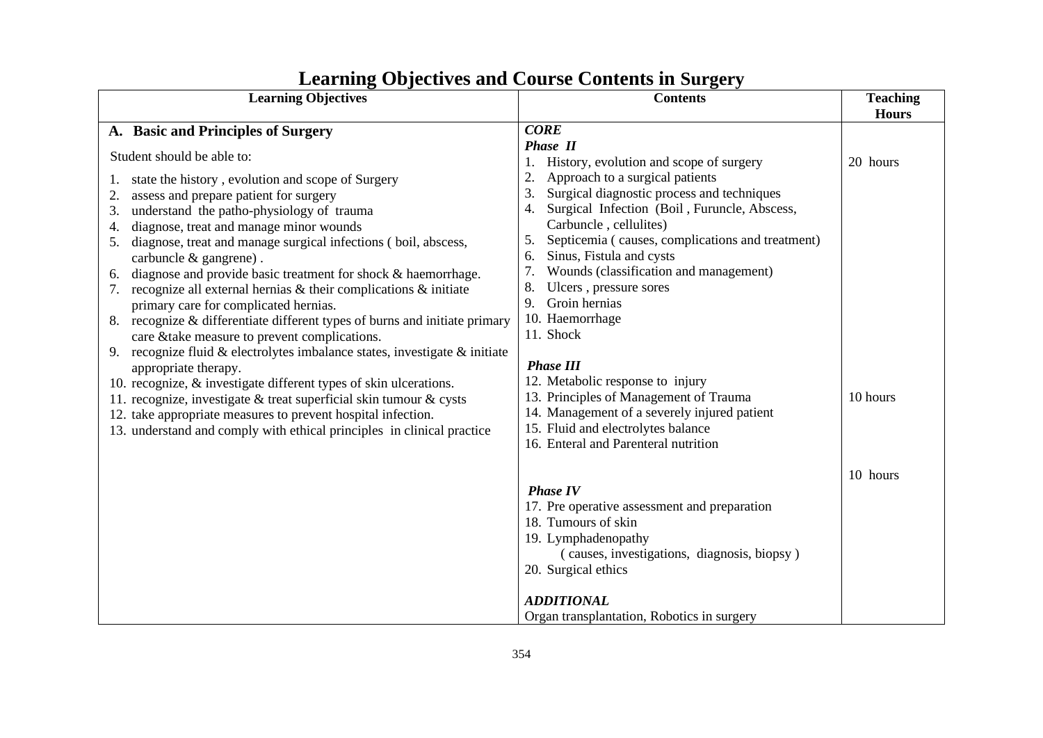# Learning Objectives and Course Contents in Surgery

| Learning Objectives | Contents | Teaching Hours |
|---|---|---|
| **A. Basic and Principles of Surgery**<br><br>Student should be able to:<br><br>1. state the history , evolution and scope of Surgery<br>2. assess and prepare patient for surgery<br>3. understand the patho-physiology of trauma<br>4. diagnose, treat and manage minor wounds<br>5. diagnose, treat and manage surgical infections ( boil, abscess, carbuncle & gangrene) .<br>6. diagnose and provide basic treatment for shock & haemorrhage.<br>7. recognize all external hernias & their complications & initiate primary care for complicated hernias.<br>8. recognize & differentiate different types of burns and initiate primary care &take measure to prevent complications.<br>9. recognize fluid & electrolytes imbalance states, investigate & initiate appropriate therapy.<br>10. recognize, & investigate different types of skin ulcerations.<br>11. recognize, investigate & treat superficial skin tumour & cysts<br>12. take appropriate measures to prevent hospital infection.<br>13. understand and comply with ethical principles in clinical practice | ***CORE***<br>***Phase II***<br>1. History, evolution and scope of surgery<br>2. Approach to a surgical patients<br>3. Surgical diagnostic process and techniques<br>4. Surgical Infection (Boil , Furuncle, Abscess, Carbuncle , cellulites)<br>5. Septicemia ( causes, complications and treatment)<br>6. Sinus, Fistula and cysts<br>7. Wounds (classification and management)<br>8. Ulcers , pressure sores<br>9. Groin hernias<br>10. Haemorrhage<br>11. Shock<br><br>***Phase III***<br>12. Metabolic response to injury<br>13. Principles of Management of Trauma<br>14. Management of a severely injured patient<br>15. Fluid and electrolytes balance<br>16. Enteral and Parenteral nutrition<br><br>***Phase IV***<br>17. Pre operative assessment and preparation<br>18. Tumours of skin<br>19. Lymphadenopathy ( causes, investigations, diagnosis, biopsy )<br>20. Surgical ethics<br><br>***ADDITIONAL***<br>Organ transplantation, Robotics in surgery | 20 hours<br><br>10 hours<br><br>10 hours |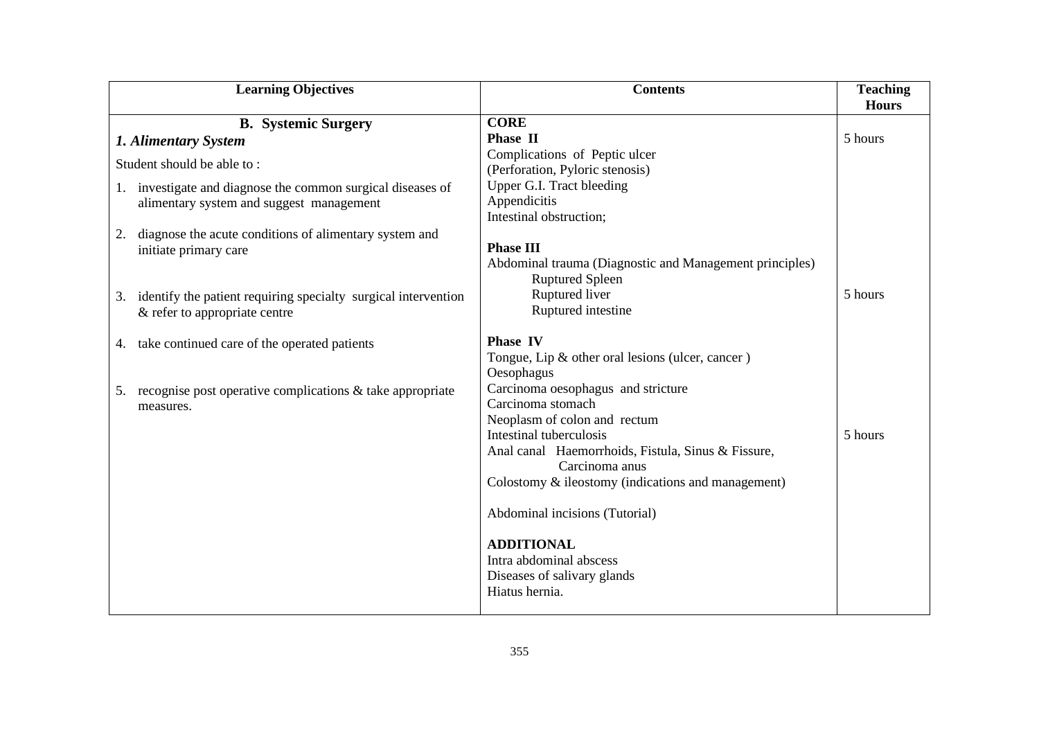| Learning Objectives | Contents | Teaching Hours |
|---|---|---|
| **B. Systemic Surgery**<br>***1. Alimentary System***<br>Student should be able to :<br>1. investigate and diagnose the common surgical diseases of alimentary system and suggest management<br>2. diagnose the acute conditions of alimentary system and initiate primary care<br>3. identify the patient requiring specialty surgical intervention & refer to appropriate centre<br>4. take continued care of the operated patients<br>5. recognise post operative complications & take appropriate measures. | **CORE**<br>**Phase II**<br>Complications of Peptic ulcer<br>(Perforation, Pyloric stenosis)<br>Upper G.I. Tract bleeding<br>Appendicitis<br>Intestinal obstruction; | 5 hours |
| | **Phase III**<br>Abdominal trauma (Diagnostic and Management principles)<br>Ruptured Spleen<br>Ruptured liver<br>Ruptured intestine | 5 hours |
| | **Phase IV**<br>Tongue, Lip & other oral lesions (ulcer, cancer )<br>Oesophagus<br>Carcinoma oesophagus and stricture<br>Carcinoma stomach<br>Neoplasm of colon and rectum<br>Intestinal tuberculosis<br>Anal canal Haemorrhoids, Fistula, Sinus & Fissure, Carcinoma anus<br>Colostomy & ileostomy (indications and management)<br><br>Abdominal incisions (Tutorial)<br><br>**ADDITIONAL**<br>Intra abdominal abscess<br>Diseases of salivary glands<br>Hiatus hernia. | 5 hours |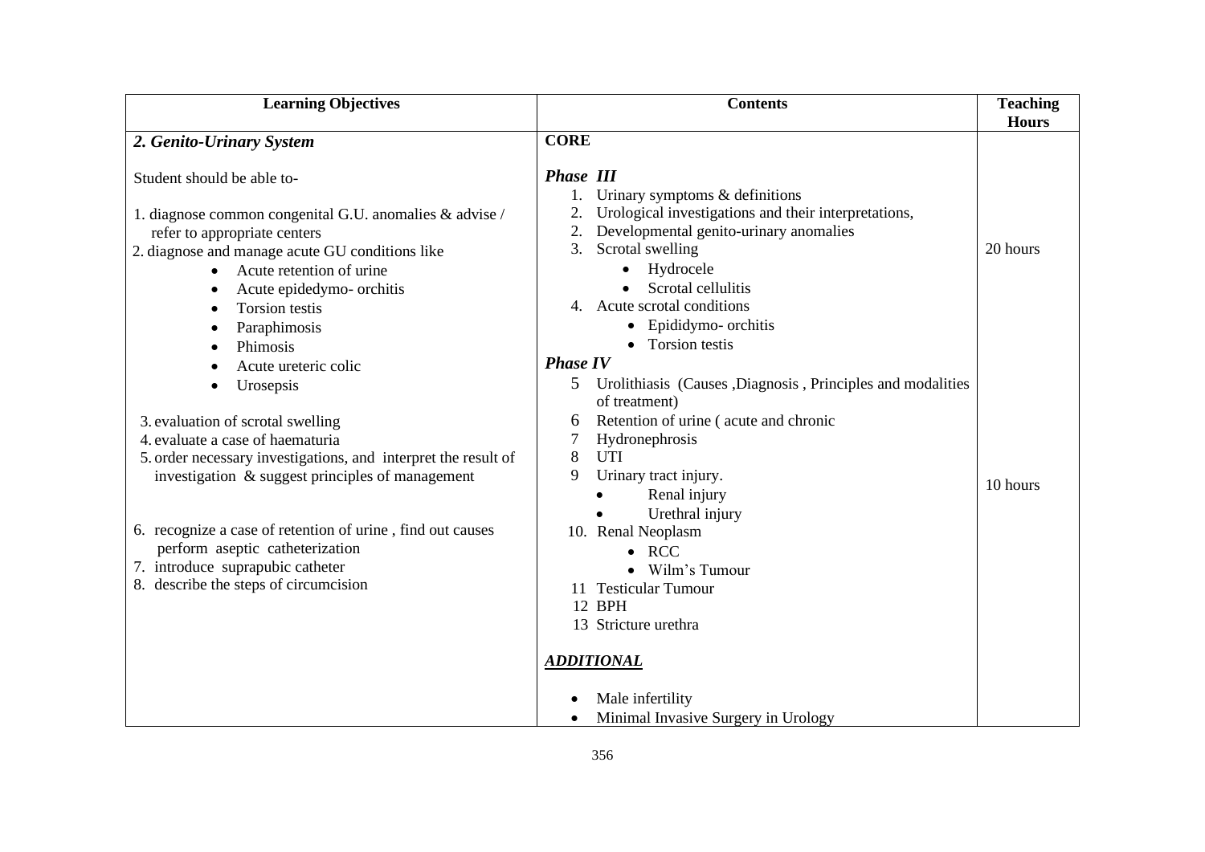| Learning Objectives | Contents | Teaching Hours |
|---|---|---|
| ***2. Genito-Urinary System***<br><br>Student should be able to-<br><br>1. diagnose common congenital G.U. anomalies & advise / refer to appropriate centers<br>2. diagnose and manage acute GU conditions like<br>• Acute retention of urine<br>• Acute epidedymo- orchitis<br>• Torsion testis<br>• Paraphimosis<br>• Phimosis<br>• Acute ureteric colic<br>• Urosepsis<br><br>3. evaluation of scrotal swelling<br>4. evaluate a case of haematuria<br>5. order necessary investigations, and interpret the result of investigation & suggest principles of management<br><br>6. recognize a case of retention of urine , find out causes perform aseptic catheterization<br>7. introduce suprapubic catheter<br>8. describe the steps of circumcision | **CORE**<br><br>***Phase III***<br>1. Urinary symptoms & definitions<br>2. Urological investigations and their interpretations,<br>2. Developmental genito-urinary anomalies<br>3. Scrotal swelling<br>• Hydrocele<br>• Scrotal cellulitis<br>4. Acute scrotal conditions<br>• Epididymo- orchitis<br>• Torsion testis | 20 hours |
| | ***Phase IV***<br>5 Urolithiasis (Causes ,Diagnosis , Principles and modalities of treatment)<br>6 Retention of urine ( acute and chronic<br>7 Hydronephrosis<br>8 UTI<br>9 Urinary tract injury.<br>• Renal injury<br>• Urethral injury<br>10. Renal Neoplasm<br>• RCC<br>• Wilm's Tumour<br>11 Testicular Tumour<br>12 BPH<br>13 Stricture urethra<br><br>***ADDITIONAL***<br><br>• Male infertility<br>• Minimal Invasive Surgery in Urology | 10 hours |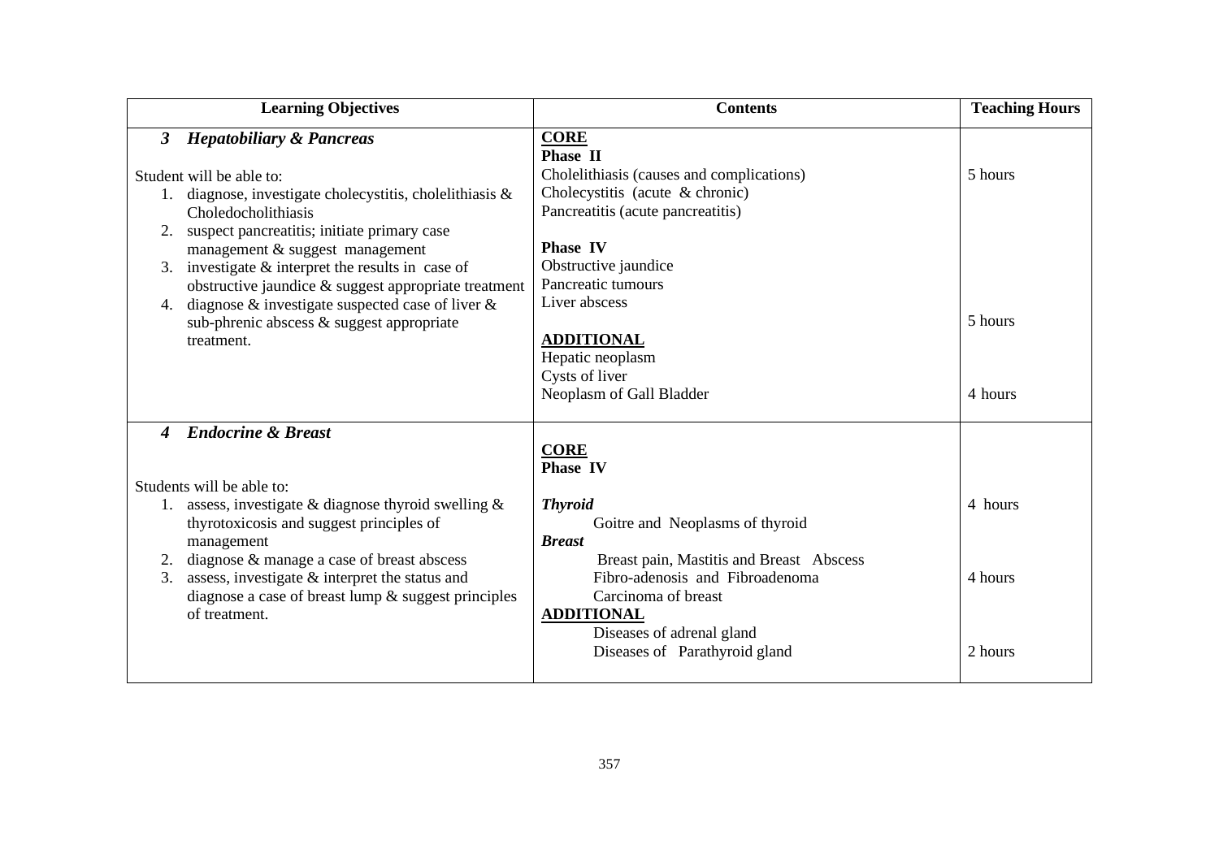| Learning Objectives | Contents | Teaching Hours |
|---|---|---|
| ***3 Hepatobiliary & Pancreas***<br><br>Student will be able to:<br>1. diagnose, investigate cholecystitis, cholelithiasis & Choledocholithiasis<br>2. suspect pancreatitis; initiate primary case management & suggest management<br>3. investigate & interpret the results in case of obstructive jaundice & suggest appropriate treatment<br>4. diagnose & investigate suspected case of liver & sub-phrenic abscess & suggest appropriate treatment. | **CORE**<br>**Phase II**<br>Cholelithiasis (causes and complications)<br>Cholecystitis (acute & chronic)<br>Pancreatitis (acute pancreatitis)<br><br>**Phase IV**<br>Obstructive jaundice<br>Pancreatic tumours<br>Liver abscess<br><br>**ADDITIONAL**<br>Hepatic neoplasm<br>Cysts of liver<br>Neoplasm of Gall Bladder | 5 hours<br><br><br><br><br><br><br><br><br>5 hours<br><br><br><br>4 hours |
| ***4 Endocrine & Breast***<br><br>Students will be able to:<br>1. assess, investigate & diagnose thyroid swelling & thyrotoxicosis and suggest principles of management<br>2. diagnose & manage a case of breast abscess<br>3. assess, investigate & interpret the status and diagnose a case of breast lump & suggest principles of treatment. | **CORE**<br>**Phase IV**<br><br>***Thyroid***<br>Goitre and Neoplasms of thyroid<br>***Breast***<br>Breast pain, Mastitis and Breast Abscess<br>Fibro-adenosis and Fibroadenoma<br>Carcinoma of breast<br>**ADDITIONAL**<br>Diseases of adrenal gland<br>Diseases of Parathyroid gland | <br><br><br>4 hours<br><br><br><br>4 hours<br><br><br><br>2 hours |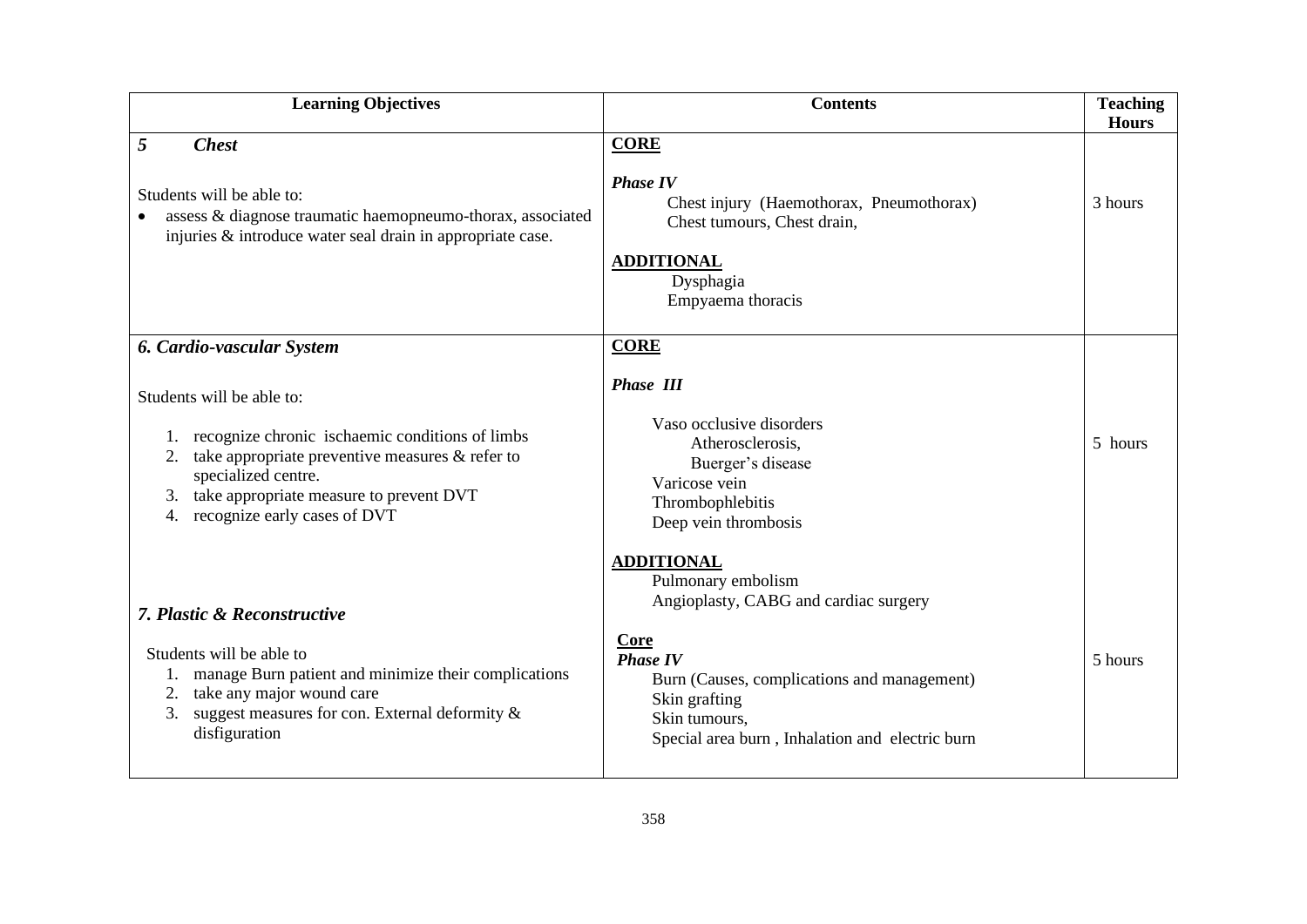| Learning Objectives | Contents | Teaching Hours |
|---|---|---|
| ***5 Chest***<br><br>Students will be able to:<br>• assess & diagnose traumatic haemopneumo-thorax, associated injuries & introduce water seal drain in appropriate case. | **CORE**<br><br>***Phase IV***<br>Chest injury (Haemothorax, Pneumothorax)<br>Chest tumours, Chest drain,<br><br>**ADDITIONAL**<br>Dysphagia<br>Empyaema thoracis | 3 hours |
| ***6. Cardio-vascular System***<br><br>Students will be able to:<br>1. recognize chronic ischaemic conditions of limbs<br>2. take appropriate preventive measures & refer to specialized centre.<br>3. take appropriate measure to prevent DVT<br>4. recognize early cases of DVT | **CORE**<br><br>***Phase III***<br><br>Vaso occlusive disorders<br>Atherosclerosis,<br>Buerger's disease<br>Varicose vein<br>Thrombophlebitis<br>Deep vein thrombosis<br><br>**ADDITIONAL**<br>Pulmonary embolism<br>Angioplasty, CABG and cardiac surgery | 5 hours |
| ***7. Plastic & Reconstructive***<br><br>Students will be able to<br>1. manage Burn patient and minimize their complications<br>2. take any major wound care<br>3. suggest measures for con. External deformity & disfiguration | **Core**<br>***Phase IV***<br>Burn (Causes, complications and management)<br>Skin grafting<br>Skin tumours,<br>Special area burn , Inhalation and electric burn | 5 hours |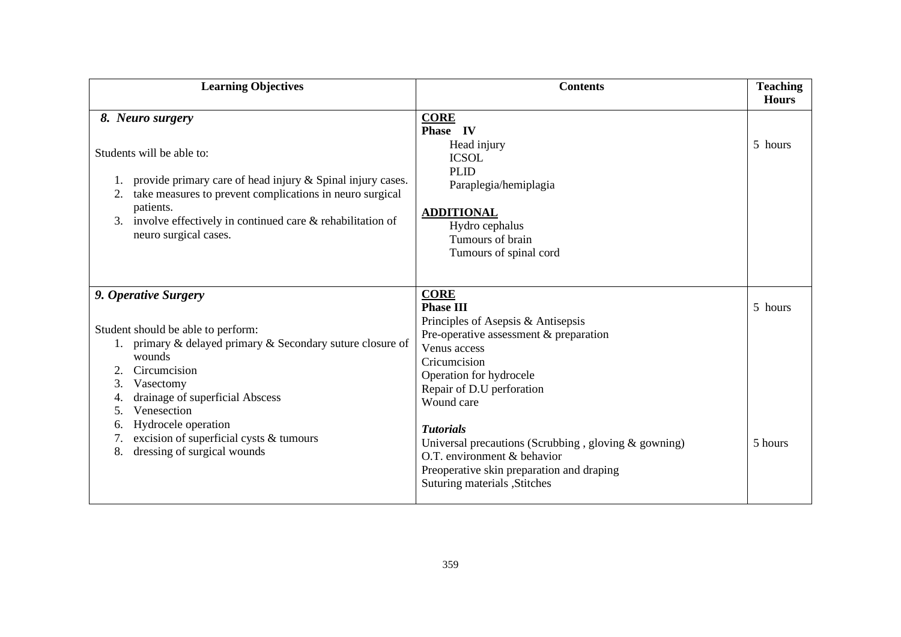| Learning Objectives | Contents | Teaching Hours |
|---|---|---|
| ***8. Neuro surgery***<br><br>Students will be able to:<br><br>1. provide primary care of head injury & Spinal injury cases.<br>2. take measures to prevent complications in neuro surgical patients.<br>3. involve effectively in continued care & rehabilitation of neuro surgical cases. | **CORE**<br>**Phase IV**<br>Head injury<br>ICSOL<br>PLID<br>Paraplegia/hemiplagia<br><br>**ADDITIONAL**<br>Hydro cephalus<br>Tumours of brain<br>Tumours of spinal cord | 5 hours |
| ***9. Operative Surgery***<br><br>Student should be able to perform:<br>1. primary & delayed primary & Secondary suture closure of wounds<br>2. Circumcision<br>3. Vasectomy<br>4. drainage of superficial Abscess<br>5. Venesection<br>6. Hydrocele operation<br>7. excision of superficial cysts & tumours<br>8. dressing of surgical wounds | **CORE**<br>**Phase III**<br>Principles of Asepsis & Antisepsis<br>Pre-operative assessment & preparation<br>Venus access<br>Cricumcision<br>Operation for hydrocele<br>Repair of D.U perforation<br>Wound care<br><br>***Tutorials***<br>Universal precautions (Scrubbing , gloving & gowning)<br>O.T. environment & behavior<br>Preoperative skin preparation and draping<br>Suturing materials ,Stitches | 5 hours<br><br><br><br><br><br><br><br><br><br>5 hours |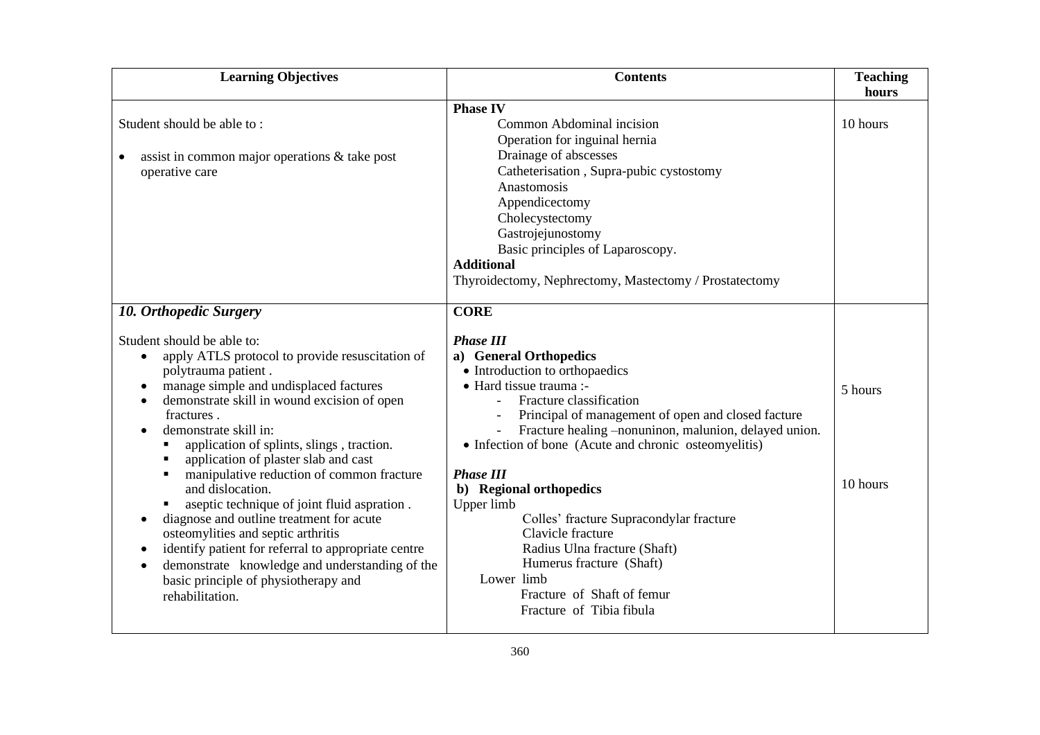| Learning Objectives | Contents | Teaching hours |
|---|---|---|
| Student should be able to :<br><br>• assist in common major operations & take post operative care | **Phase IV**<br>Common Abdominal incision<br>Operation for inguinal hernia<br>Drainage of abscesses<br>Catheterisation , Supra-pubic cystostomy<br>Anastomosis<br>Appendicectomy<br>Cholecystectomy<br>Gastrojejunostomy<br>Basic principles of Laparoscopy.<br>**Additional**<br>Thyroidectomy, Nephrectomy, Mastectomy / Prostatectomy | 10 hours |
| ***10. Orthopedic Surgery***<br><br>Student should be able to:<br>• apply ATLS protocol to provide resuscitation of polytrauma patient .<br>• manage simple and undisplaced factures<br>• demonstrate skill in wound excision of open fractures .<br>• demonstrate skill in:<br>&nbsp;&nbsp;▪ application of splints, slings , traction.<br>&nbsp;&nbsp;▪ application of plaster slab and cast<br>&nbsp;&nbsp;▪ manipulative reduction of common fracture and dislocation.<br>&nbsp;&nbsp;▪ aseptic technique of joint fluid aspration .<br>• diagnose and outline treatment for acute osteomylities and septic arthritis<br>• identify patient for referral to appropriate centre<br>• demonstrate knowledge and understanding of the basic principle of physiotherapy and rehabilitation. | **CORE**<br><br>***Phase III***<br>**a) General Orthopedics**<br>• Introduction to orthopaedics<br>• Hard tissue trauma :-<br>&nbsp;&nbsp;- Fracture classification<br>&nbsp;&nbsp;- Principal of management of open and closed facture<br>&nbsp;&nbsp;- Fracture healing –nonuninon, malunion, delayed union.<br>• Infection of bone (Acute and chronic osteomyelitis)<br><br>***Phase III***<br>**b) Regional orthopedics**<br>Upper limb<br>Colles' fracture Supracondylar fracture<br>Clavicle fracture<br>Radius Ulna fracture (Shaft)<br>Humerus fracture (Shaft)<br>Lower limb<br>Fracture of Shaft of femur<br>Fracture of Tibia fibula | 5 hours<br><br><br><br><br><br><br><br>10 hours |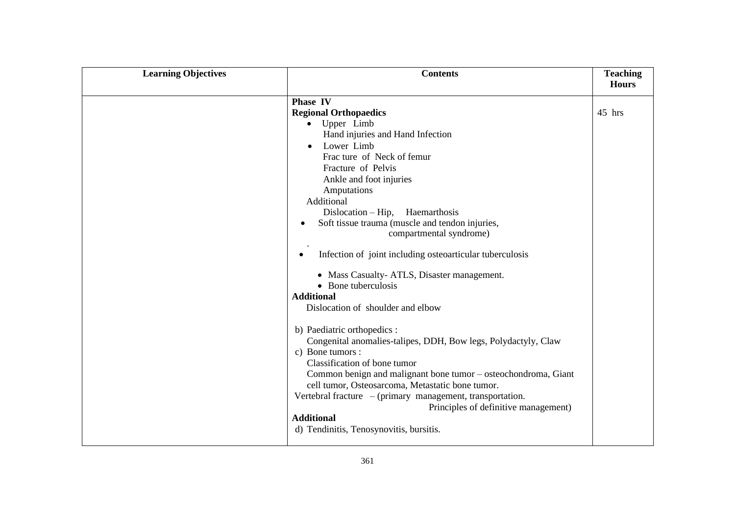| Learning Objectives | Contents | Teaching Hours |
|---|---|---|
| | **Phase IV**<br>**Regional Orthopaedics**<br>• Upper Limb<br>Hand injuries and Hand Infection<br>• Lower Limb<br>Frac ture of Neck of femur<br>Fracture of Pelvis<br>Ankle and foot injuries<br>Amputations<br>Additional<br>Dislocation – Hip, Haemarthosis<br>• Soft tissue trauma (muscle and tendon injuries, compartmental syndrome)<br>.<br>• Infection of joint including osteoarticular tuberculosis<br>• Mass Casualty- ATLS, Disaster management.<br>• Bone tuberculosis<br>**Additional**<br>Dislocation of shoulder and elbow<br><br>b) Paediatric orthopedics :<br>Congenital anomalies-talipes, DDH, Bow legs, Polydactyly, Claw<br>c) Bone tumors :<br>Classification of bone tumor<br>Common benign and malignant bone tumor – osteochondroma, Giant cell tumor, Osteosarcoma, Metastatic bone tumor.<br>Vertebral fracture – (primary management, transportation. Principles of definitive management)<br>**Additional**<br>d) Tendinitis, Tenosynovitis, bursitis. | 45 hrs |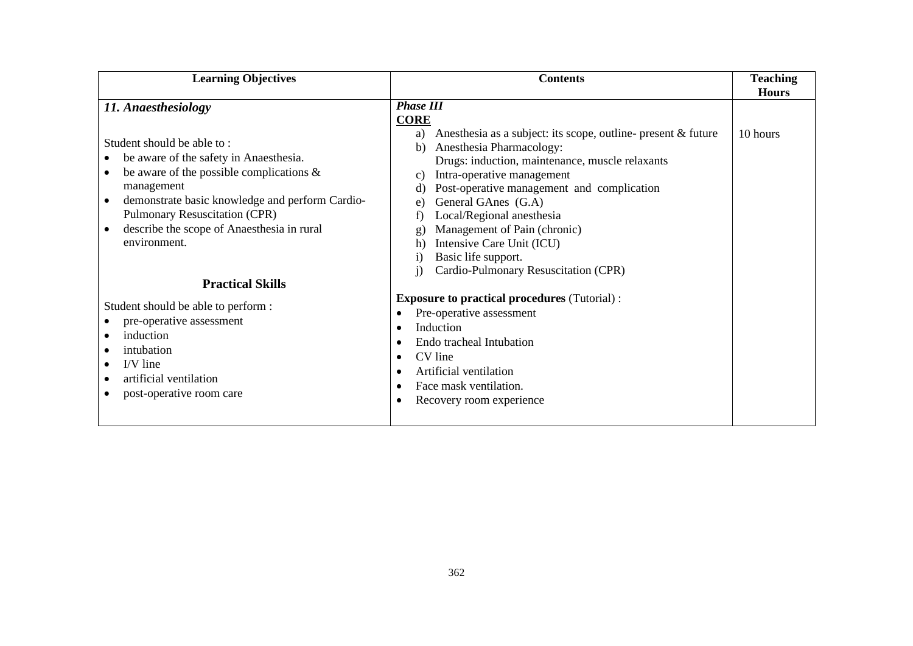| Learning Objectives | Contents | Teaching Hours |
|---|---|---|
| ***11. Anaesthesiology***<br><br>Student should be able to :<br>• be aware of the safety in Anaesthesia.<br>• be aware of the possible complications & management<br>• demonstrate basic knowledge and perform Cardio-Pulmonary Resuscitation (CPR)<br>• describe the scope of Anaesthesia in rural environment.<br><br>**Practical Skills**<br><br>Student should be able to perform :<br>• pre-operative assessment<br>• induction<br>• intubation<br>• I/V line<br>• artificial ventilation<br>• post-operative room care | ***Phase III***<br>**CORE**<br>a) Anesthesia as a subject: its scope, outline- present & future<br>b) Anesthesia Pharmacology:<br>Drugs: induction, maintenance, muscle relaxants<br>c) Intra-operative management<br>d) Post-operative management and complication<br>e) General GAnes (G.A)<br>f) Local/Regional anesthesia<br>g) Management of Pain (chronic)<br>h) Intensive Care Unit (ICU)<br>i) Basic life support.<br>j) Cardio-Pulmonary Resuscitation (CPR)<br><br>**Exposure to practical procedures** (Tutorial) :<br>• Pre-operative assessment<br>• Induction<br>• Endo tracheal Intubation<br>• CV line<br>• Artificial ventilation<br>• Face mask ventilation.<br>• Recovery room experience | 10 hours |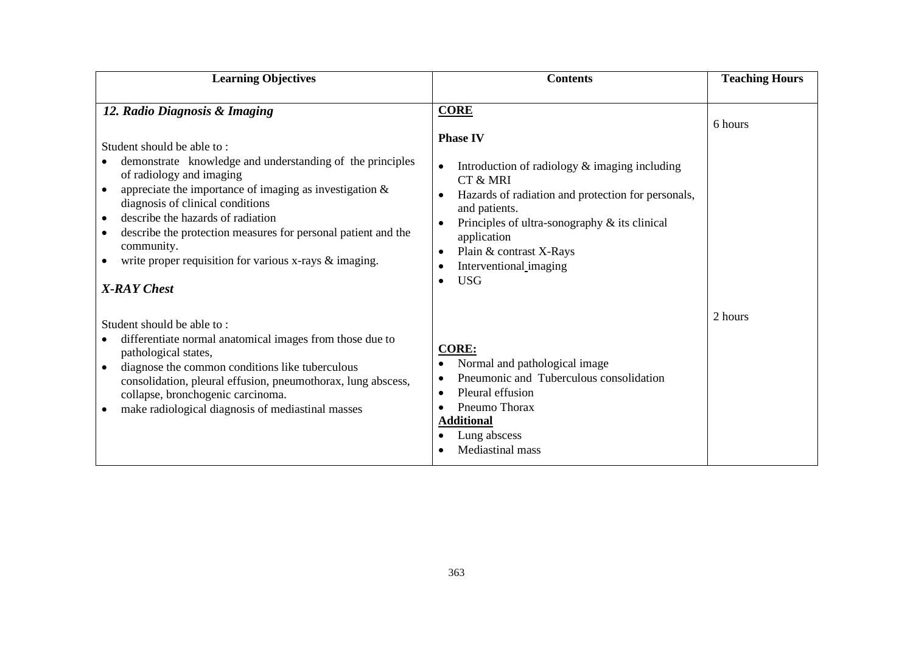| Learning Objectives | Contents | Teaching Hours |
|---|---|---|
| ***12. Radio Diagnosis & Imaging***<br><br>Student should be able to :<br>• demonstrate knowledge and understanding of the principles of radiology and imaging<br>• appreciate the importance of imaging as investigation & diagnosis of clinical conditions<br>• describe the hazards of radiation<br>• describe the protection measures for personal patient and the community.<br>• write proper requisition for various x-rays & imaging. | **CORE**<br><br>**Phase IV**<br><br>• Introduction of radiology & imaging including CT & MRI<br>• Hazards of radiation and protection for personals, and patients.<br>• Principles of ultra-sonography & its clinical application<br>• Plain & contrast X-Rays<br>• Interventional imaging<br>• USG | 6 hours |
| ***X-RAY Chest***<br><br>Student should be able to :<br>• differentiate normal anatomical images from those due to pathological states,<br>• diagnose the common conditions like tuberculous consolidation, pleural effusion, pneumothorax, lung abscess, collapse, bronchogenic carcinoma.<br>• make radiological diagnosis of mediastinal masses | **CORE:**<br>• Normal and pathological image<br>• Pneumonic and Tuberculous consolidation<br>• Pleural effusion<br>• Pneumo Thorax<br>**Additional**<br>• Lung abscess<br>• Mediastinal mass | 2 hours |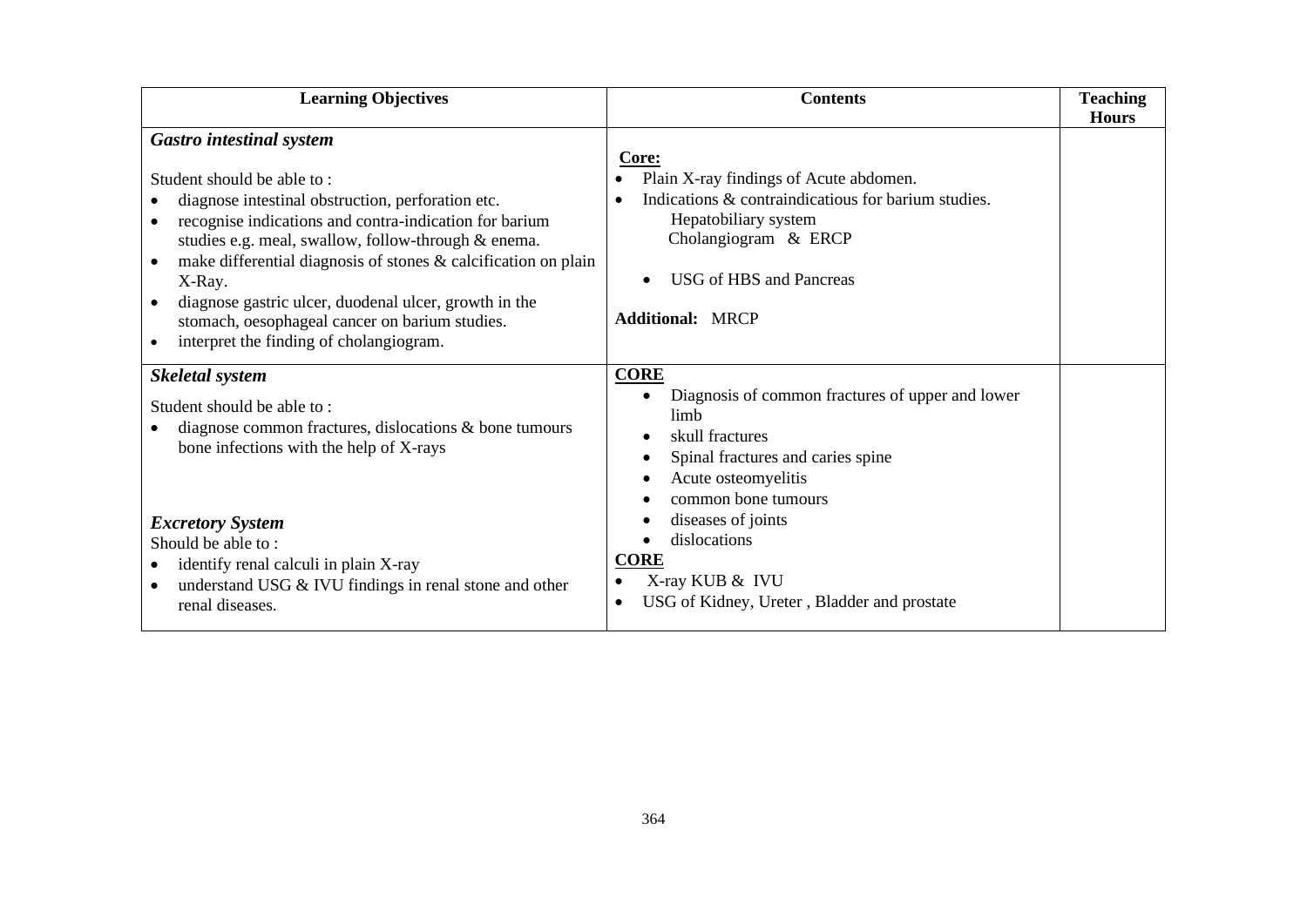| Learning Objectives | Contents | Teaching Hours |
|---|---|---|
| ***Gastro intestinal system***<br><br>Student should be able to :<br>• diagnose intestinal obstruction, perforation etc.<br>• recognise indications and contra-indication for barium studies e.g. meal, swallow, follow-through & enema.<br>• make differential diagnosis of stones & calcification on plain X-Ray.<br>• diagnose gastric ulcer, duodenal ulcer, growth in the stomach, oesophageal cancer on barium studies.<br>• interpret the finding of cholangiogram. | **Core:**<br>• Plain X-ray findings of Acute abdomen.<br>• Indications & contraindicatious for barium studies.<br>Hepatobiliary system<br>Cholangiogram & ERCP<br><br>• USG of HBS and Pancreas<br><br>**Additional:** MRCP | |
| ***Skeletal system***<br><br>Student should be able to :<br>• diagnose common fractures, dislocations & bone tumours bone infections with the help of X-rays<br><br>***Excretory System***<br>Should be able to :<br>• identify renal calculi in plain X-ray<br>• understand USG & IVU findings in renal stone and other renal diseases. | **CORE**<br>• Diagnosis of common fractures of upper and lower limb<br>• skull fractures<br>• Spinal fractures and caries spine<br>• Acute osteomyelitis<br>• common bone tumours<br>• diseases of joints<br>• dislocations<br>**CORE**<br>• X-ray KUB & IVU<br>• USG of Kidney, Ureter , Bladder and prostate | |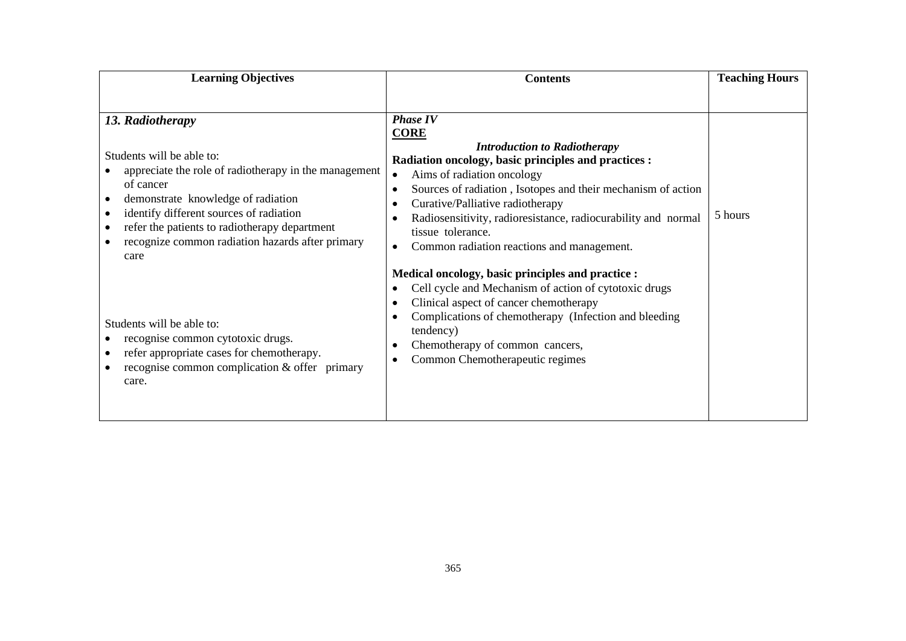| Learning Objectives | Contents | Teaching Hours |
|---|---|---|
| ***13. Radiotherapy***<br><br>Students will be able to:<br>• appreciate the role of radiotherapy in the management of cancer<br>• demonstrate knowledge of radiation<br>• identify different sources of radiation<br>• refer the patients to radiotherapy department<br>• recognize common radiation hazards after primary care<br><br>Students will be able to:<br>• recognise common cytotoxic drugs.<br>• refer appropriate cases for chemotherapy.<br>• recognise common complication & offer primary care. | ***Phase IV***<br>**CORE**<br>***Introduction to Radiotherapy***<br>**Radiation oncology, basic principles and practices :**<br>• Aims of radiation oncology<br>• Sources of radiation , Isotopes and their mechanism of action<br>• Curative/Palliative radiotherapy<br>• Radiosensitivity, radioresistance, radiocurability and normal tissue tolerance.<br>• Common radiation reactions and management.<br><br>**Medical oncology, basic principles and practice :**<br>• Cell cycle and Mechanism of action of cytotoxic drugs<br>• Clinical aspect of cancer chemotherapy<br>• Complications of chemotherapy (Infection and bleeding tendency)<br>• Chemotherapy of common cancers,<br>• Common Chemotherapeutic regimes | 5 hours |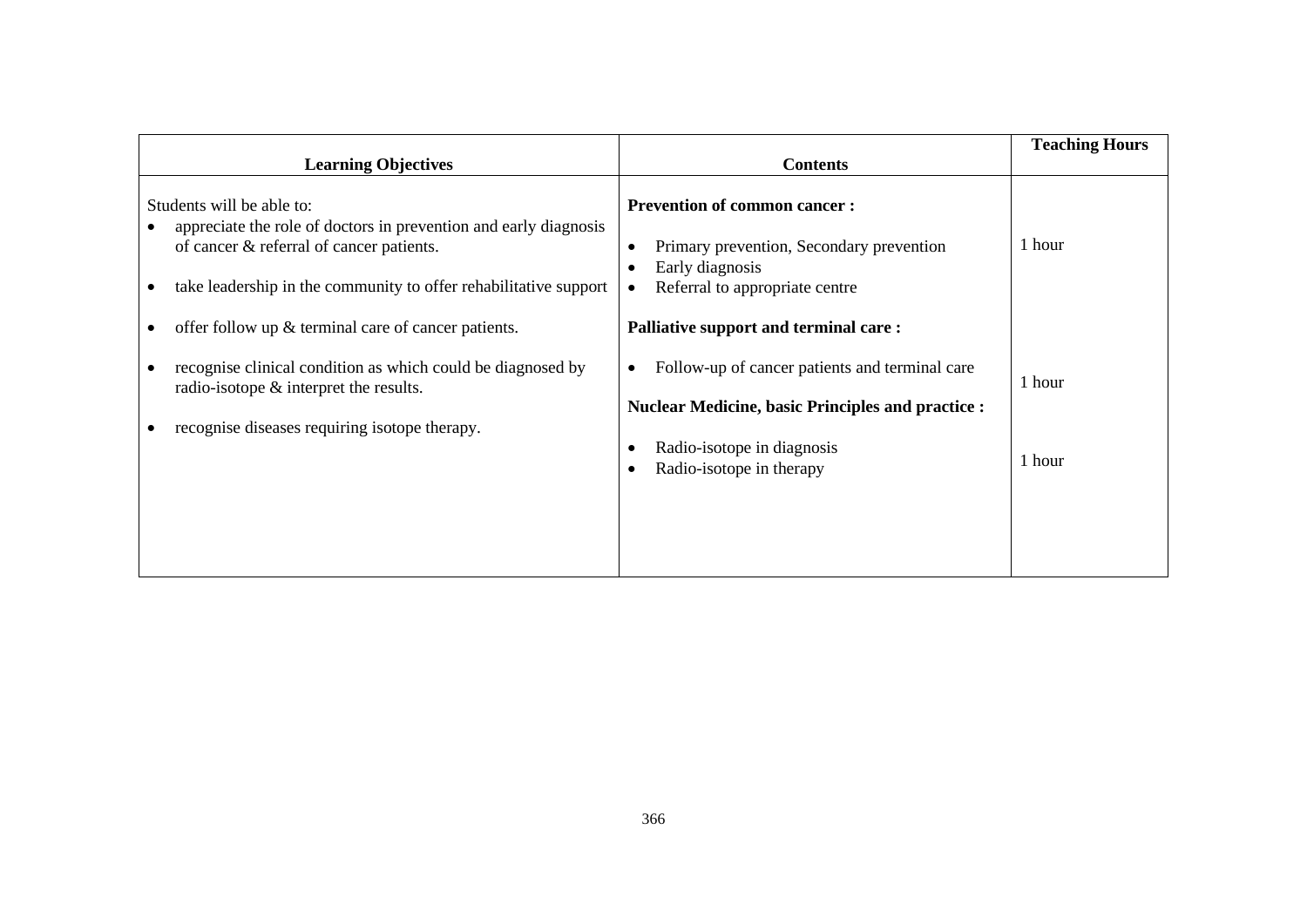| Learning Objectives | Contents | Teaching Hours |
|---|---|---|
| Students will be able to:<br>• appreciate the role of doctors in prevention and early diagnosis of cancer & referral of cancer patients.<br>• take leadership in the community to offer rehabilitative support | **Prevention of common cancer :**<br>• Primary prevention, Secondary prevention<br>• Early diagnosis<br>• Referral to appropriate centre | 1 hour |
| • offer follow up & terminal care of cancer patients. | **Palliative support and terminal care :**<br>• Follow-up of cancer patients and terminal care | 1 hour |
| • recognise clinical condition as which could be diagnosed by radio-isotope & interpret the results.<br>• recognise diseases requiring isotope therapy. | **Nuclear Medicine, basic Principles and practice :**<br>• Radio-isotope in diagnosis<br>• Radio-isotope in therapy | 1 hour |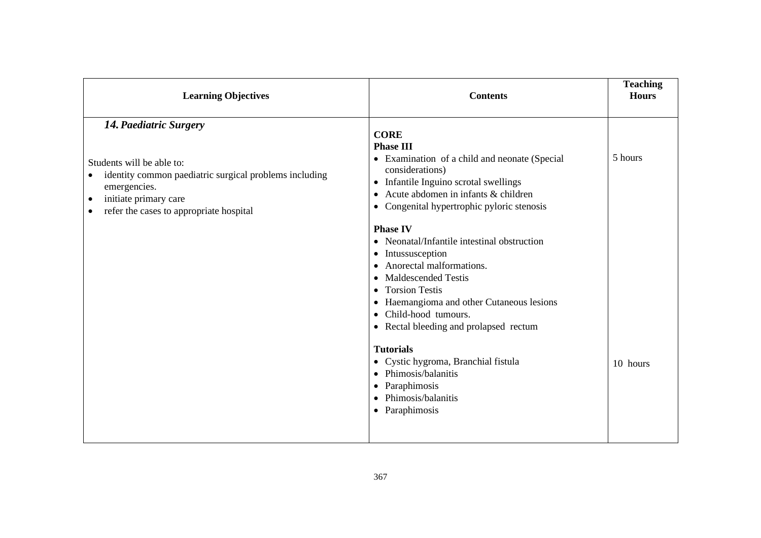| Learning Objectives | Contents | Teaching Hours |
|---|---|---|
| ***14. Paediatric Surgery***<br><br>Students will be able to:<br>• identity common paediatric surgical problems including emergencies.<br>• initiate primary care<br>• refer the cases to appropriate hospital | **CORE**<br>**Phase III**<br>• Examination of a child and neonate (Special considerations)<br>• Infantile Inguino scrotal swellings<br>• Acute abdomen in infants & children<br>• Congenital hypertrophic pyloric stenosis<br><br>**Phase IV**<br>• Neonatal/Infantile intestinal obstruction<br>• Intussusception<br>• Anorectal malformations.<br>• Maldescended Testis<br>• Torsion Testis<br>• Haemangioma and other Cutaneous lesions<br>• Child-hood tumours.<br>• Rectal bleeding and prolapsed rectum<br><br>**Tutorials**<br>• Cystic hygroma, Branchial fistula<br>• Phimosis/balanitis<br>• Paraphimosis<br>• Phimosis/balanitis<br>• Paraphimosis | 5 hours<br><br><br><br><br><br><br><br><br><br><br><br><br><br><br><br><br>10 hours |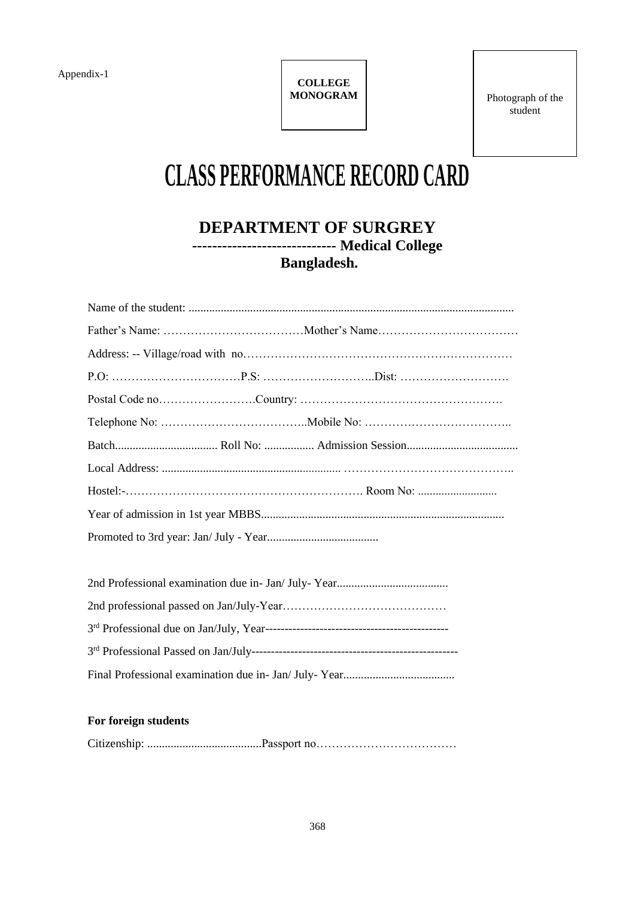Appendix-1

**COLLEGE MONOGRAM**

Photograph of the student

# CLASS PERFORMANCE RECORD CARD

## DEPARTMENT OF SURGREY
**----------------------------- Medical College**
**Bangladesh.**

Name of the student: ...............................................................................................................

Father’s Name: ………………………………Mother’s Name………………………………

Address: -- Village/road with no……………………………………………………………

P.O: ……………………………P.S: ………………………..Dist: ……………………….

Postal Code no…………………….Country: …………………………………………….

Telephone No: ………………………………..Mobile No: ………………………………..

Batch................................... Roll No: ................. Admission Session......................................

Local Address: ............................................................. ……………………………………..

Hostel:-……………………………………………………. Room No: ...........................

Year of admission in 1st year MBBS..................................................................................

Promoted to 3rd year: Jan/ July - Year......................................

2nd Professional examination due in- Jan/ July- Year......................................

2nd professional passed on Jan/July-Year……………………………………

3rd Professional due on Jan/July, Year-----------------------------------------------

3rd Professional Passed on Jan/July-----------------------------------------------------

Final Professional examination due in- Jan/ July- Year......................................

**For foreign students**

Citizenship: .......................................Passport no………………………………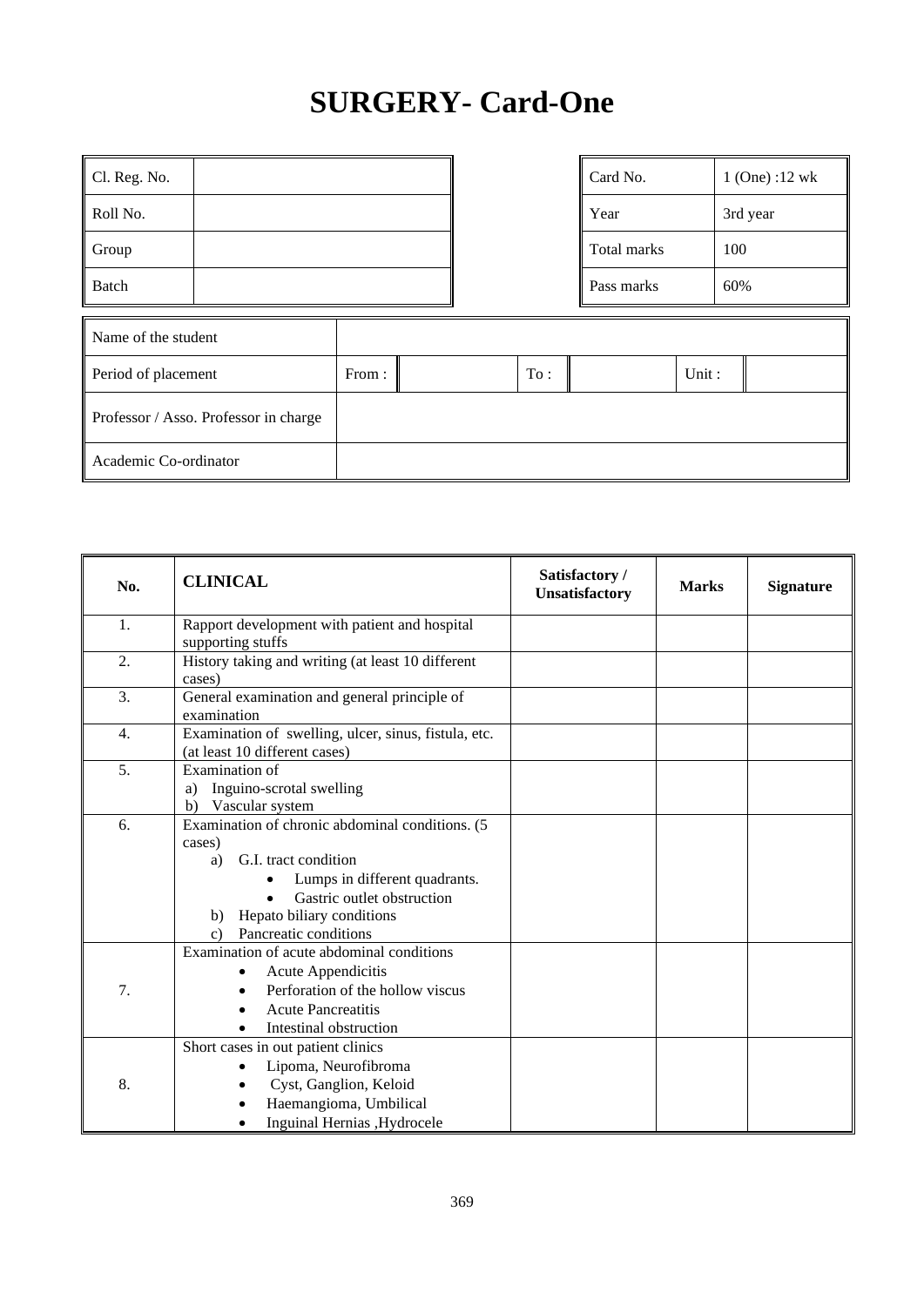# SURGERY- Card-One

| Cl. Reg. No. | |
|---|---|
| Roll No. | |
| Group | |
| Batch | |

| Card No. | 1 (One) :12 wk |
|---|---|
| Year | 3rd year |
| Total marks | 100 |
| Pass marks | 60% |

| Name of the student | | | | | | |
|---|---|---|---|---|---|---|
| Period of placement | From : | | To : | | Unit : | |
| Professor / Asso. Professor in charge | | | | | | |
| Academic Co-ordinator | | | | | | |

| No. | CLINICAL | Satisfactory / Unsatisfactory | Marks | Signature |
|---|---|---|---|---|
| 1. | Rapport development with patient and hospital supporting stuffs | | | |
| 2. | History taking and writing (at least 10 different cases) | | | |
| 3. | General examination and general principle of examination | | | |
| 4. | Examination of swelling, ulcer, sinus, fistula, etc. (at least 10 different cases) | | | |
| 5. | Examination of<br>a) Inguino-scrotal swelling<br>b) Vascular system | | | |
| 6. | Examination of chronic abdominal conditions. (5 cases)<br>a) G.I. tract condition<br>• Lumps in different quadrants.<br>• Gastric outlet obstruction<br>b) Hepato biliary conditions<br>c) Pancreatic conditions | | | |
| 7. | Examination of acute abdominal conditions<br>• Acute Appendicitis<br>• Perforation of the hollow viscus<br>• Acute Pancreatitis<br>• Intestinal obstruction | | | |
| 8. | Short cases in out patient clinics<br>• Lipoma, Neurofibroma<br>• Cyst, Ganglion, Keloid<br>• Haemangioma, Umbilical<br>• Inguinal Hernias ,Hydrocele | | | |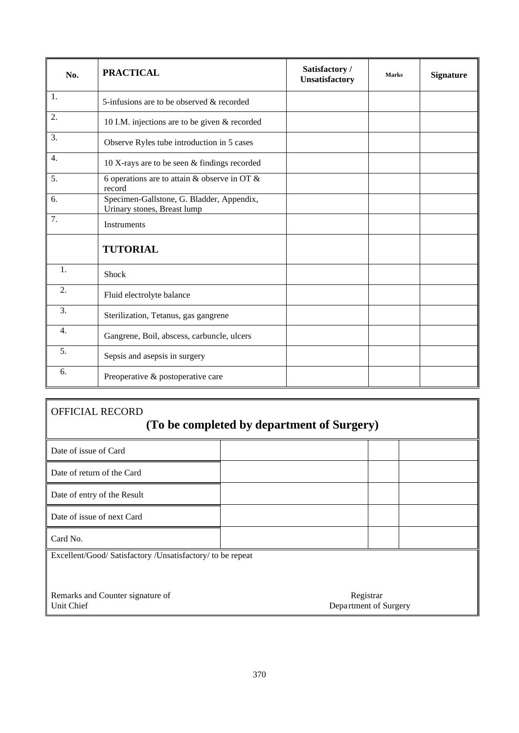| No. | PRACTICAL | Satisfactory / Unsatisfactory | Marks | Signature |
|---|---|---|---|---|
| 1. | 5-infusions are to be observed & recorded | | | |
| 2. | 10 I.M. injections are to be given & recorded | | | |
| 3. | Observe Ryles tube introduction in 5 cases | | | |
| 4. | 10 X-rays are to be seen & findings recorded | | | |
| 5. | 6 operations are to attain & observe in OT & record | | | |
| 6. | Specimen-Gallstone, G. Bladder, Appendix, Urinary stones, Breast lump | | | |
| 7. | Instruments | | | |
| | **TUTORIAL** | | | |
| 1. | Shock | | | |
| 2. | Fluid electrolyte balance | | | |
| 3. | Sterilization, Tetanus, gas gangrene | | | |
| 4. | Gangrene, Boil, abscess, carbuncle, ulcers | | | |
| 5. | Sepsis and asepsis in surgery | | | |
| 6. | Preoperative & postoperative care | | | |

OFFICIAL RECORD

**(To be completed by department of Surgery)**

| | | | |
|---|---|---|---|
| Date of issue of Card | | | |
| Date of return of the Card | | | |
| Date of entry of the Result | | | |
| Date of issue of next Card | | | |
| Card No. | | | |

Excellent/Good/ Satisfactory /Unsatisfactory/ to be repeat

Remarks and Counter signature of
Unit Chief

Registrar
Department of Surgery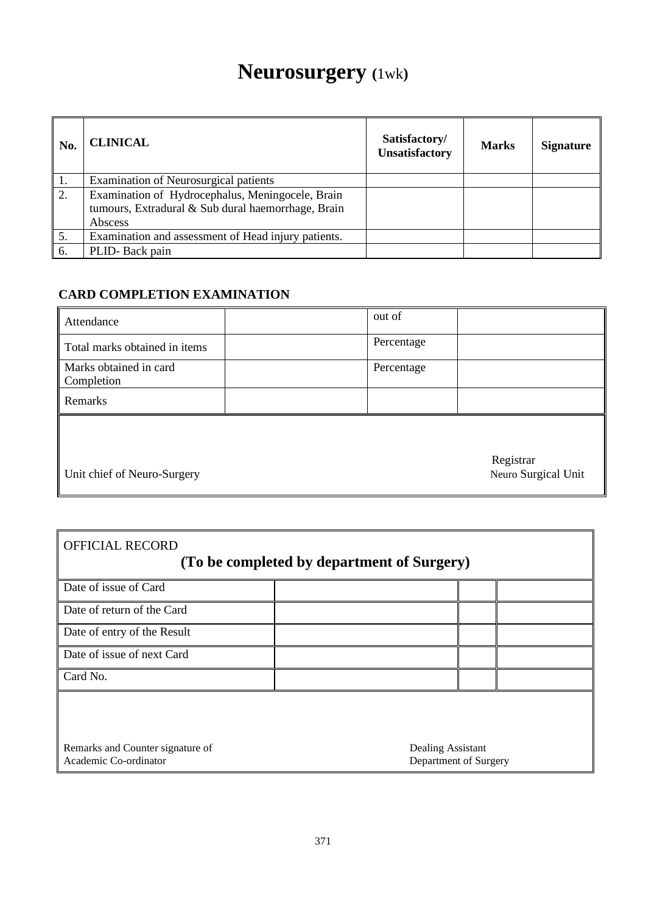# Neurosurgery (1wk)

| No. | CLINICAL | Satisfactory/ Unsatisfactory | Marks | Signature |
|---|---|---|---|---|
| 1. | Examination of Neurosurgical patients | | | |
| 2. | Examination of Hydrocephalus, Meningocele, Brain tumours, Extradural & Sub dural haemorrhage, Brain Abscess | | | |
| 5. | Examination and assessment of Head injury patients. | | | |
| 6. | PLID- Back pain | | | |

### CARD COMPLETION EXAMINATION

| | | | |
|---|---|---|---|
| Attendance | | out of | |
| Total marks obtained in items | | Percentage | |
| Marks obtained in card Completion | | Percentage | |
| Remarks | | | |

Unit chief of Neuro-Surgery

Registrar
Neuro Surgical Unit

| OFFICIAL RECORD (To be completed by department of Surgery) | | | |
|---|---|---|---|
| Date of issue of Card | | | |
| Date of return of the Card | | | |
| Date of entry of the Result | | | |
| Date of issue of next Card | | | |
| Card No. | | | |

Remarks and Counter signature of
Academic Co-ordinator

Dealing Assistant
Department of Surgery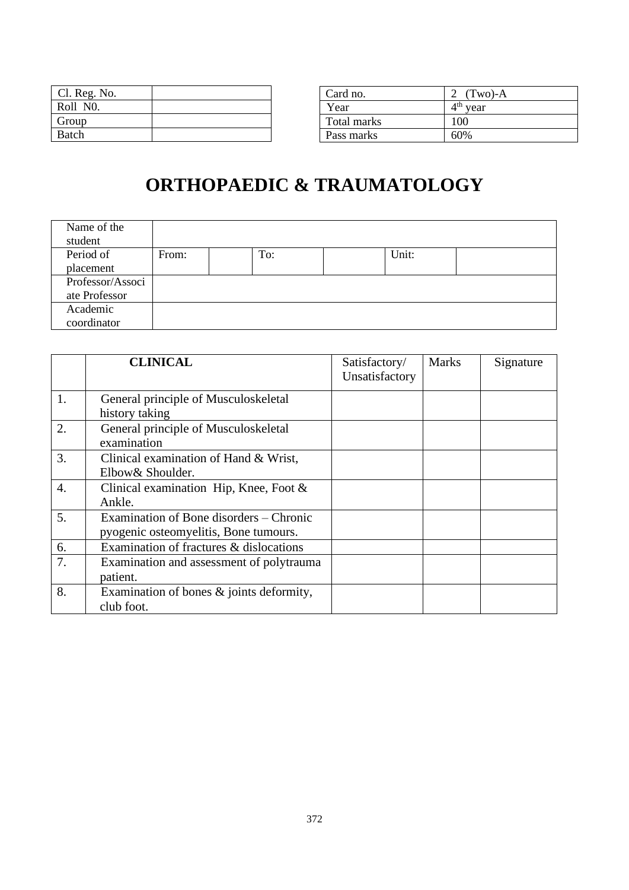| Cl. Reg. No. | |
|---|---|
| Roll N0. | |
| Group | |
| Batch | |

| Card no. | 2 (Two)-A |
|---|---|
| Year | $4^{th}$ year |
| Total marks | 100 |
| Pass marks | 60% |

# ORTHOPAEDIC & TRAUMATOLOGY

| Name of the student | | | | | | |
|---|---|---|---|---|---|---|
| Period of placement | From: | | To: | | Unit: | |
| Professor/Associate Professor | | | | | | |
| Academic coordinator | | | | | | |

| | **CLINICAL** | Satisfactory/ Unsatisfactory | Marks | Signature |
|---|---|---|---|---|
| 1. | General principle of Musculoskeletal history taking | | | |
| 2. | General principle of Musculoskeletal examination | | | |
| 3. | Clinical examination of Hand & Wrist, Elbow& Shoulder. | | | |
| 4. | Clinical examination Hip, Knee, Foot & Ankle. | | | |
| 5. | Examination of Bone disorders – Chronic pyogenic osteomyelitis, Bone tumours. | | | |
| 6. | Examination of fractures & dislocations | | | |
| 7. | Examination and assessment of polytrauma patient. | | | |
| 8. | Examination of bones & joints deformity, club foot. | | | |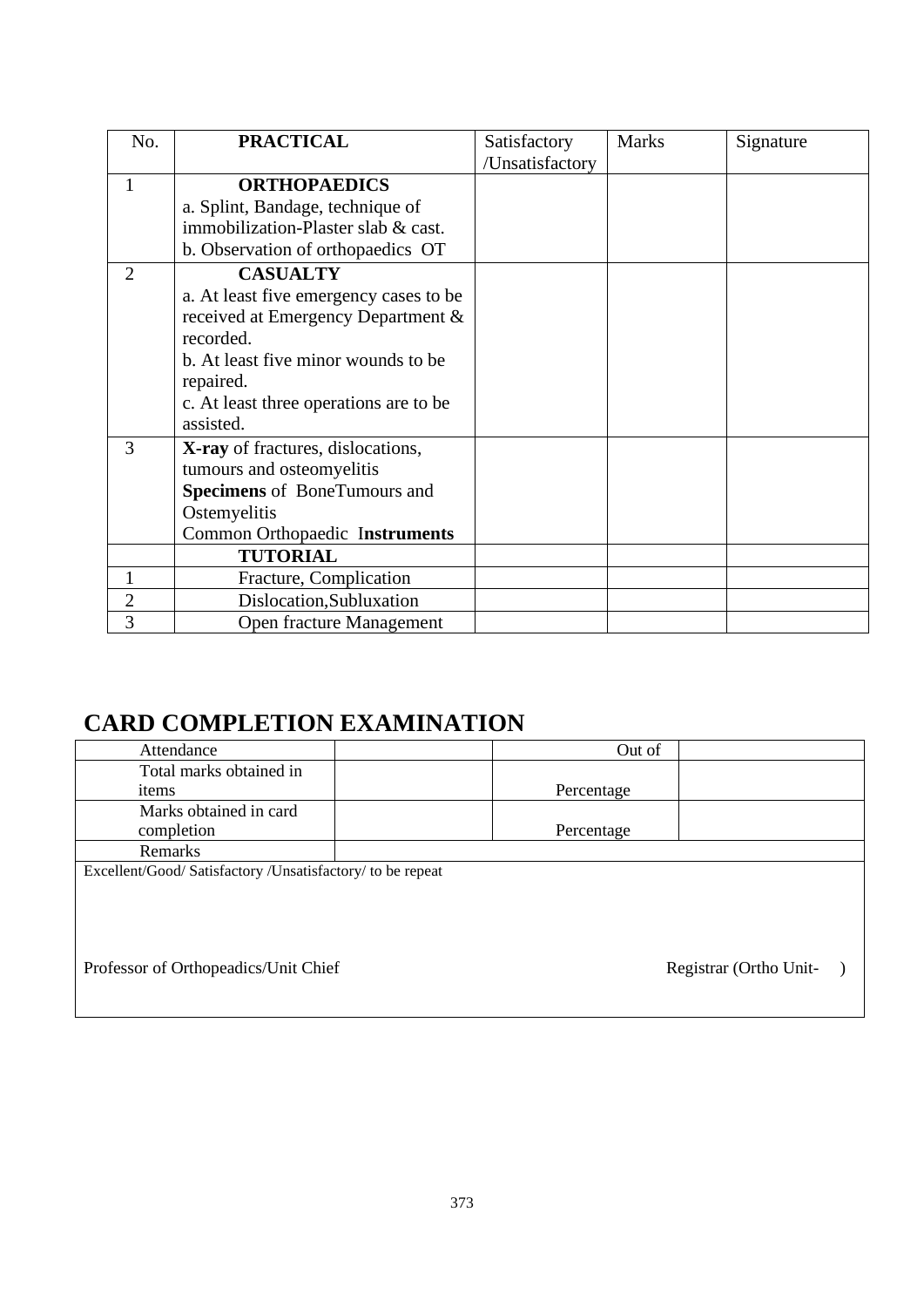| No. | **PRACTICAL** | Satisfactory /Unsatisfactory | Marks | Signature |
|---|---|---|---|---|
| 1 | **ORTHOPAEDICS**<br>a. Splint, Bandage, technique of immobilization-Plaster slab & cast.<br>b. Observation of orthopaedics OT | | | |
| 2 | **CASUALTY**<br>a. At least five emergency cases to be received at Emergency Department & recorded.<br>b. At least five minor wounds to be repaired.<br>c. At least three operations are to be assisted. | | | |
| 3 | **X-ray** of fractures, dislocations, tumours and osteomyelitis<br>**Specimens** of BoneTumours and Ostemyelitis<br>Common Orthopaedic I**nstruments** | | | |
| | **TUTORIAL** | | | |
| 1 | Fracture, Complication | | | |
| 2 | Dislocation,Subluxation | | | |
| 3 | Open fracture Management | | | |

## CARD COMPLETION EXAMINATION

| Attendance | | Out of | |
|---|---|---|---|
| Total marks obtained in items | | Percentage | |
| Marks obtained in card completion | | Percentage | |
| Remarks | | | |

Excellent/Good/ Satisfactory /Unsatisfactory/ to be repeat

Professor of Orthopeadics/Unit Chief

Registrar (Ortho Unit- )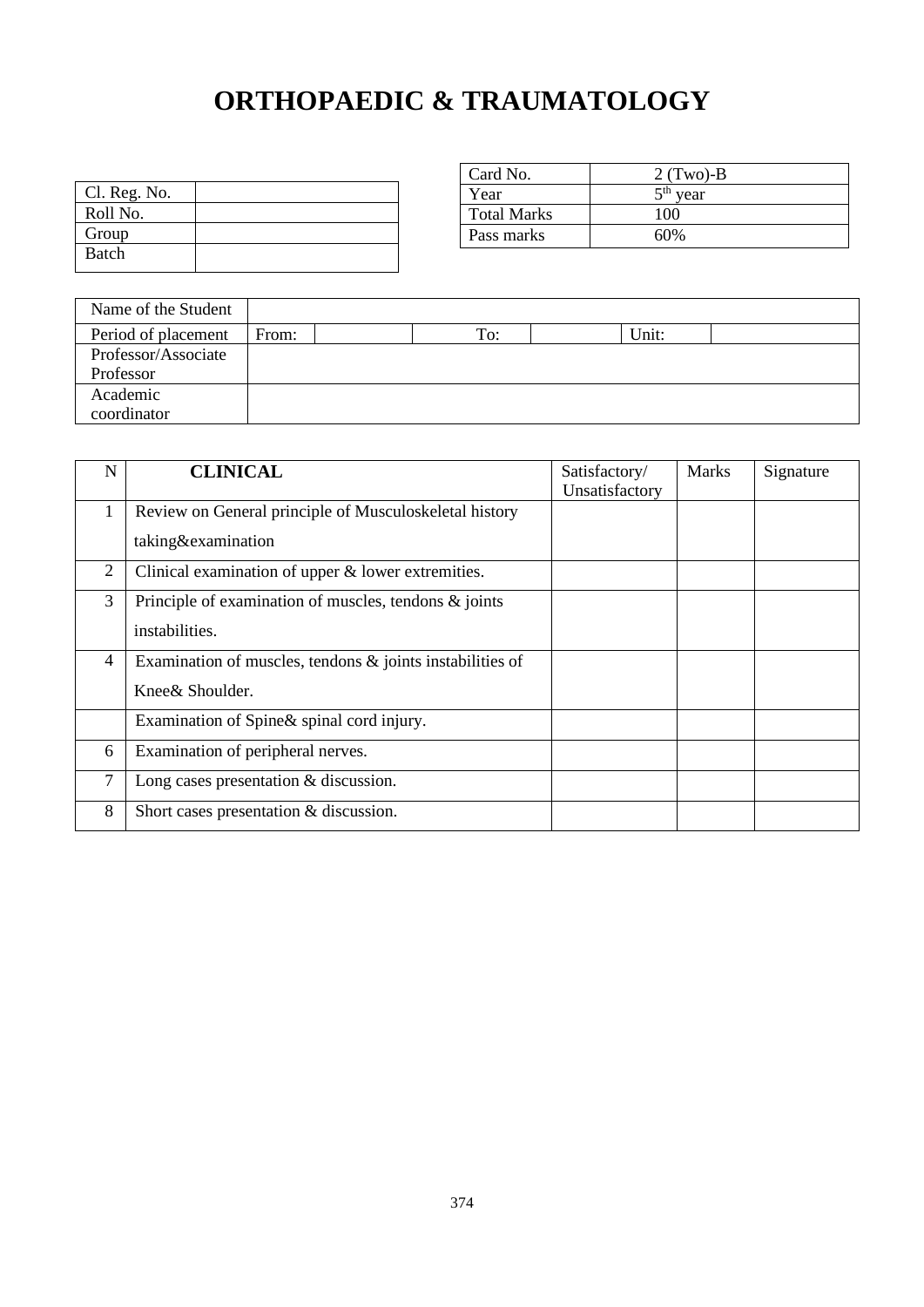# ORTHOPAEDIC & TRAUMATOLOGY

| Card No. | 2 (Two)-B |
|---|---|
| Year | 5th year |
| Total Marks | 100 |
| Pass marks | 60% |

| Cl. Reg. No. | |
|---|---|
| Roll No. | |
| Group | |
| Batch | |

| Name of the Student | | | | | | |
|---|---|---|---|---|---|---|
| Period of placement | From: | | To: | | Unit: | |
| Professor/Associate Professor | | | | | | |
| Academic coordinator | | | | | | |

| N | CLINICAL | Satisfactory/ Unsatisfactory | Marks | Signature |
|---|---|---|---|---|
| 1 | Review on General principle of Musculoskeletal history taking&examination | | | |
| 2 | Clinical examination of upper & lower extremities. | | | |
| 3 | Principle of examination of muscles, tendons & joints instabilities. | | | |
| 4 | Examination of muscles, tendons & joints instabilities of Knee& Shoulder. | | | |
| | Examination of Spine& spinal cord injury. | | | |
| 6 | Examination of peripheral nerves. | | | |
| 7 | Long cases presentation & discussion. | | | |
| 8 | Short cases presentation & discussion. | | | |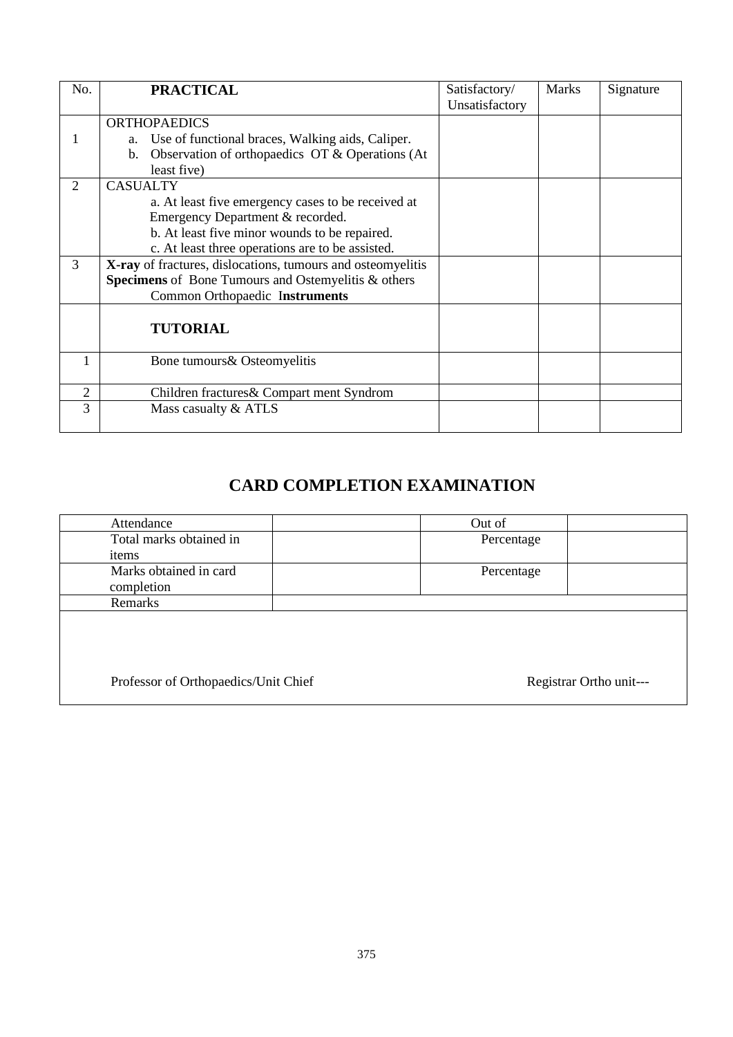| No. | **PRACTICAL** | Satisfactory/ Unsatisfactory | Marks | Signature |
|---|---|---|---|---|
| 1 | ORTHOPAEDICS<br>a. Use of functional braces, Walking aids, Caliper.<br>b. Observation of orthopaedics OT & Operations (At least five) | | | |
| 2 | CASUALTY<br>a. At least five emergency cases to be received at Emergency Department & recorded.<br>b. At least five minor wounds to be repaired.<br>c. At least three operations are to be assisted. | | | |
| 3 | **X-ray** of fractures, dislocations, tumours and osteomyelitis<br>**Specimens** of Bone Tumours and Ostemyelitis & others<br>Common Orthopaedic **Instruments** | | | |
| | **TUTORIAL** | | | |
| 1 | Bone tumours& Osteomyelitis | | | |
| 2 | Children fractures& Compart ment Syndrom | | | |
| 3 | Mass casualty & ATLS | | | |

## CARD COMPLETION EXAMINATION

| Attendance | | Out of | |
|---|---|---|---|
| Total marks obtained in items | | Percentage | |
| Marks obtained in card completion | | Percentage | |
| Remarks | | | |

Professor of Orthopaedics/Unit Chief

Registrar Ortho unit---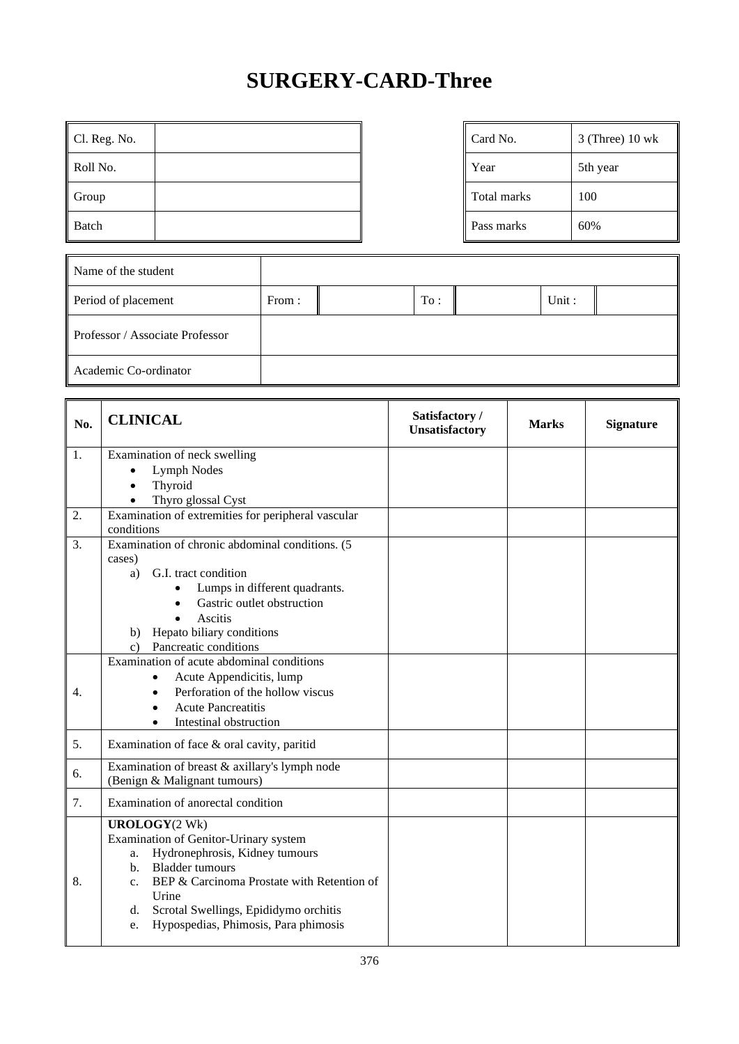# SURGERY-CARD-Three

| Cl. Reg. No. | |
|---|---|
| Roll No. | |
| Group | |
| Batch | |

| Card No. | 3 (Three) 10 wk |
|---|---|
| Year | 5th year |
| Total marks | 100 |
| Pass marks | 60% |

| Name of the student | | | | | | |
|---|---|---|---|---|---|---|
| Period of placement | From : | | To : | | Unit : | |
| Professor / Associate Professor | | | | | | |
| Academic Co-ordinator | | | | | | |

| No. | **CLINICAL** | Satisfactory / Unsatisfactory | Marks | Signature |
|---|---|---|---|---|
| 1. | Examination of neck swelling<br>• Lymph Nodes<br>• Thyroid<br>• Thyro glossal Cyst | | | |
| 2. | Examination of extremities for peripheral vascular conditions | | | |
| 3. | Examination of chronic abdominal conditions. (5 cases)<br>a) G.I. tract condition<br>• Lumps in different quadrants.<br>• Gastric outlet obstruction<br>• Ascitis<br>b) Hepato biliary conditions<br>c) Pancreatic conditions | | | |
| 4. | Examination of acute abdominal conditions<br>• Acute Appendicitis, lump<br>• Perforation of the hollow viscus<br>• Acute Pancreatitis<br>• Intestinal obstruction | | | |
| 5. | Examination of face & oral cavity, paritid | | | |
| 6. | Examination of breast & axillary's lymph node (Benign & Malignant tumours) | | | |
| 7. | Examination of anorectal condition | | | |
| 8. | **UROLOGY**(2 Wk)<br>Examination of Genitor-Urinary system<br>a. Hydronephrosis, Kidney tumours<br>b. Bladder tumours<br>c. BEP & Carcinoma Prostate with Retention of Urine<br>d. Scrotal Swellings, Epididymo orchitis<br>e. Hypospedias, Phimosis, Para phimosis | | | |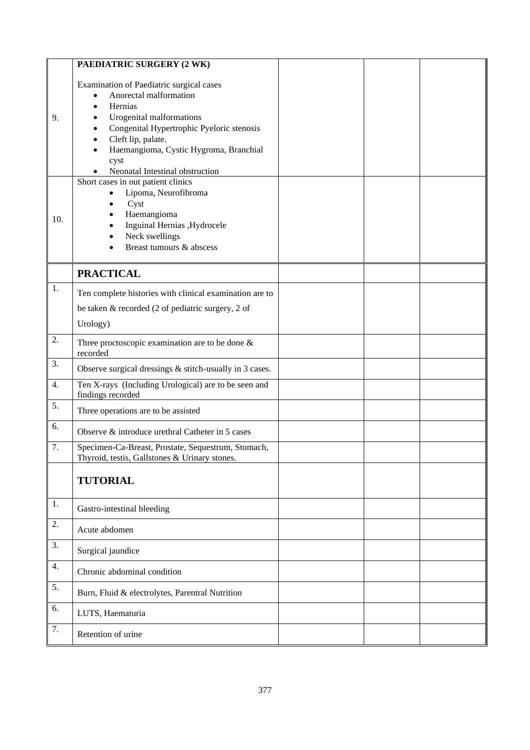| | | | | |
|---|---|---|---|---|
| 9. | **PAEDIATRIC SURGERY (2 WK)**<br><br>Examination of Paediatric surgical cases<br>• Anorectal malformation<br>• Hernias<br>• Urogenital malformations<br>• Congenital Hypertrophic Pyeloric stenosis<br>• Cleft lip, palate.<br>• Haemangioma, Cystic Hygroma, Branchial cyst<br>• Neonatal Intestinal obstruction | | | |
| 10. | Short cases in out patient clinics<br>• Lipoma, Neurofibroma<br>• Cyst<br>• Haemangioma<br>• Inguinal Hernias ,Hydrocele<br>• Neck swellings<br>• Breast tumours & abscess | | | |
| | **PRACTICAL** | | | |
| 1. | Ten complete histories with clinical examination are to be taken & recorded (2 of pediatric surgery, 2 of Urology) | | | |
| 2. | Three proctoscopic examination are to be done & recorded | | | |
| 3. | Observe surgical dressings & stitch-usually in 3 cases. | | | |
| 4. | Ten X-rays (Including Urological) are to be seen and findings recorded | | | |
| 5. | Three operations are to be assisted | | | |
| 6. | Observe & introduce urethral Catheter in 5 cases | | | |
| 7. | Specimen-Ca-Breast, Prostate, Sequestrum, Stomach, Thyroid, testis, Gallstones & Urinary stones. | | | |
| | **TUTORIAL** | | | |
| 1. | Gastro-intestinal bleeding | | | |
| 2. | Acute abdomen | | | |
| 3. | Surgical jaundice | | | |
| 4. | Chronic abdominal condition | | | |
| 5. | Burn, Fluid & electrolytes, Parentral Nutrition | | | |
| 6. | LUTS, Haematuria | | | |
| 7. | Retention of urine | | | |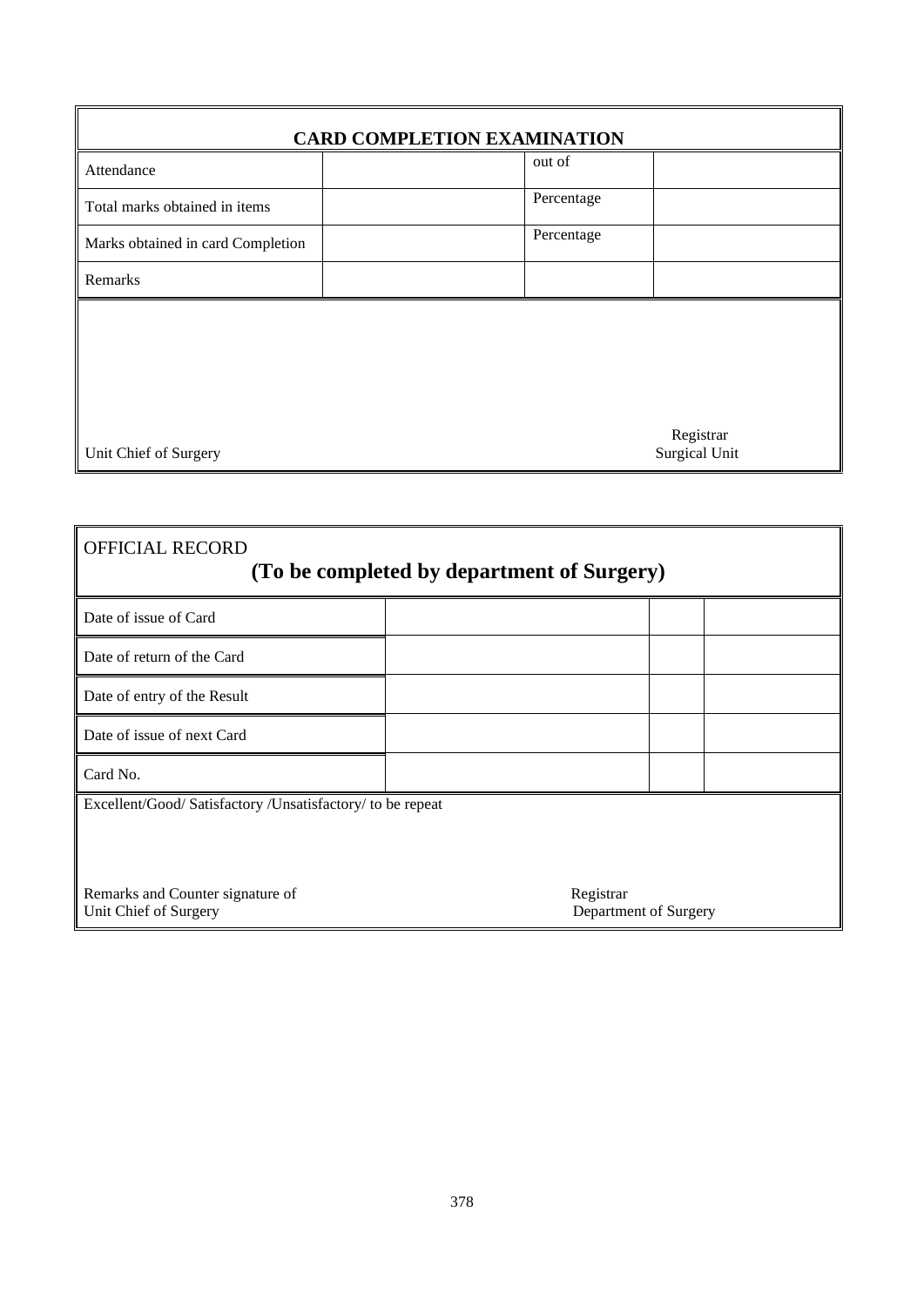## CARD COMPLETION EXAMINATION

| | | | |
|---|---|---|---|
| Attendance | | out of | |
| Total marks obtained in items | | Percentage | |
| Marks obtained in card Completion | | Percentage | |
| Remarks | | | |

Registrar
Surgical Unit

Unit Chief of Surgery

OFFICIAL RECORD

**(To be completed by department of Surgery)**

| | | | |
|---|---|---|---|
| Date of issue of Card | | | |
| Date of return of the Card | | | |
| Date of entry of the Result | | | |
| Date of issue of next Card | | | |
| Card No. | | | |

Excellent/Good/ Satisfactory /Unsatisfactory/ to be repeat

Remarks and Counter signature of
Unit Chief of Surgery

Registrar
Department of Surgery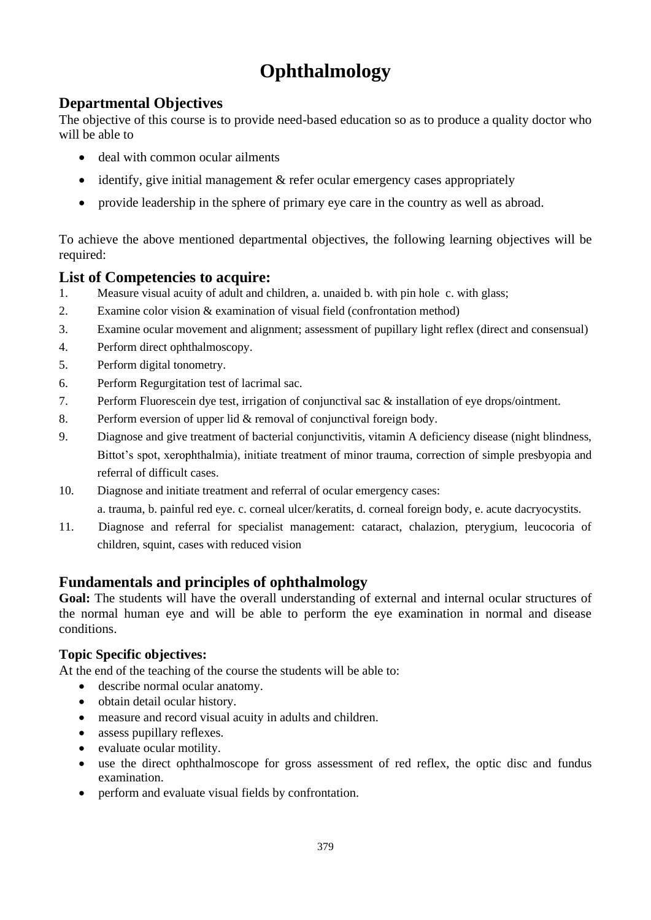# Ophthalmology

## Departmental Objectives

The objective of this course is to provide need-based education so as to produce a quality doctor who will be able to

- deal with common ocular ailments
- identify, give initial management & refer ocular emergency cases appropriately
- provide leadership in the sphere of primary eye care in the country as well as abroad.

To achieve the above mentioned departmental objectives, the following learning objectives will be required:

## List of Competencies to acquire:

1. Measure visual acuity of adult and children, a. unaided b. with pin hole c. with glass;
2. Examine color vision & examination of visual field (confrontation method)
3. Examine ocular movement and alignment; assessment of pupillary light reflex (direct and consensual)
4. Perform direct ophthalmoscopy.
5. Perform digital tonometry.
6. Perform Regurgitation test of lacrimal sac.
7. Perform Fluorescein dye test, irrigation of conjunctival sac & installation of eye drops/ointment.
8. Perform eversion of upper lid & removal of conjunctival foreign body.
9. Diagnose and give treatment of bacterial conjunctivitis, vitamin A deficiency disease (night blindness, Bittot's spot, xerophthalmia), initiate treatment of minor trauma, correction of simple presbyopia and referral of difficult cases.
10. Diagnose and initiate treatment and referral of ocular emergency cases:
    a. trauma, b. painful red eye. c. corneal ulcer/keratits, d. corneal foreign body, e. acute dacryocystits.
11. Diagnose and referral for specialist management: cataract, chalazion, pterygium, leucocoria of children, squint, cases with reduced vision

## Fundamentals and principles of ophthalmology

**Goal:** The students will have the overall understanding of external and internal ocular structures of the normal human eye and will be able to perform the eye examination in normal and disease conditions.

### Topic Specific objectives:

At the end of the teaching of the course the students will be able to:

- describe normal ocular anatomy.
- obtain detail ocular history.
- measure and record visual acuity in adults and children.
- assess pupillary reflexes.
- evaluate ocular motility.
- use the direct ophthalmoscope for gross assessment of red reflex, the optic disc and fundus examination.
- perform and evaluate visual fields by confrontation.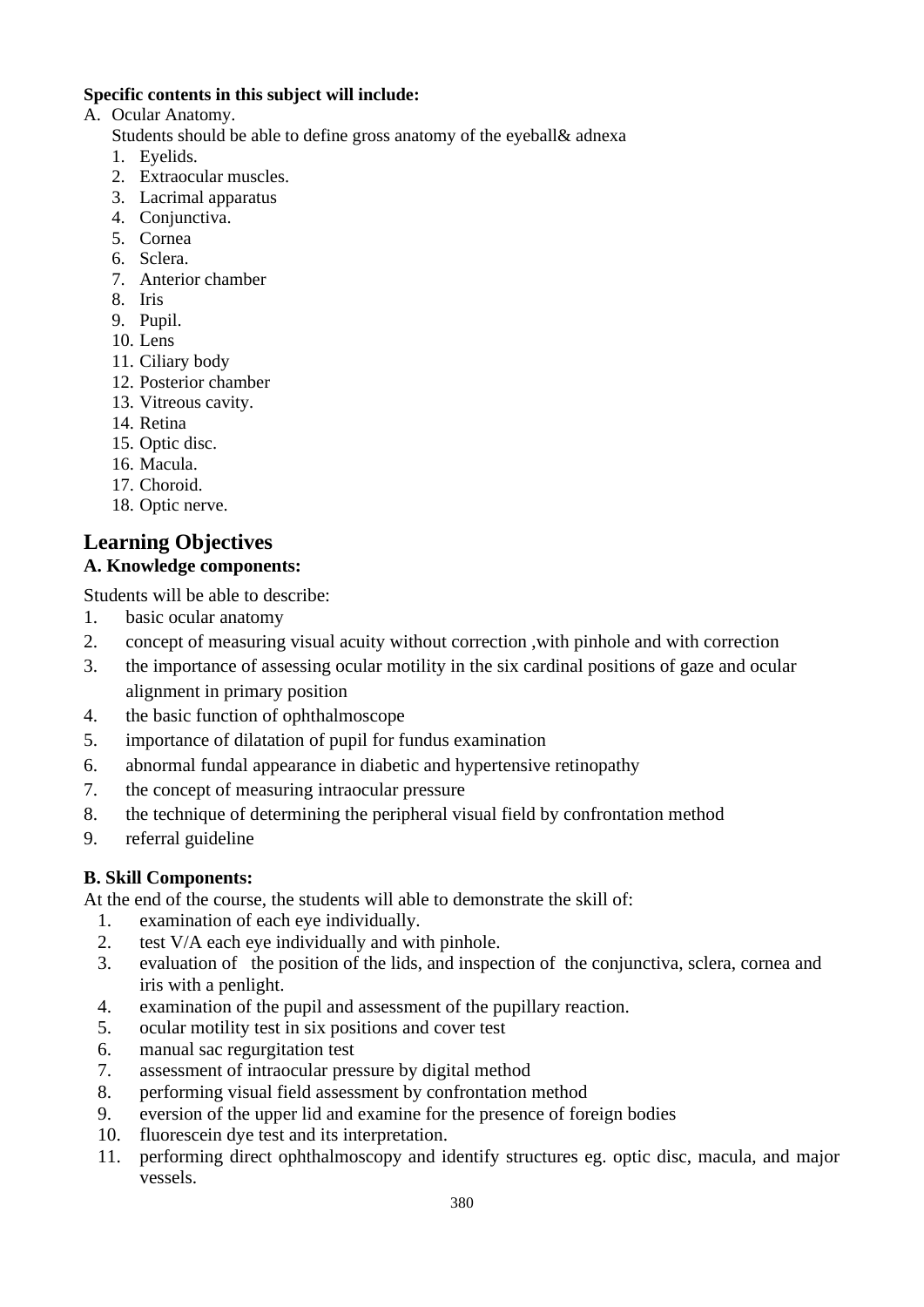**Specific contents in this subject will include:**

A. Ocular Anatomy.

Students should be able to define gross anatomy of the eyeball& adnexa

1. Eyelids.
2. Extraocular muscles.
3. Lacrimal apparatus
4. Conjunctiva.
5. Cornea
6. Sclera.
7. Anterior chamber
8. Iris
9. Pupil.
10. Lens
11. Ciliary body
12. Posterior chamber
13. Vitreous cavity.
14. Retina
15. Optic disc.
16. Macula.
17. Choroid.
18. Optic nerve.

## Learning Objectives

### A. Knowledge components:

Students will be able to describe:

1. basic ocular anatomy
2. concept of measuring visual acuity without correction ,with pinhole and with correction
3. the importance of assessing ocular motility in the six cardinal positions of gaze and ocular alignment in primary position
4. the basic function of ophthalmoscope
5. importance of dilatation of pupil for fundus examination
6. abnormal fundal appearance in diabetic and hypertensive retinopathy
7. the concept of measuring intraocular pressure
8. the technique of determining the peripheral visual field by confrontation method
9. referral guideline

### B. Skill Components:

At the end of the course, the students will able to demonstrate the skill of:

1. examination of each eye individually.
2. test V/A each eye individually and with pinhole.
3. evaluation of the position of the lids, and inspection of the conjunctiva, sclera, cornea and iris with a penlight.
4. examination of the pupil and assessment of the pupillary reaction.
5. ocular motility test in six positions and cover test
6. manual sac regurgitation test
7. assessment of intraocular pressure by digital method
8. performing visual field assessment by confrontation method
9. eversion of the upper lid and examine for the presence of foreign bodies
10. fluorescein dye test and its interpretation.
11. performing direct ophthalmoscopy and identify structures eg. optic disc, macula, and major vessels.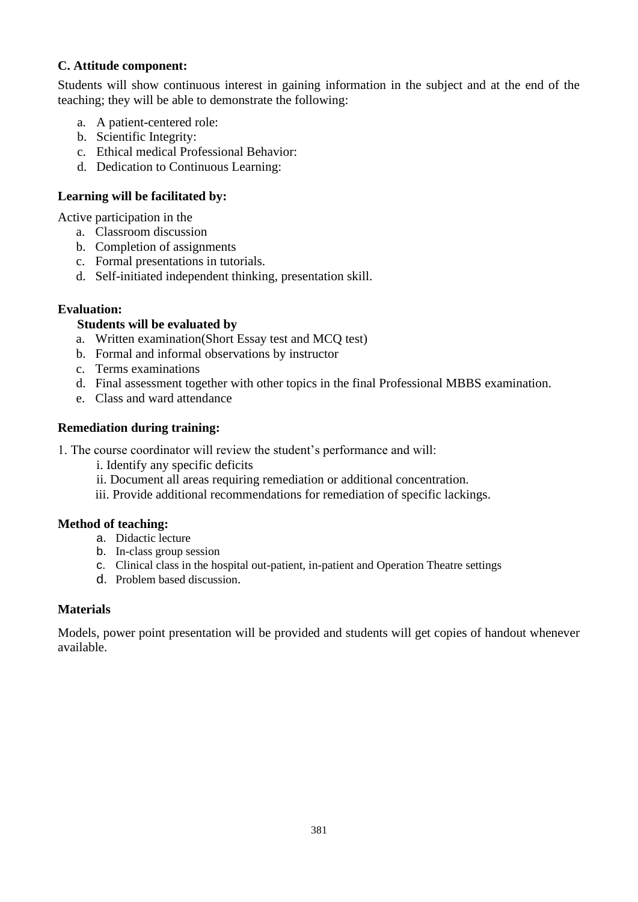**C. Attitude component:**

Students will show continuous interest in gaining information in the subject and at the end of the teaching; they will be able to demonstrate the following:

a. A patient-centered role:
b. Scientific Integrity:
c. Ethical medical Professional Behavior:
d. Dedication to Continuous Learning:

**Learning will be facilitated by:**

Active participation in the

a. Classroom discussion
b. Completion of assignments
c. Formal presentations in tutorials.
d. Self-initiated independent thinking, presentation skill.

**Evaluation:**

**Students will be evaluated by**

a. Written examination(Short Essay test and MCQ test)
b. Formal and informal observations by instructor
c. Terms examinations
d. Final assessment together with other topics in the final Professional MBBS examination.
e. Class and ward attendance

**Remediation during training:**

1. The course coordinator will review the student's performance and will:

   i. Identify any specific deficits
   ii. Document all areas requiring remediation or additional concentration.
   iii. Provide additional recommendations for remediation of specific lackings.

**Method of teaching:**

a. Didactic lecture
b. In-class group session
c. Clinical class in the hospital out-patient, in-patient and Operation Theatre settings
d. Problem based discussion.

**Materials**

Models, power point presentation will be provided and students will get copies of handout whenever available.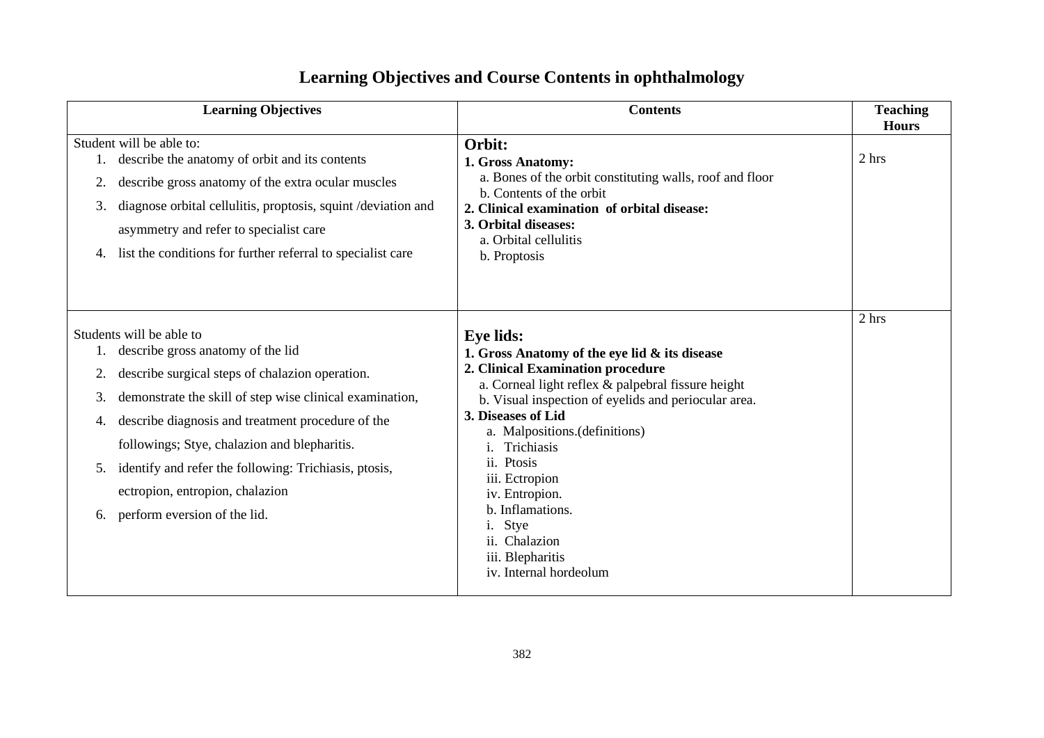# Learning Objectives and Course Contents in ophthalmology

| Learning Objectives | Contents | Teaching Hours |
|---|---|---|
| Student will be able to:<br>1. describe the anatomy of orbit and its contents<br>2. describe gross anatomy of the extra ocular muscles<br>3. diagnose orbital cellulitis, proptosis, squint /deviation and asymmetry and refer to specialist care<br>4. list the conditions for further referral to specialist care | **Orbit:**<br>**1. Gross Anatomy:**<br>a. Bones of the orbit constituting walls, roof and floor<br>b. Contents of the orbit<br>**2. Clinical examination of orbital disease:**<br>**3. Orbital diseases:**<br>a. Orbital cellulitis<br>b. Proptosis | 2 hrs |
| Students will be able to<br>1. describe gross anatomy of the lid<br>2. describe surgical steps of chalazion operation.<br>3. demonstrate the skill of step wise clinical examination,<br>4. describe diagnosis and treatment procedure of the followings; Stye, chalazion and blepharitis.<br>5. identify and refer the following: Trichiasis, ptosis, ectropion, entropion, chalazion<br>6. perform eversion of the lid. | **Eye lids:**<br>**1. Gross Anatomy of the eye lid & its disease**<br>**2. Clinical Examination procedure**<br>a. Corneal light reflex & palpebral fissure height<br>b. Visual inspection of eyelids and periocular area.<br>**3. Diseases of Lid**<br>a. Malpositions.(definitions)<br>i. Trichiasis<br>ii. Ptosis<br>iii. Ectropion<br>iv. Entropion.<br>b. Inflamations.<br>i. Stye<br>ii. Chalazion<br>iii. Blepharitis<br>iv. Internal hordeolum | 2 hrs |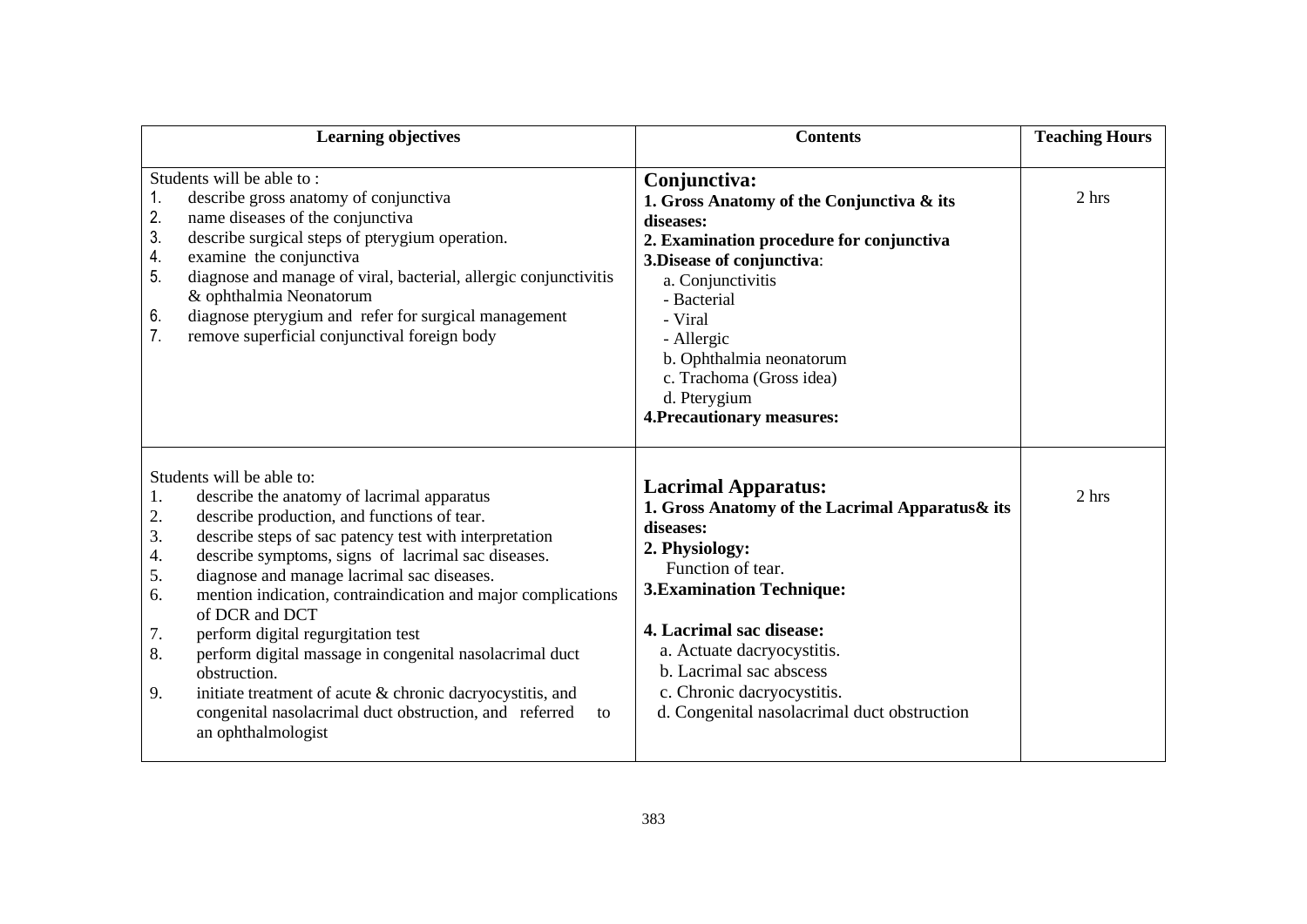| Learning objectives | Contents | Teaching Hours |
|---|---|---|
| Students will be able to :<br>1. describe gross anatomy of conjunctiva<br>2. name diseases of the conjunctiva<br>3. describe surgical steps of pterygium operation.<br>4. examine the conjunctiva<br>5. diagnose and manage of viral, bacterial, allergic conjunctivitis & ophthalmia Neonatorum<br>6. diagnose pterygium and refer for surgical management<br>7. remove superficial conjunctival foreign body | **Conjunctiva:**<br>**1. Gross Anatomy of the Conjunctiva & its diseases:**<br>**2. Examination procedure for conjunctiva**<br>**3.Disease of conjunctiva**:<br>a. Conjunctivitis<br>- Bacterial<br>- Viral<br>- Allergic<br>b. Ophthalmia neonatorum<br>c. Trachoma (Gross idea)<br>d. Pterygium<br>**4.Precautionary measures:** | 2 hrs |
| Students will be able to:<br>1. describe the anatomy of lacrimal apparatus<br>2. describe production, and functions of tear.<br>3. describe steps of sac patency test with interpretation<br>4. describe symptoms, signs of lacrimal sac diseases.<br>5. diagnose and manage lacrimal sac diseases.<br>6. mention indication, contraindication and major complications of DCR and DCT<br>7. perform digital regurgitation test<br>8. perform digital massage in congenital nasolacrimal duct obstruction.<br>9. initiate treatment of acute & chronic dacryocystitis, and congenital nasolacrimal duct obstruction, and referred to an ophthalmologist | **Lacrimal Apparatus:**<br>**1. Gross Anatomy of the Lacrimal Apparatus& its diseases:**<br>**2. Physiology:**<br>Function of tear.<br>**3.Examination Technique:**<br><br>**4. Lacrimal sac disease:**<br>a. Actuate dacryocystitis.<br>b. Lacrimal sac abscess<br>c. Chronic dacryocystitis.<br>d. Congenital nasolacrimal duct obstruction | 2 hrs |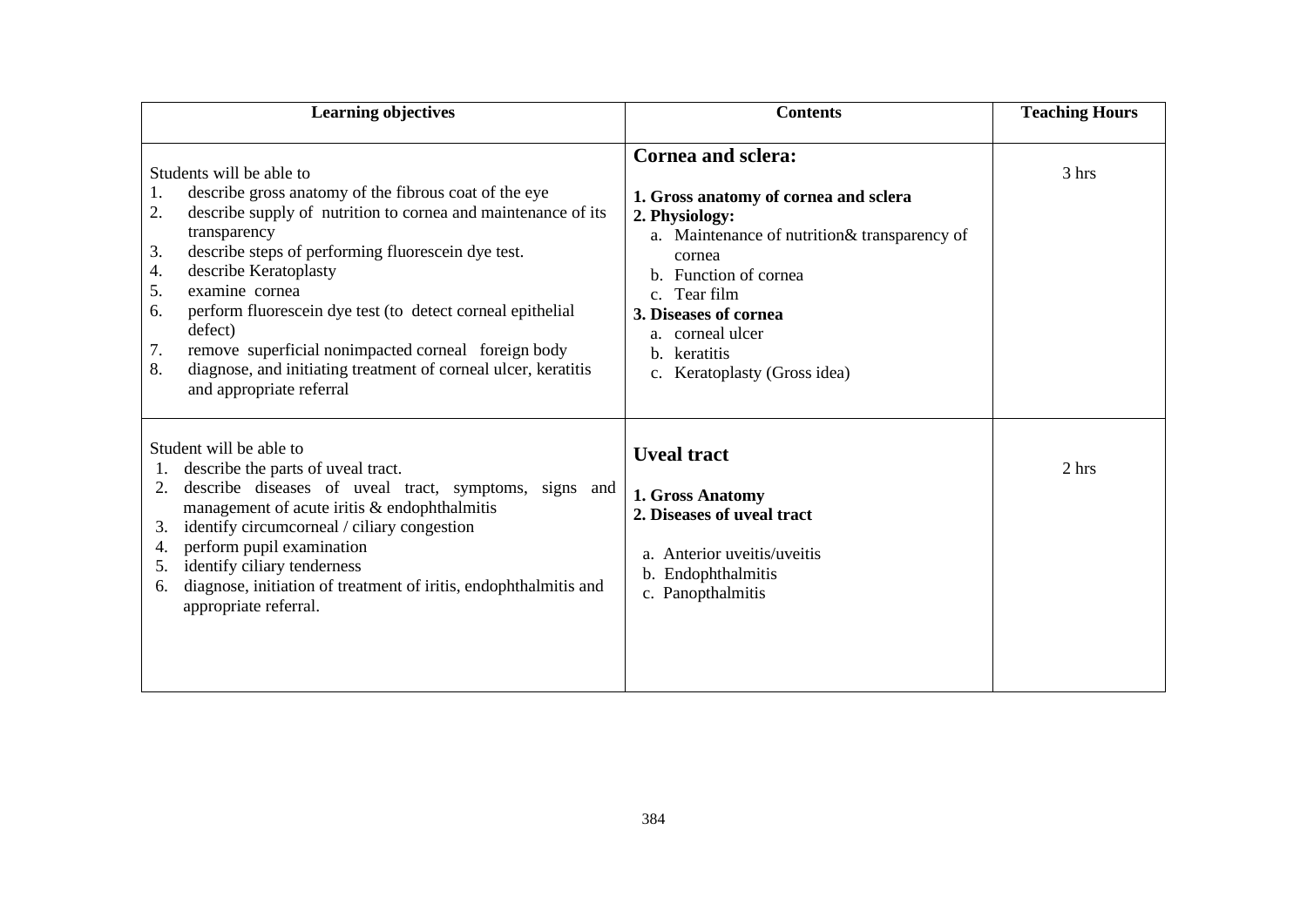| Learning objectives | Contents | Teaching Hours |
|---|---|---|
| Students will be able to<br>1. describe gross anatomy of the fibrous coat of the eye<br>2. describe supply of nutrition to cornea and maintenance of its transparency<br>3. describe steps of performing fluorescein dye test.<br>4. describe Keratoplasty<br>5. examine cornea<br>6. perform fluorescein dye test (to detect corneal epithelial defect)<br>7. remove superficial nonimpacted corneal foreign body<br>8. diagnose, and initiating treatment of corneal ulcer, keratitis and appropriate referral | **Cornea and sclera:**<br>**1. Gross anatomy of cornea and sclera**<br>**2. Physiology:**<br>a. Maintenance of nutrition& transparency of cornea<br>b. Function of cornea<br>c. Tear film<br>**3. Diseases of cornea**<br>a. corneal ulcer<br>b. keratitis<br>c. Keratoplasty (Gross idea) | 3 hrs |
| Student will be able to<br>1. describe the parts of uveal tract.<br>2. describe diseases of uveal tract, symptoms, signs and management of acute iritis & endophthalmitis<br>3. identify circumcorneal / ciliary congestion<br>4. perform pupil examination<br>5. identify ciliary tenderness<br>6. diagnose, initiation of treatment of iritis, endophthalmitis and appropriate referral. | **Uveal tract**<br>**1. Gross Anatomy**<br>**2. Diseases of uveal tract**<br>a. Anterior uveitis/uveitis<br>b. Endophthalmitis<br>c. Panopthalmitis | 2 hrs |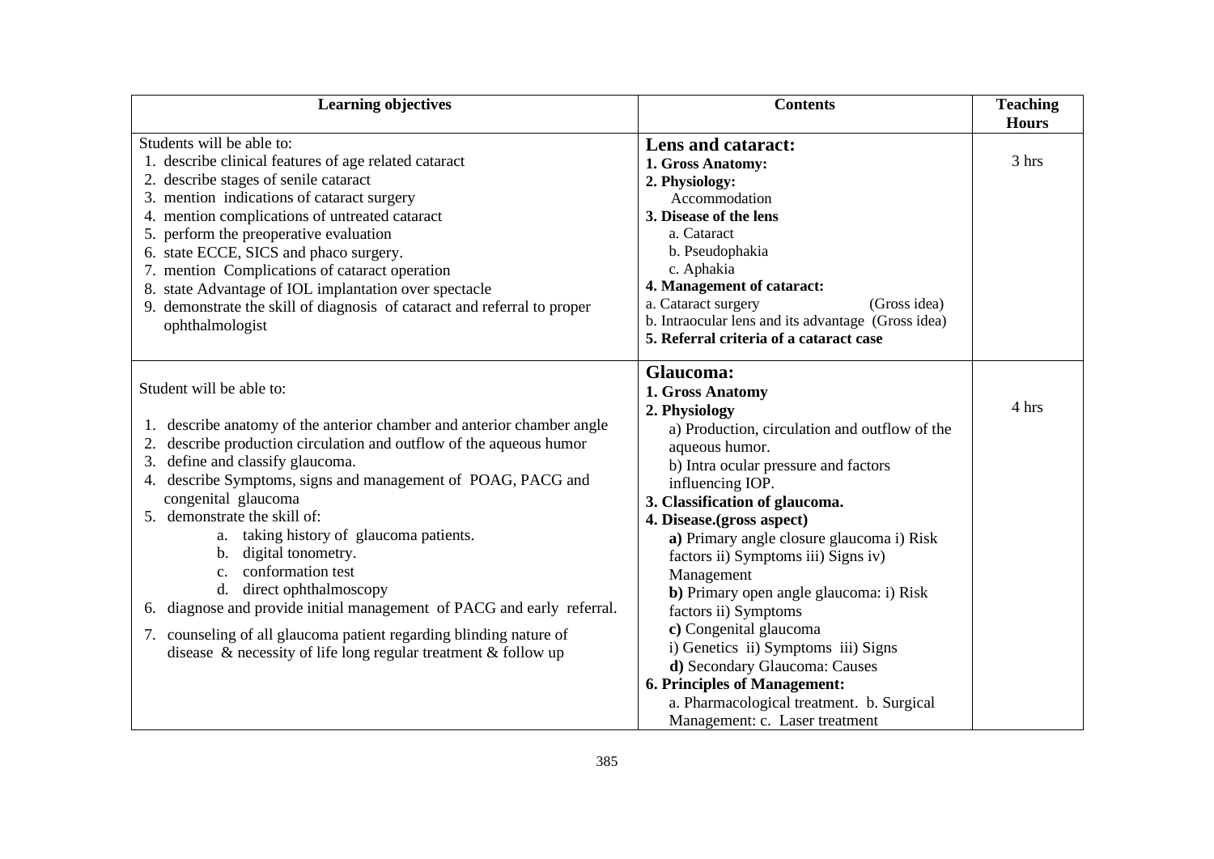| Learning objectives | Contents | Teaching Hours |
|---|---|---|
| Students will be able to:<br>1. describe clinical features of age related cataract<br>2. describe stages of senile cataract<br>3. mention indications of cataract surgery<br>4. mention complications of untreated cataract<br>5. perform the preoperative evaluation<br>6. state ECCE, SICS and phaco surgery.<br>7. mention Complications of cataract operation<br>8. state Advantage of IOL implantation over spectacle<br>9. demonstrate the skill of diagnosis of cataract and referral to proper ophthalmologist | **Lens and cataract:**<br>**1. Gross Anatomy:**<br>**2. Physiology:**<br>Accommodation<br>**3. Disease of the lens**<br>a. Cataract<br>b. Pseudophakia<br>c. Aphakia<br>**4. Management of cataract:**<br>a. Cataract surgery (Gross idea)<br>b. Intraocular lens and its advantage (Gross idea)<br>**5. Referral criteria of a cataract case** | 3 hrs |
| Student will be able to:<br>1. describe anatomy of the anterior chamber and anterior chamber angle<br>2. describe production circulation and outflow of the aqueous humor<br>3. define and classify glaucoma.<br>4. describe Symptoms, signs and management of POAG, PACG and congenital glaucoma<br>5. demonstrate the skill of:<br>a. taking history of glaucoma patients.<br>b. digital tonometry.<br>c. conformation test<br>d. direct ophthalmoscopy<br>6. diagnose and provide initial management of PACG and early referral.<br>7. counseling of all glaucoma patient regarding blinding nature of disease & necessity of life long regular treatment & follow up | **Glaucoma:**<br>**1. Gross Anatomy**<br>**2. Physiology**<br>a) Production, circulation and outflow of the aqueous humor.<br>b) Intra ocular pressure and factors influencing IOP.<br>**3. Classification of glaucoma.**<br>**4. Disease.(gross aspect)**<br>**a)** Primary angle closure glaucoma i) Risk factors ii) Symptoms iii) Signs iv) Management<br>**b)** Primary open angle glaucoma: i) Risk factors ii) Symptoms<br>**c)** Congenital glaucoma<br>i) Genetics ii) Symptoms iii) Signs<br>**d)** Secondary Glaucoma: Causes<br>**6. Principles of Management:**<br>a. Pharmacological treatment. b. Surgical Management: c. Laser treatment | 4 hrs |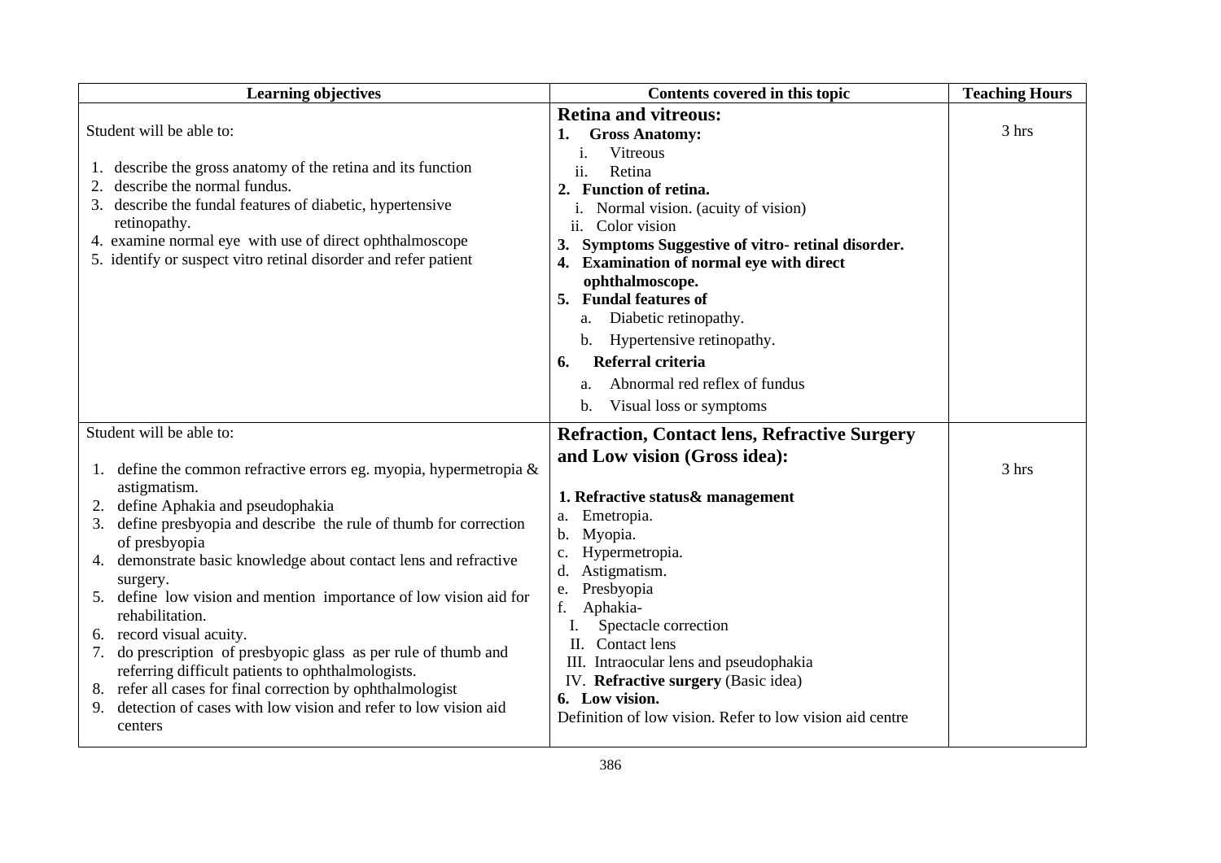| Learning objectives | Contents covered in this topic | Teaching Hours |
|---|---|---|
| Student will be able to:<br><br>1. describe the gross anatomy of the retina and its function<br>2. describe the normal fundus.<br>3. describe the fundal features of diabetic, hypertensive retinopathy.<br>4. examine normal eye with use of direct ophthalmoscope<br>5. identify or suspect vitro retinal disorder and refer patient | **Retina and vitreous:**<br>**1. Gross Anatomy:**<br>i. Vitreous<br>ii. Retina<br>**2. Function of retina.**<br>i. Normal vision. (acuity of vision)<br>ii. Color vision<br>**3. Symptoms Suggestive of vitro- retinal disorder.**<br>**4. Examination of normal eye with direct ophthalmoscope.**<br>**5. Fundal features of**<br>a. Diabetic retinopathy.<br>b. Hypertensive retinopathy.<br>**6. Referral criteria**<br>a. Abnormal red reflex of fundus<br>b. Visual loss or symptoms | 3 hrs |
| Student will be able to:<br><br>1. define the common refractive errors eg. myopia, hypermetropia & astigmatism.<br>2. define Aphakia and pseudophakia<br>3. define presbyopia and describe the rule of thumb for correction of presbyopia<br>4. demonstrate basic knowledge about contact lens and refractive surgery.<br>5. define low vision and mention importance of low vision aid for rehabilitation.<br>6. record visual acuity.<br>7. do prescription of presbyopic glass as per rule of thumb and referring difficult patients to ophthalmologists.<br>8. refer all cases for final correction by ophthalmologist<br>9. detection of cases with low vision and refer to low vision aid centers | **Refraction, Contact lens, Refractive Surgery and Low vision (Gross idea):**<br><br>**1. Refractive status& management**<br>a. Emetropia.<br>b. Myopia.<br>c. Hypermetropia.<br>d. Astigmatism.<br>e. Presbyopia<br>f. Aphakia-<br>I. Spectacle correction<br>II. Contact lens<br>III. Intraocular lens and pseudophakia<br>IV. **Refractive surgery** (Basic idea)<br>**6. Low vision.**<br>Definition of low vision. Refer to low vision aid centre | 3 hrs |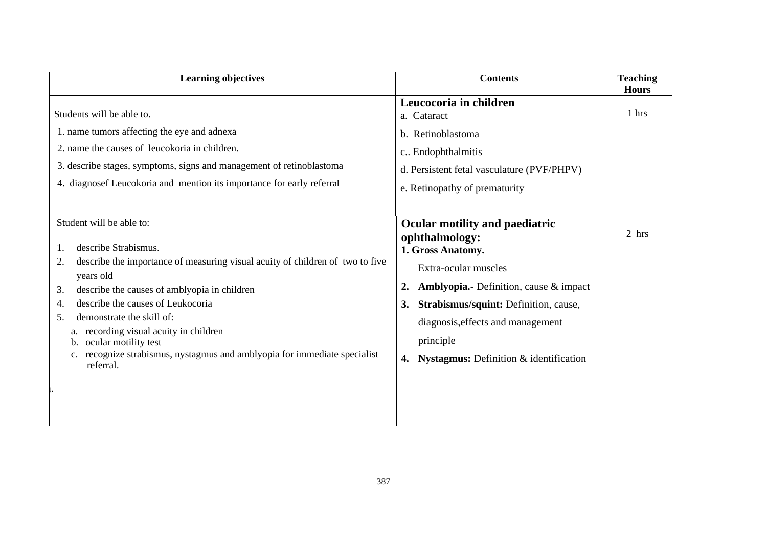| Learning objectives | Contents | Teaching Hours |
|---|---|---|
| Students will be able to.<br>1. name tumors affecting the eye and adnexa<br>2. name the causes of leucokoria in children.<br>3. describe stages, symptoms, signs and management of retinoblastoma<br>4. diagnosef Leucokoria and mention its importance for early referral | **Leucocoria in children**<br>a. Cataract<br>b. Retinoblastoma<br>c.. Endophthalmitis<br>d. Persistent fetal vasculature (PVF/PHPV)<br>e. Retinopathy of prematurity | 1 hrs |
| Student will be able to:<br>1. describe Strabismus.<br>2. describe the importance of measuring visual acuity of children of two to five years old<br>3. describe the causes of amblyopia in children<br>4. describe the causes of Leukocoria<br>5. demonstrate the skill of:<br>a. recording visual acuity in children<br>b. ocular motility test<br>c. recognize strabismus, nystagmus and amblyopia for immediate specialist referral.<br>1. | **Ocular motility and paediatric ophthalmology:**<br>**1. Gross Anatomy.**<br>Extra-ocular muscles<br>**2. Amblyopia.**- Definition, cause & impact<br>**3. Strabismus/squint:** Definition, cause, diagnosis,effects and management principle<br>**4. Nystagmus:** Definition & identification | 2 hrs |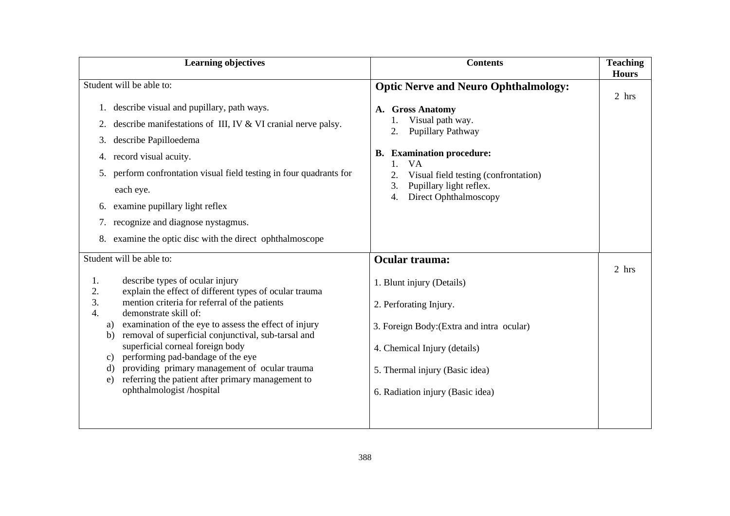| Learning objectives | Contents | Teaching Hours |
|---|---|---|
| Student will be able to:<br><br>1. describe visual and pupillary, path ways.<br>2. describe manifestations of III, IV & VI cranial nerve palsy.<br>3. describe Papilloedema<br>4. record visual acuity.<br>5. perform confrontation visual field testing in four quadrants for each eye.<br>6. examine pupillary light reflex<br>7. recognize and diagnose nystagmus.<br>8. examine the optic disc with the direct ophthalmoscope | **Optic Nerve and Neuro Ophthalmology:**<br><br>**A. Gross Anatomy**<br>1. Visual path way.<br>2. Pupillary Pathway<br><br>**B. Examination procedure:**<br>1. VA<br>2. Visual field testing (confrontation)<br>3. Pupillary light reflex.<br>4. Direct Ophthalmoscopy | 2 hrs |
| Student will be able to:<br><br>1. describe types of ocular injury<br>2. explain the effect of different types of ocular trauma<br>3. mention criteria for referral of the patients<br>4. demonstrate skill of:<br>a) examination of the eye to assess the effect of injury<br>b) removal of superficial conjunctival, sub-tarsal and superficial corneal foreign body<br>c) performing pad-bandage of the eye<br>d) providing primary management of ocular trauma<br>e) referring the patient after primary management to ophthalmologist /hospital | **Ocular trauma:**<br><br>1. Blunt injury (Details)<br><br>2. Perforating Injury.<br><br>3. Foreign Body:(Extra and intra ocular)<br><br>4. Chemical Injury (details)<br><br>5. Thermal injury (Basic idea)<br><br>6. Radiation injury (Basic idea) | 2 hrs |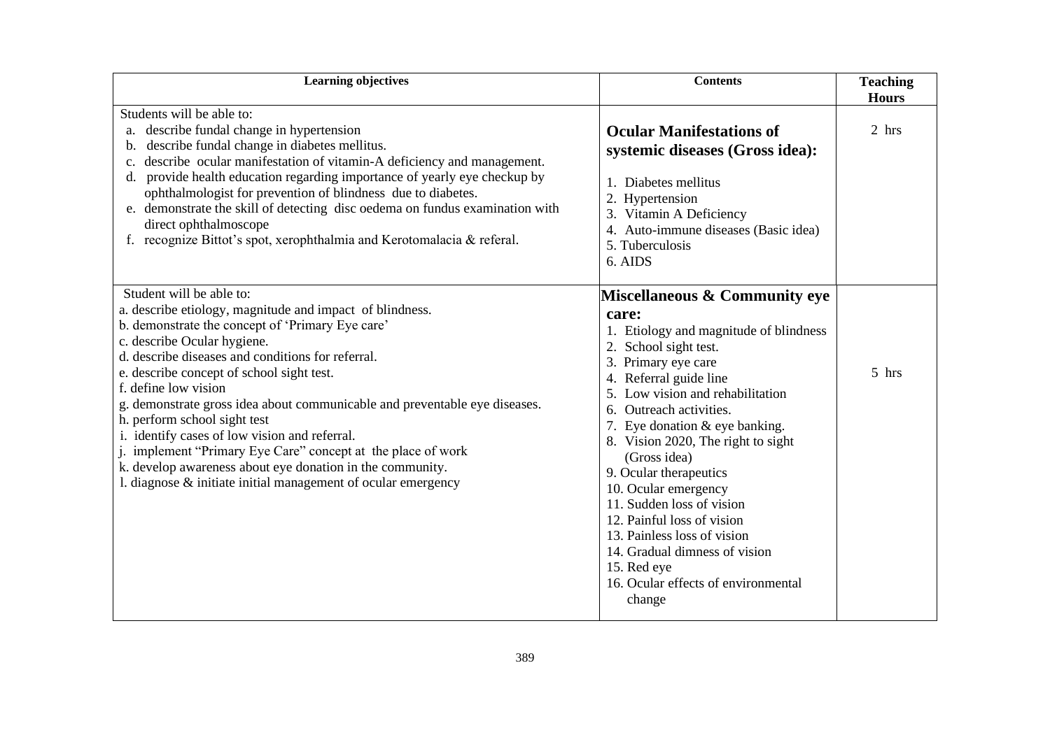| Learning objectives | Contents | Teaching Hours |
| --- | --- | --- |
| Students will be able to:<br>a. describe fundal change in hypertension<br>b. describe fundal change in diabetes mellitus.<br>c. describe ocular manifestation of vitamin-A deficiency and management.<br>d. provide health education regarding importance of yearly eye checkup by ophthalmologist for prevention of blindness due to diabetes.<br>e. demonstrate the skill of detecting disc oedema on fundus examination with direct ophthalmoscope<br>f. recognize Bittot's spot, xerophthalmia and Kerotomalacia & referal. | **Ocular Manifestations of systemic diseases (Gross idea):**<br>1. Diabetes mellitus<br>2. Hypertension<br>3. Vitamin A Deficiency<br>4. Auto-immune diseases (Basic idea)<br>5. Tuberculosis<br>6. AIDS | 2 hrs |
| Student will be able to:<br>a. describe etiology, magnitude and impact of blindness.<br>b. demonstrate the concept of 'Primary Eye care'<br>c. describe Ocular hygiene.<br>d. describe diseases and conditions for referral.<br>e. describe concept of school sight test.<br>f. define low vision<br>g. demonstrate gross idea about communicable and preventable eye diseases.<br>h. perform school sight test<br>i. identify cases of low vision and referral.<br>j. implement "Primary Eye Care" concept at the place of work<br>k. develop awareness about eye donation in the community.<br>l. diagnose & initiate initial management of ocular emergency | **Miscellaneous & Community eye care:**<br>1. Etiology and magnitude of blindness<br>2. School sight test.<br>3. Primary eye care<br>4. Referral guide line<br>5. Low vision and rehabilitation<br>6. Outreach activities.<br>7. Eye donation & eye banking.<br>8. Vision 2020, The right to sight (Gross idea)<br>9. Ocular therapeutics<br>10. Ocular emergency<br>11. Sudden loss of vision<br>12. Painful loss of vision<br>13. Painless loss of vision<br>14. Gradual dimness of vision<br>15. Red eye<br>16. Ocular effects of environmental change | 5 hrs |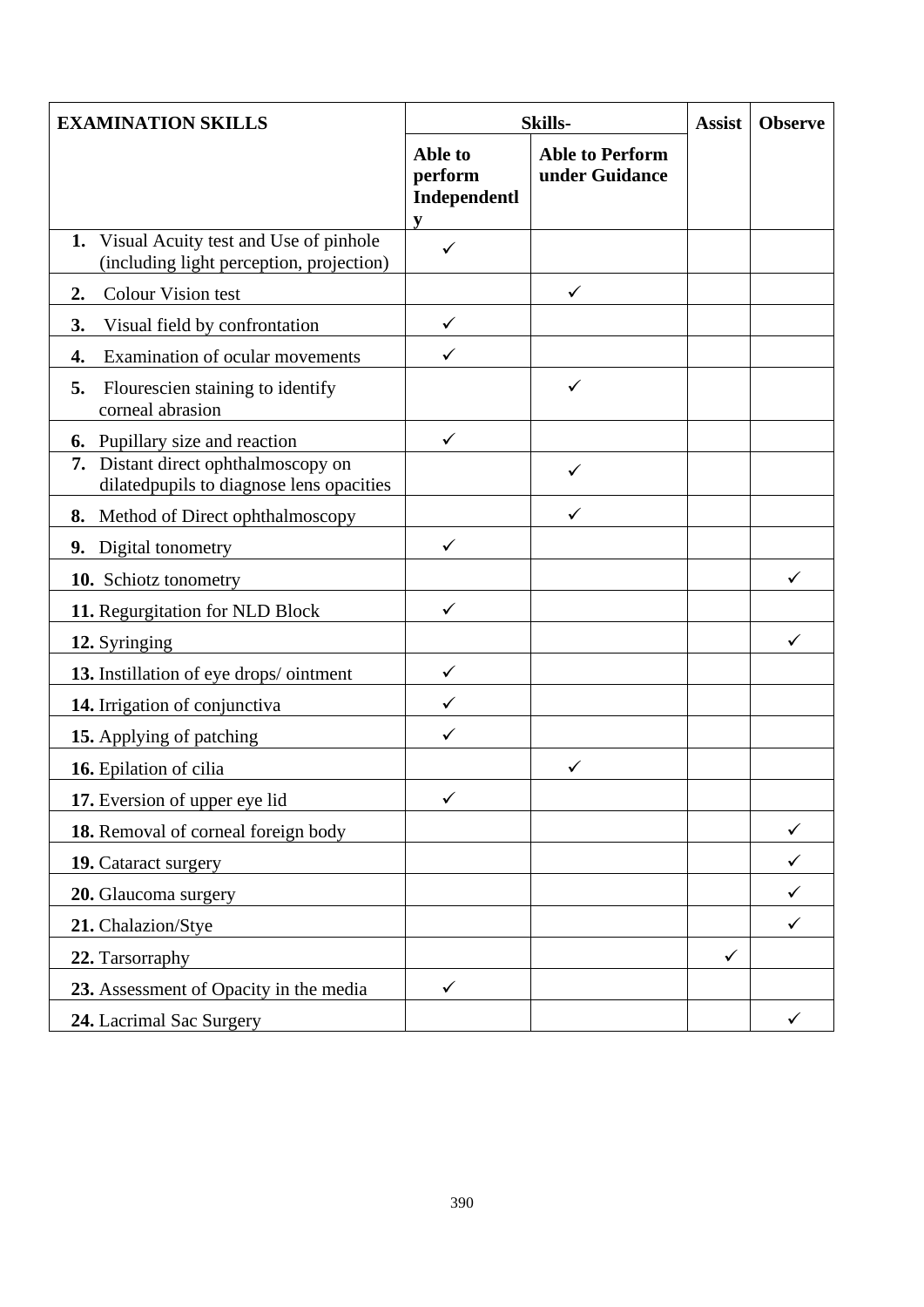| EXAMINATION SKILLS | Skills- | | Assist | Observe |
|---|---|---|---|---|
| | Able to perform Independently | Able to Perform under Guidance | | |
| 1. Visual Acuity test and Use of pinhole (including light perception, projection) | ✓ | | | |
| 2. Colour Vision test | | ✓ | | |
| 3. Visual field by confrontation | ✓ | | | |
| 4. Examination of ocular movements | ✓ | | | |
| 5. Flourescien staining to identify corneal abrasion | | ✓ | | |
| 6. Pupillary size and reaction | ✓ | | | |
| 7. Distant direct ophthalmoscopy on dilatedpupils to diagnose lens opacities | | ✓ | | |
| 8. Method of Direct ophthalmoscopy | | ✓ | | |
| 9. Digital tonometry | ✓ | | | |
| 10. Schiotz tonometry | | | | ✓ |
| 11. Regurgitation for NLD Block | ✓ | | | |
| 12. Syringing | | | | ✓ |
| 13. Instillation of eye drops/ ointment | ✓ | | | |
| 14. Irrigation of conjunctiva | ✓ | | | |
| 15. Applying of patching | ✓ | | | |
| 16. Epilation of cilia | | ✓ | | |
| 17. Eversion of upper eye lid | ✓ | | | |
| 18. Removal of corneal foreign body | | | | ✓ |
| 19. Cataract surgery | | | | ✓ |
| 20. Glaucoma surgery | | | | ✓ |
| 21. Chalazion/Stye | | | | ✓ |
| 22. Tarsorraphy | | | ✓ | |
| 23. Assessment of Opacity in the media | ✓ | | | |
| 24. Lacrimal Sac Surgery | | | | ✓ |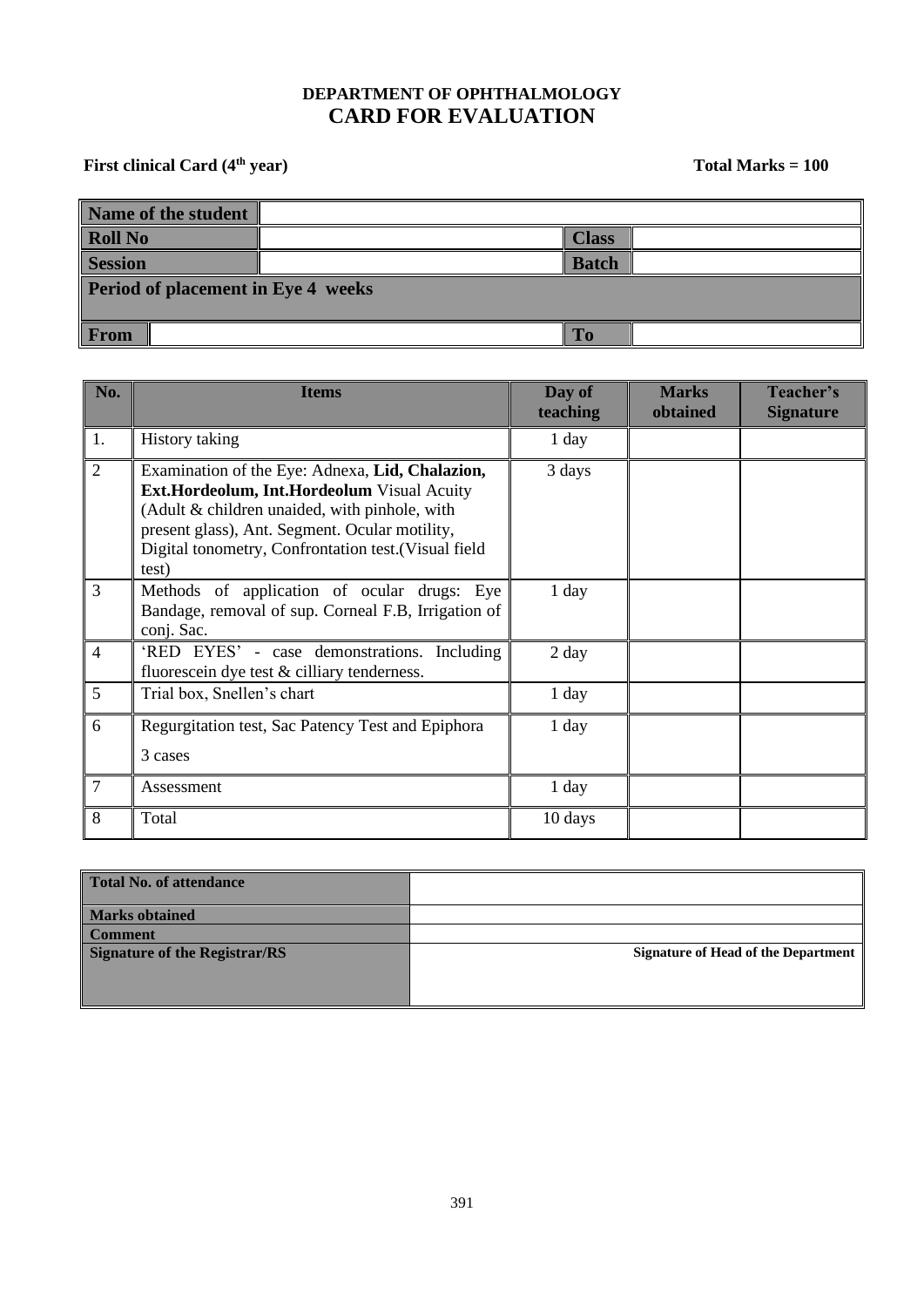**DEPARTMENT OF OPHTHALMOLOGY**

# CARD FOR EVALUATION

**First clinical Card (4th year)** **Total Marks = 100**

| **Name of the student** | | | |
|---|---|---|---|
| **Roll No** | | **Class** | |
| **Session** | | **Batch** | |
| **Period of placement in Eye 4 weeks** | | | |
| **From** | | **To** | |

| No. | Items | Day of teaching | Marks obtained | Teacher's Signature |
|---|---|---|---|---|
| 1. | History taking | 1 day | | |
| 2 | Examination of the Eye: Adnexa, **Lid, Chalazion, Ext.Hordeolum, Int.Hordeolum** Visual Acuity (Adult & children unaided, with pinhole, with present glass), Ant. Segment. Ocular motility, Digital tonometry, Confrontation test.(Visual field test) | 3 days | | |
| 3 | Methods of application of ocular drugs: Eye Bandage, removal of sup. Corneal F.B, Irrigation of conj. Sac. | 1 day | | |
| 4 | 'RED EYES' - case demonstrations. Including fluorescein dye test & cilliary tenderness. | 2 day | | |
| 5 | Trial box, Snellen's chart | 1 day | | |
| 6 | Regurgitation test, Sac Patency Test and Epiphora<br>3 cases | 1 day | | |
| 7 | Assessment | 1 day | | |
| 8 | Total | 10 days | | |

| **Total No. of attendance** | |
|---|---|
| **Marks obtained** | |
| **Comment** | |
| **Signature of the Registrar/RS** | **Signature of Head of the Department** |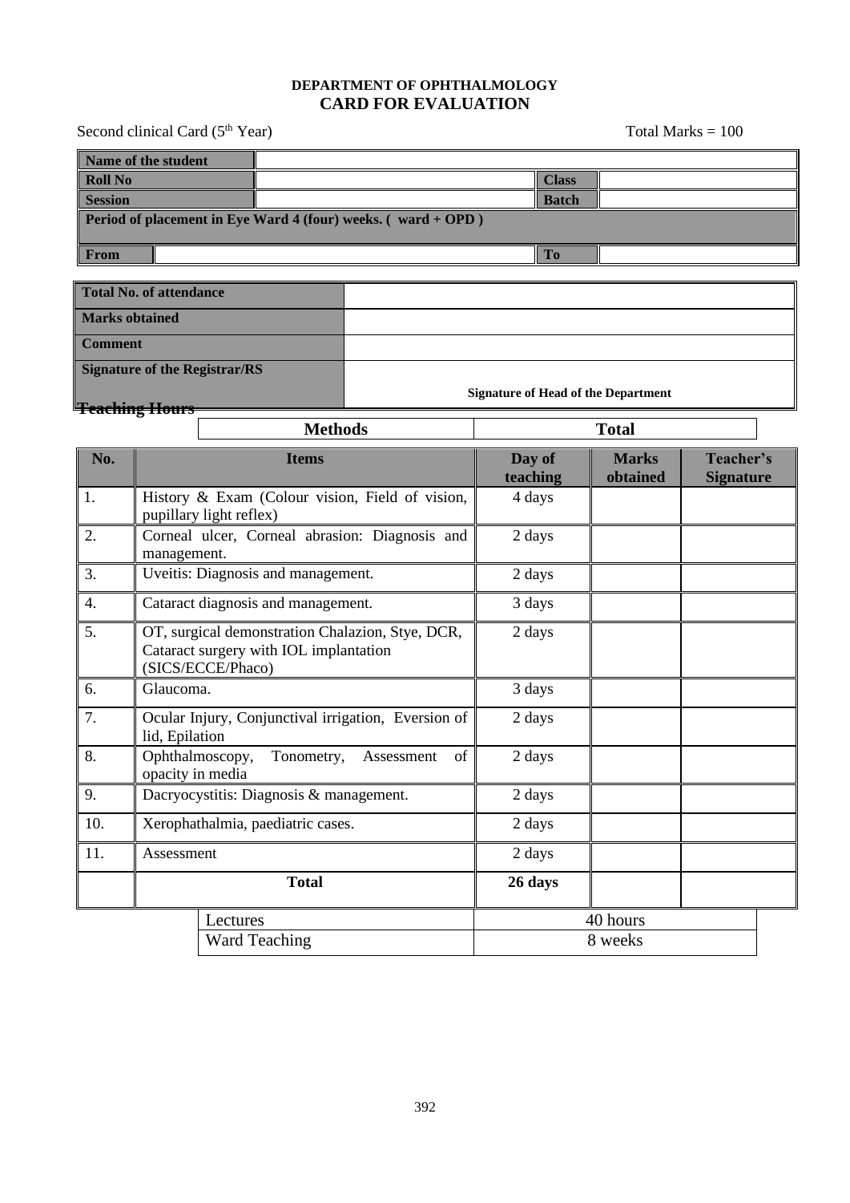**DEPARTMENT OF OPHTHALMOLOGY**

# CARD FOR EVALUATION

Second clinical Card (5th Year) Total Marks = 100

| Name of the student | | | |
|---|---|---|---|
| Roll No | | Class | |
| Session | | Batch | |
| Period of placement in Eye Ward 4 (four) weeks. ( ward + OPD ) | | | |
| From | | To | |

| Total No. of attendance | |
|---|---|
| Marks obtained | |
| Comment | |
| Signature of the Registrar/RS | Signature of Head of the Department |

**Teaching Hours**

| No. | Items | Day of teaching | Marks obtained | Teacher's Signature |
|---|---|---|---|---|
| 1. | History & Exam (Colour vision, Field of vision, pupillary light reflex) | 4 days | | |
| 2. | Corneal ulcer, Corneal abrasion: Diagnosis and management. | 2 days | | |
| 3. | Uveitis: Diagnosis and management. | 2 days | | |
| 4. | Cataract diagnosis and management. | 3 days | | |
| 5. | OT, surgical demonstration Chalazion, Stye, DCR, Cataract surgery with IOL implantation (SICS/ECCE/Phaco) | 2 days | | |
| 6. | Glaucoma. | 3 days | | |
| 7. | Ocular Injury, Conjunctival irrigation, Eversion of lid, Epilation | 2 days | | |
| 8. | Ophthalmoscopy, Tonometry, Assessment of opacity in media | 2 days | | |
| 9. | Dacryocystitis: Diagnosis & management. | 2 days | | |
| 10. | Xerophathalmia, paediatric cases. | 2 days | | |
| 11. | Assessment | 2 days | | |
| | **Total** | **26 days** | | |

| Methods | Total |
|---|---|
| Lectures | 40 hours |
| Ward Teaching | 8 weeks |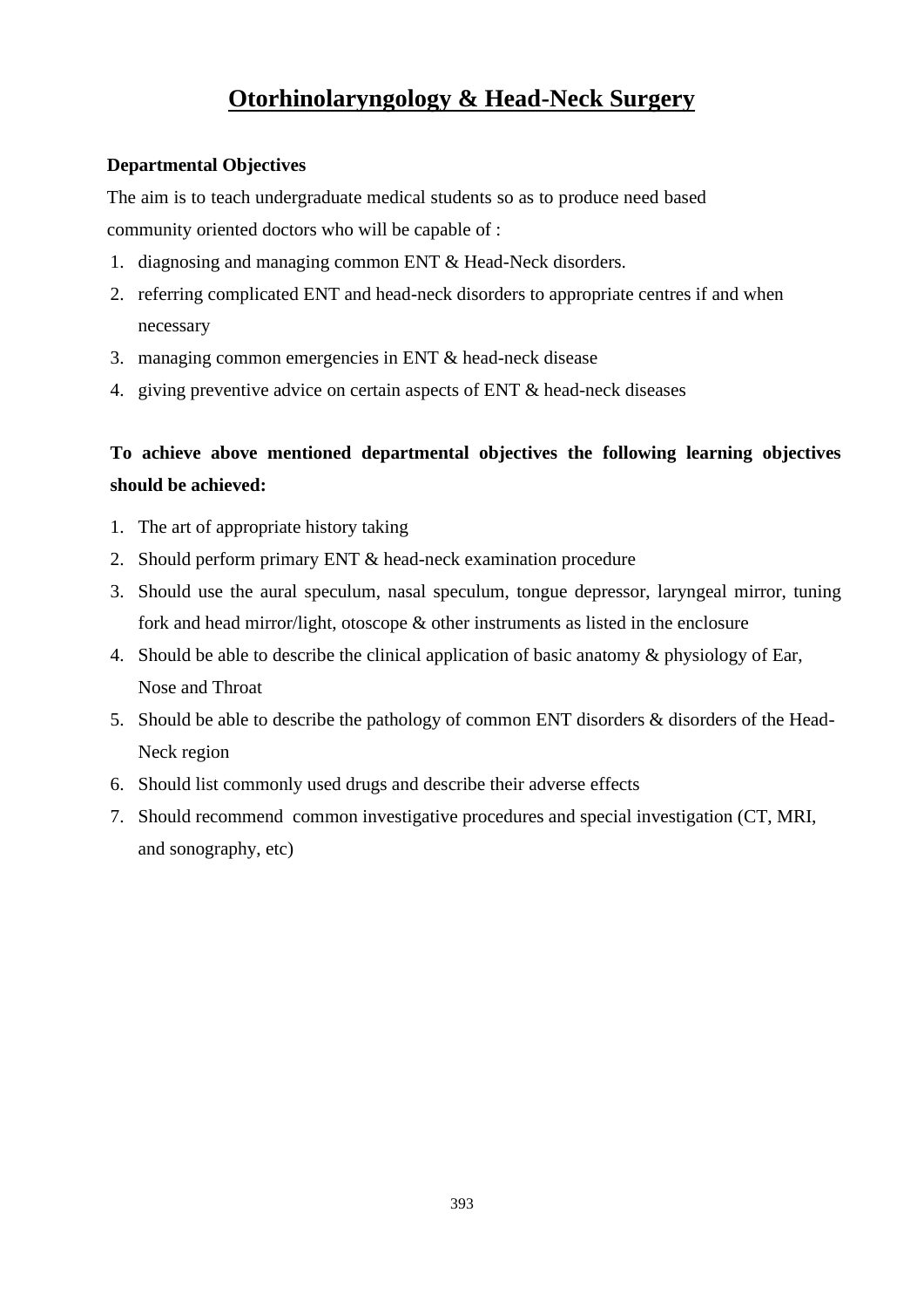# Otorhinolaryngology & Head-Neck Surgery

**Departmental Objectives**

The aim is to teach undergraduate medical students so as to produce need based community oriented doctors who will be capable of :

1. diagnosing and managing common ENT & Head-Neck disorders.
2. referring complicated ENT and head-neck disorders to appropriate centres if and when necessary
3. managing common emergencies in ENT & head-neck disease
4. giving preventive advice on certain aspects of ENT & head-neck diseases

**To achieve above mentioned departmental objectives the following learning objectives should be achieved:**

1. The art of appropriate history taking
2. Should perform primary ENT & head-neck examination procedure
3. Should use the aural speculum, nasal speculum, tongue depressor, laryngeal mirror, tuning fork and head mirror/light, otoscope & other instruments as listed in the enclosure
4. Should be able to describe the clinical application of basic anatomy & physiology of Ear, Nose and Throat
5. Should be able to describe the pathology of common ENT disorders & disorders of the Head-Neck region
6. Should list commonly used drugs and describe their adverse effects
7. Should recommend common investigative procedures and special investigation (CT, MRI, and sonography, etc)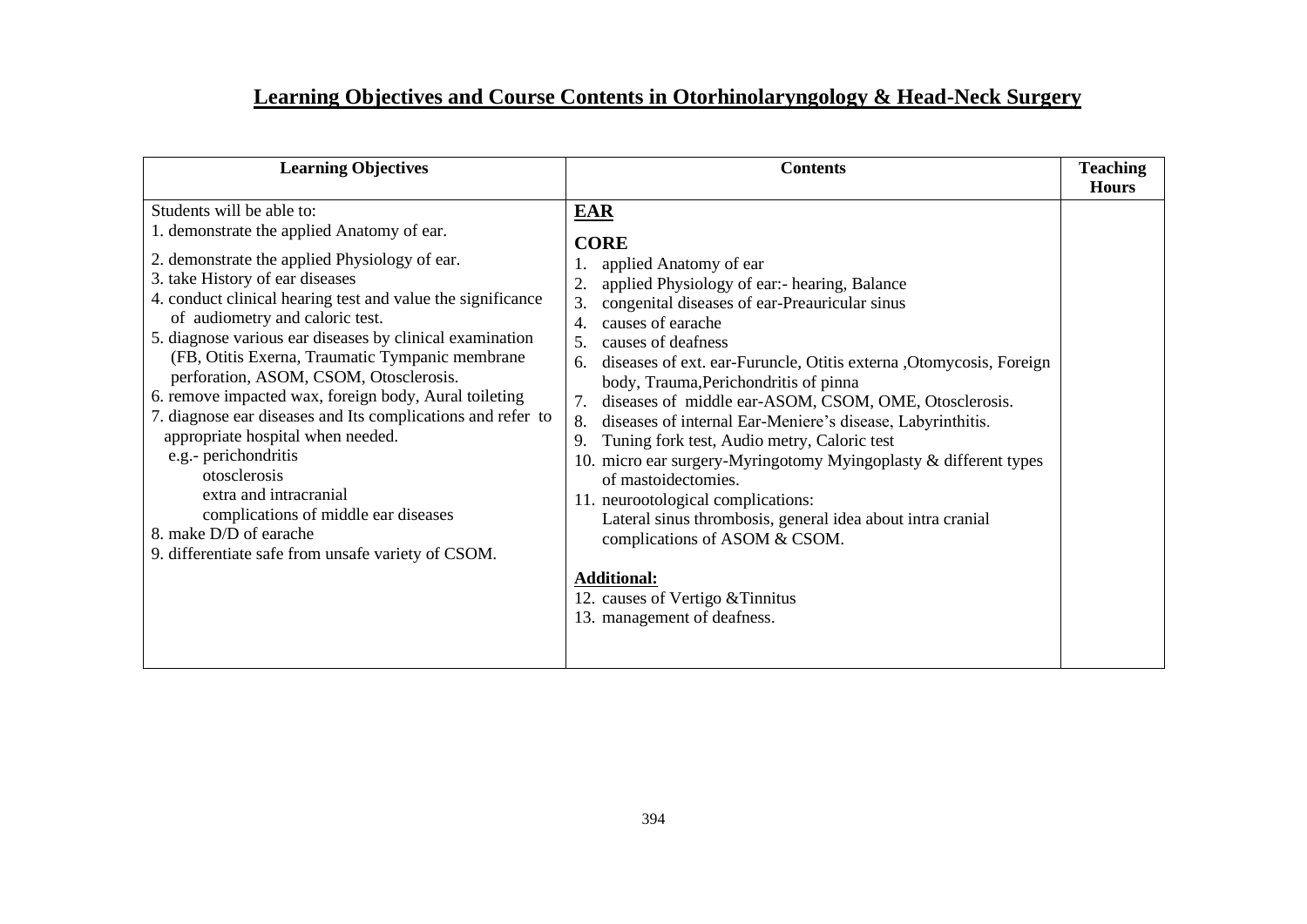# Learning Objectives and Course Contents in Otorhinolaryngology & Head-Neck Surgery

| Learning Objectives | Contents | Teaching Hours |
|---|---|---|
| Students will be able to:<br>1. demonstrate the applied Anatomy of ear.<br>2. demonstrate the applied Physiology of ear.<br>3. take History of ear diseases<br>4. conduct clinical hearing test and value the significance of audiometry and caloric test.<br>5. diagnose various ear diseases by clinical examination (FB, Otitis Exerna, Traumatic Tympanic membrane perforation, ASOM, CSOM, Otosclerosis.<br>6. remove impacted wax, foreign body, Aural toileting<br>7. diagnose ear diseases and Its complications and refer to appropriate hospital when needed.<br>e.g.- perichondritis<br>otosclerosis<br>extra and intracranial<br>complications of middle ear diseases<br>8. make D/D of earache<br>9. differentiate safe from unsafe variety of CSOM. | **EAR**<br>**CORE**<br>1. applied Anatomy of ear<br>2. applied Physiology of ear:- hearing, Balance<br>3. congenital diseases of ear-Preauricular sinus<br>4. causes of earache<br>5. causes of deafness<br>6. diseases of ext. ear-Furuncle, Otitis externa ,Otomycosis, Foreign body, Trauma,Perichondritis of pinna<br>7. diseases of middle ear-ASOM, CSOM, OME, Otosclerosis.<br>8. diseases of internal Ear-Meniere's disease, Labyrinthitis.<br>9. Tuning fork test, Audio metry, Caloric test<br>10. micro ear surgery-Myringotomy Myingoplasty & different types of mastoidectomies.<br>11. neurootological complications:<br>Lateral sinus thrombosis, general idea about intra cranial complications of ASOM & CSOM.<br>**Additional:**<br>12. causes of Vertigo &Tinnitus<br>13. management of deafness. | |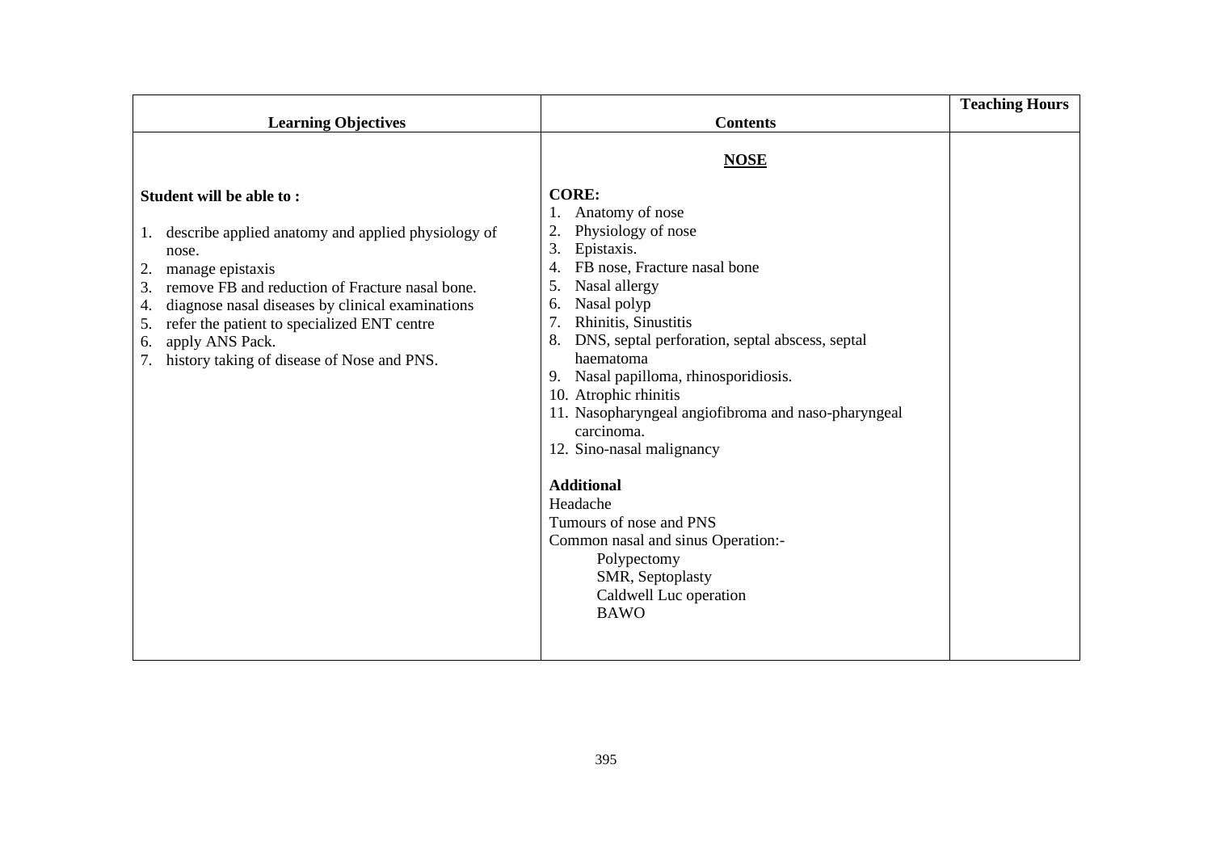| Learning Objectives | Contents | Teaching Hours |
|---|---|---|
| **Student will be able to :**<br><br>1. describe applied anatomy and applied physiology of nose.<br>2. manage epistaxis<br>3. remove FB and reduction of Fracture nasal bone.<br>4. diagnose nasal diseases by clinical examinations<br>5. refer the patient to specialized ENT centre<br>6. apply ANS Pack.<br>7. history taking of disease of Nose and PNS. | **<u>NOSE</u>**<br><br>**CORE:**<br>1. Anatomy of nose<br>2. Physiology of nose<br>3. Epistaxis.<br>4. FB nose, Fracture nasal bone<br>5. Nasal allergy<br>6. Nasal polyp<br>7. Rhinitis, Sinustitis<br>8. DNS, septal perforation, septal abscess, septal haematoma<br>9. Nasal papilloma, rhinosporidiosis.<br>10. Atrophic rhinitis<br>11. Nasopharyngeal angiofibroma and naso-pharyngeal carcinoma.<br>12. Sino-nasal malignancy<br><br>**Additional**<br>Headache<br>Tumours of nose and PNS<br>Common nasal and sinus Operation:-<br>Polypectomy<br>SMR, Septoplasty<br>Caldwell Luc operation<br>BAWO | |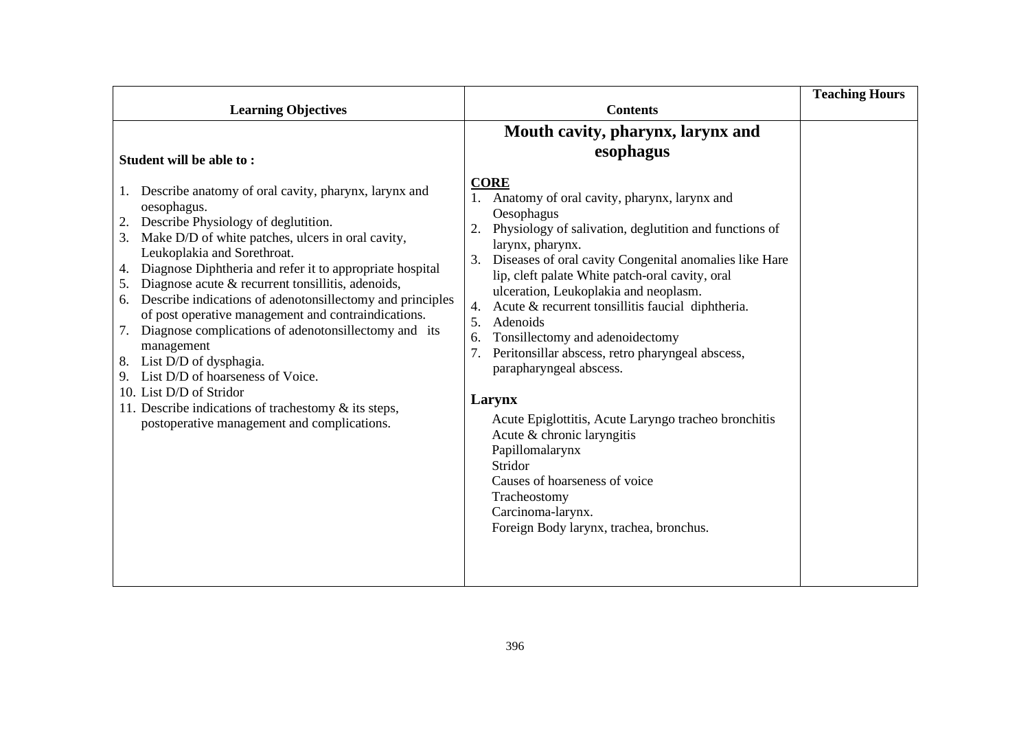| Learning Objectives | Contents | Teaching Hours |
|---|---|---|
| **Student will be able to :**<br><br>1. Describe anatomy of oral cavity, pharynx, larynx and oesophagus.<br>2. Describe Physiology of deglutition.<br>3. Make D/D of white patches, ulcers in oral cavity, Leukoplakia and Sorethroat.<br>4. Diagnose Diphtheria and refer it to appropriate hospital<br>5. Diagnose acute & recurrent tonsillitis, adenoids,<br>6. Describe indications of adenotonsillectomy and principles of post operative management and contraindications.<br>7. Diagnose complications of adenotonsillectomy and its management<br>8. List D/D of dysphagia.<br>9. List D/D of hoarseness of Voice.<br>10. List D/D of Stridor<br>11. Describe indications of trachestomy & its steps, postoperative management and complications. | **Mouth cavity, pharynx, larynx and esophagus**<br><br>**CORE**<br>1. Anatomy of oral cavity, pharynx, larynx and Oesophagus<br>2. Physiology of salivation, deglutition and functions of larynx, pharynx.<br>3. Diseases of oral cavity Congenital anomalies like Hare lip, cleft palate White patch-oral cavity, oral ulceration, Leukoplakia and neoplasm.<br>4. Acute & recurrent tonsillitis faucial diphtheria.<br>5. Adenoids<br>6. Tonsillectomy and adenoidectomy<br>7. Peritonsillar abscess, retro pharyngeal abscess, parapharyngeal abscess.<br><br>**Larynx**<br>Acute Epiglottitis, Acute Laryngo tracheo bronchitis<br>Acute & chronic laryngitis<br>Papillomalarynx<br>Stridor<br>Causes of hoarseness of voice<br>Tracheostomy<br>Carcinoma-larynx.<br>Foreign Body larynx, trachea, bronchus. | |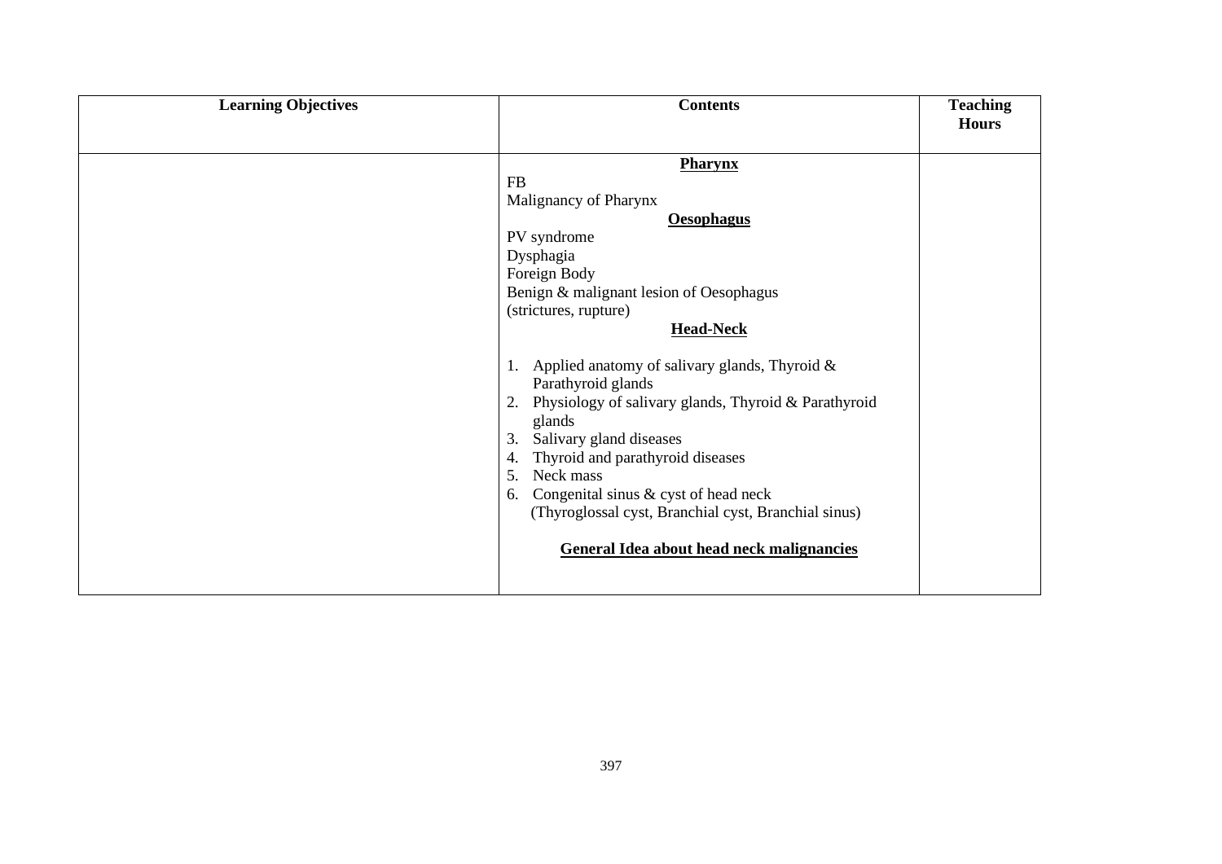| Learning Objectives | Contents | Teaching Hours |
|---|---|---|
| | **Pharynx**<br>FB<br>Malignancy of Pharynx<br>**Oesophagus**<br>PV syndrome<br>Dysphagia<br>Foreign Body<br>Benign & malignant lesion of Oesophagus<br>(strictures, rupture)<br>**Head-Neck**<br>1. Applied anatomy of salivary glands, Thyroid & Parathyroid glands<br>2. Physiology of salivary glands, Thyroid & Parathyroid glands<br>3. Salivary gland diseases<br>4. Thyroid and parathyroid diseases<br>5. Neck mass<br>6. Congenital sinus & cyst of head neck (Thyroglossal cyst, Branchial cyst, Branchial sinus)<br>**General Idea about head neck malignancies** | |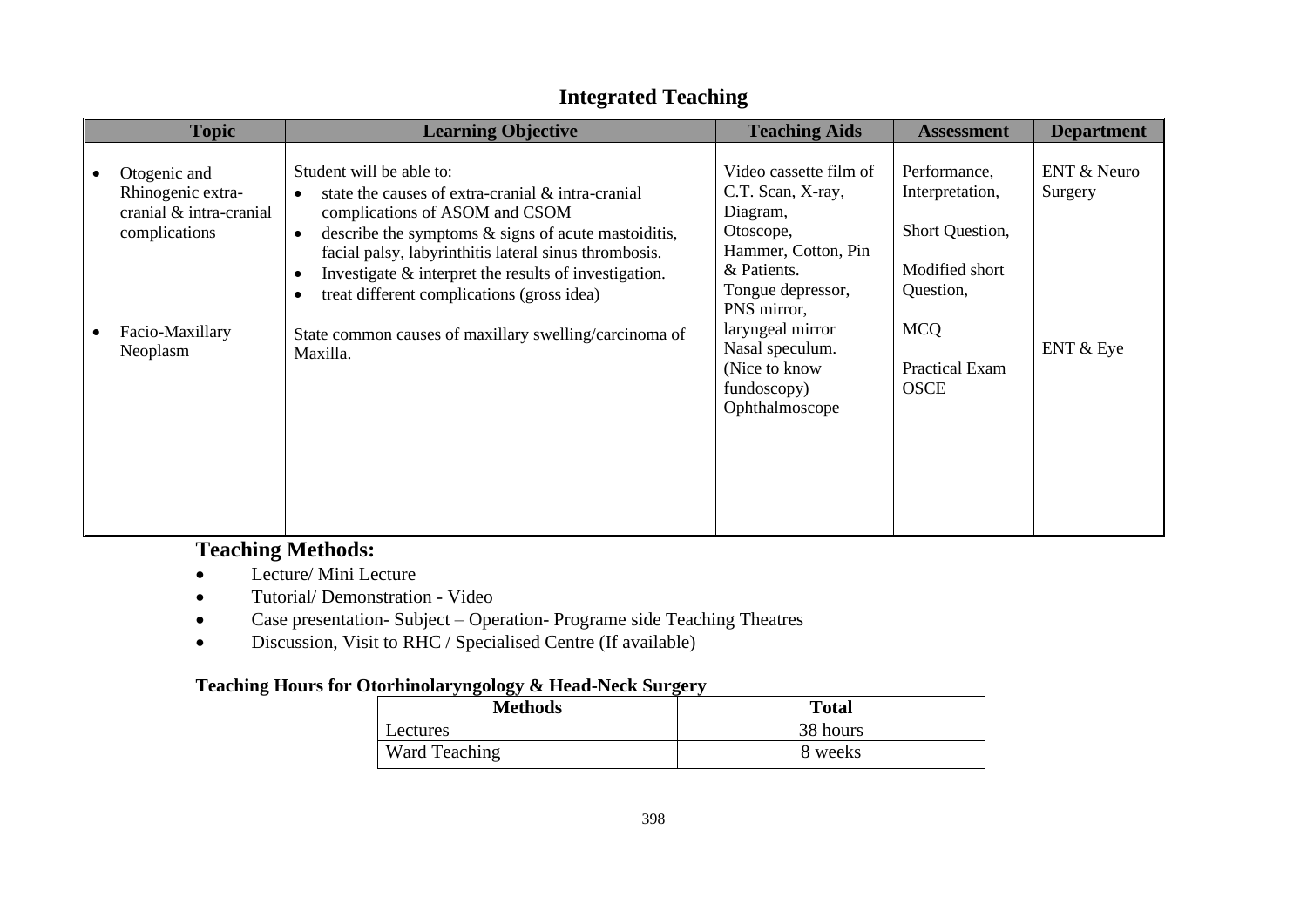# Integrated Teaching

| Topic | Learning Objective | Teaching Aids | Assessment | Department |
|---|---|---|---|---|
| • Otogenic and Rhinogenic extra-cranial & intra-cranial complications | Student will be able to: <br>• state the causes of extra-cranial & intra-cranial complications of ASOM and CSOM <br>• describe the symptoms & signs of acute mastoiditis, facial palsy, labyrinthitis lateral sinus thrombosis. <br>• Investigate & interpret the results of investigation. <br>• treat different complications (gross idea) | Video cassette film of C.T. Scan, X-ray, Diagram, Otoscope, Hammer, Cotton, Pin & Patients. Tongue depressor, PNS mirror, laryngeal mirror Nasal speculum. (Nice to know fundoscopy) Ophthalmoscope | Performance, Interpretation, <br>Short Question, <br>Modified short Question, <br>MCQ <br>Practical Exam OSCE | ENT & Neuro Surgery |
| • Facio-Maxillary Neoplasm | State common causes of maxillary swelling/carcinoma of Maxilla. | | | ENT & Eye |

## Teaching Methods:

- Lecture/ Mini Lecture
- Tutorial/ Demonstration - Video
- Case presentation- Subject – Operation- Programe side Teaching Theatres
- Discussion, Visit to RHC / Specialised Centre (If available)

**Teaching Hours for Otorhinolaryngology & Head-Neck Surgery**

| Methods | Total |
|---|---|
| Lectures | 38 hours |
| Ward Teaching | 8 weeks |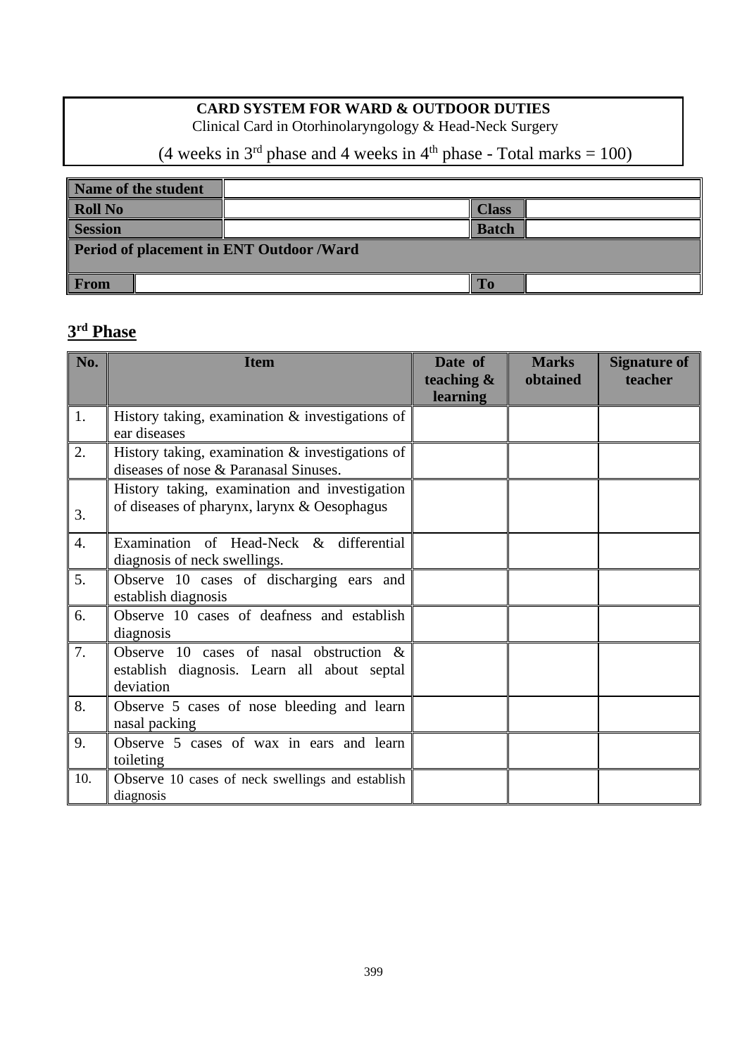**CARD SYSTEM FOR WARD & OUTDOOR DUTIES**

Clinical Card in Otorhinolaryngology & Head-Neck Surgery

(4 weeks in 3rd phase and 4 weeks in 4th phase - Total marks = 100)

| **Name of the student** | | | |
|---|---|---|---|
| **Roll No** | | **Class** | |
| **Session** | | **Batch** | |
| **Period of placement in ENT Outdoor /Ward** | | | |
| **From** | | **To** | |

## 3rd Phase

| No. | Item | Date of teaching & learning | Marks obtained | Signature of teacher |
|---|---|---|---|---|
| 1. | History taking, examination & investigations of ear diseases | | | |
| 2. | History taking, examination & investigations of diseases of nose & Paranasal Sinuses. | | | |
| 3. | History taking, examination and investigation of diseases of pharynx, larynx & Oesophagus | | | |
| 4. | Examination of Head-Neck & differential diagnosis of neck swellings. | | | |
| 5. | Observe 10 cases of discharging ears and establish diagnosis | | | |
| 6. | Observe 10 cases of deafness and establish diagnosis | | | |
| 7. | Observe 10 cases of nasal obstruction & establish diagnosis. Learn all about septal deviation | | | |
| 8. | Observe 5 cases of nose bleeding and learn nasal packing | | | |
| 9. | Observe 5 cases of wax in ears and learn toileting | | | |
| 10. | Observe 10 cases of neck swellings and establish diagnosis | | | |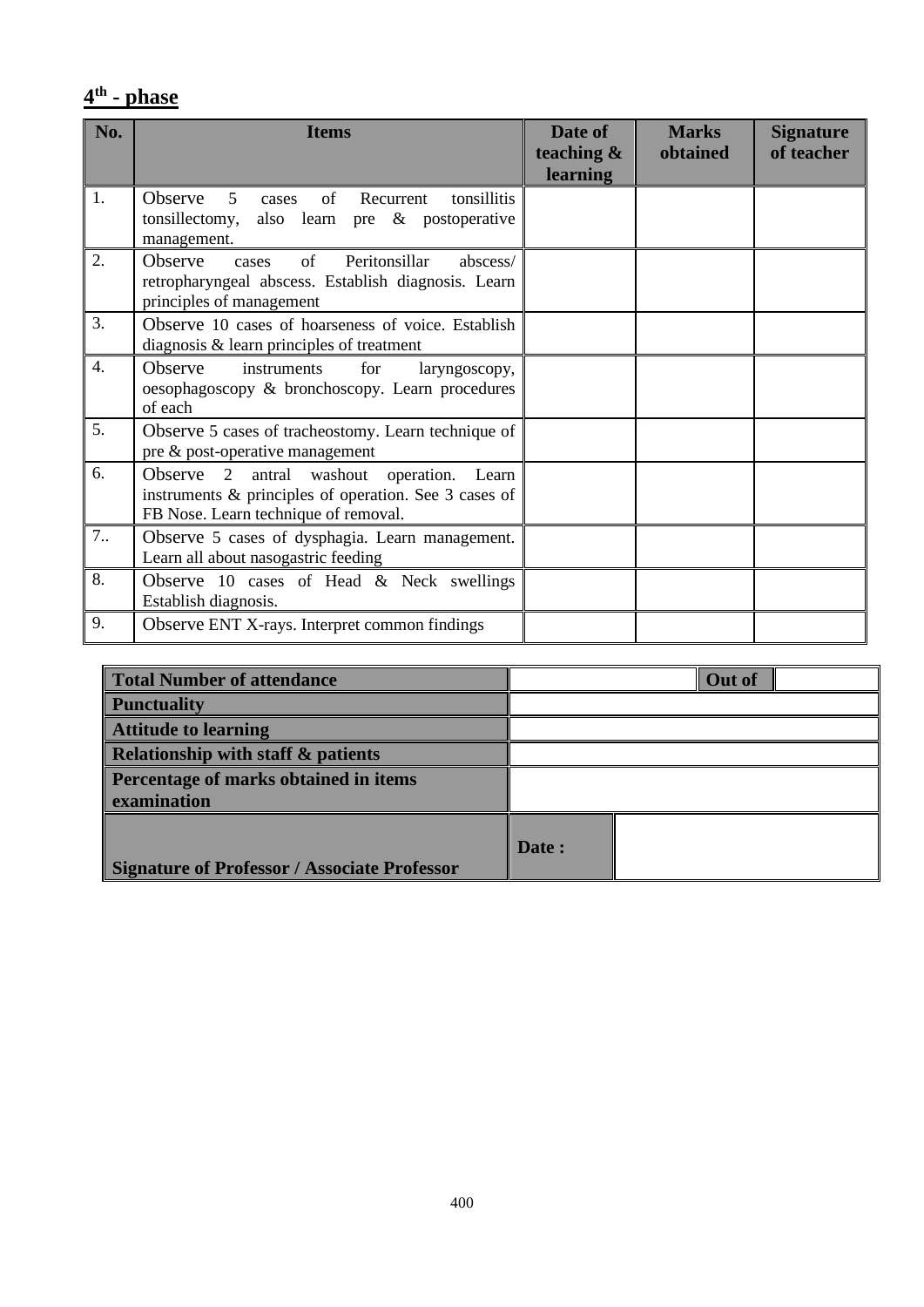## 4th - phase

| No. | Items | Date of teaching & learning | Marks obtained | Signature of teacher |
|---|---|---|---|---|
| 1. | Observe 5 cases of Recurrent tonsillitis tonsillectomy, also learn pre & postoperative management. | | | |
| 2. | Observe cases of Peritonsillar abscess/ retropharyngeal abscess. Establish diagnosis. Learn principles of management | | | |
| 3. | Observe 10 cases of hoarseness of voice. Establish diagnosis & learn principles of treatment | | | |
| 4. | Observe instruments for laryngoscopy, oesophagoscopy & bronchoscopy. Learn procedures of each | | | |
| 5. | Observe 5 cases of tracheostomy. Learn technique of pre & post-operative management | | | |
| 6. | Observe 2 antral washout operation. Learn instruments & principles of operation. See 3 cases of FB Nose. Learn technique of removal. | | | |
| 7.. | Observe 5 cases of dysphagia. Learn management. Learn all about nasogastric feeding | | | |
| 8. | Observe 10 cases of Head & Neck swellings Establish diagnosis. | | | |
| 9. | Observe ENT X-rays. Interpret common findings | | | |

| | | | |
|---|---|---|---|
| **Total Number of attendance** | | **Out of** | |
| **Punctuality** | | | |
| **Attitude to learning** | | | |
| **Relationship with staff & patients** | | | |
| **Percentage of marks obtained in items examination** | | | |
| **Signature of Professor / Associate Professor** | **Date :** | | |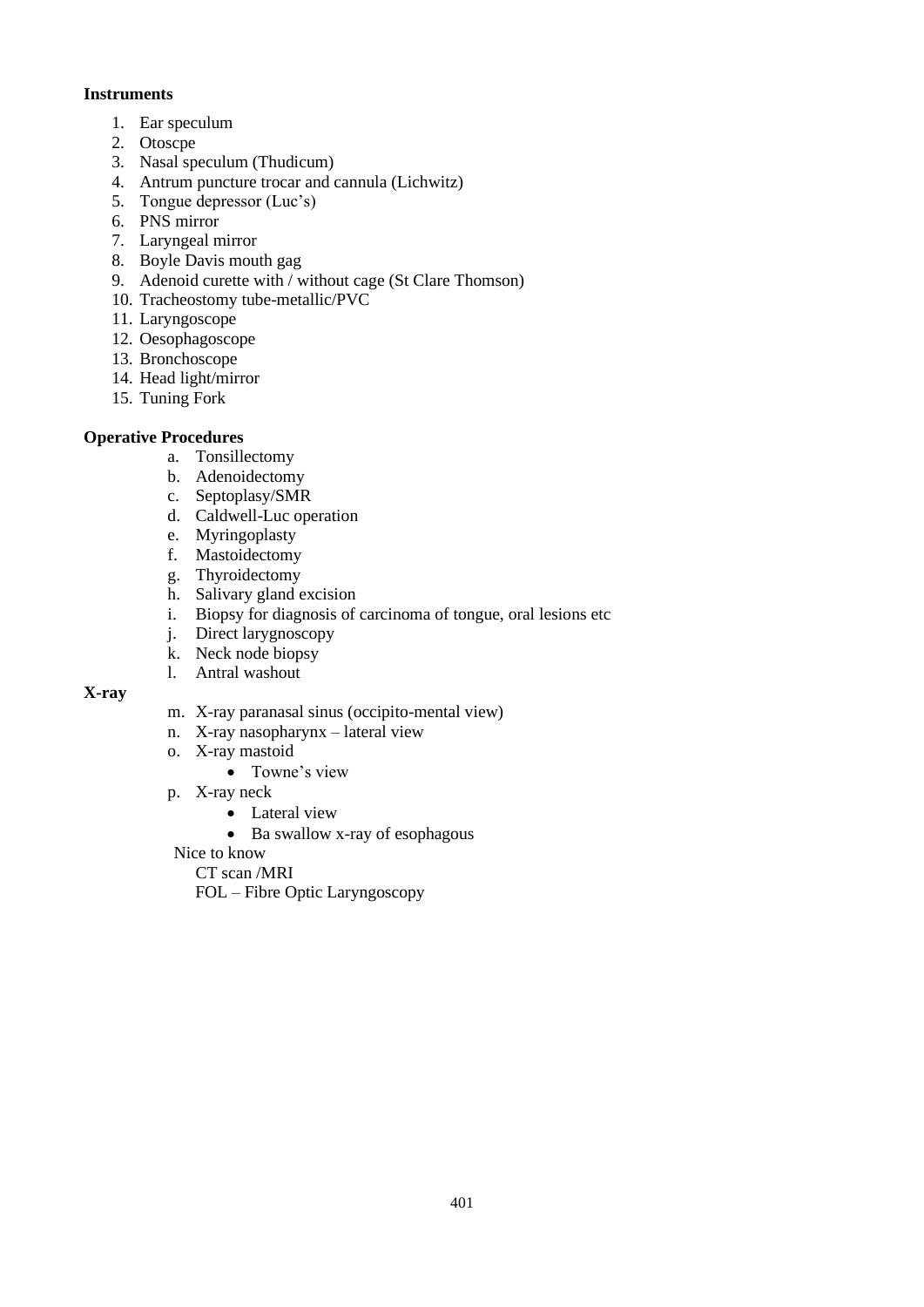**Instruments**

1. Ear speculum
2. Otoscpe
3. Nasal speculum (Thudicum)
4. Antrum puncture trocar and cannula (Lichwitz)
5. Tongue depressor (Luc's)
6. PNS mirror
7. Laryngeal mirror
8. Boyle Davis mouth gag
9. Adenoid curette with / without cage (St Clare Thomson)
10. Tracheostomy tube-metallic/PVC
11. Laryngoscope
12. Oesophagoscope
13. Bronchoscope
14. Head light/mirror
15. Tuning Fork

**Operative Procedures**

a. Tonsillectomy
b. Adenoidectomy
c. Septoplasy/SMR
d. Caldwell-Luc operation
e. Myringoplasty
f. Mastoidectomy
g. Thyroidectomy
h. Salivary gland excision
i. Biopsy for diagnosis of carcinoma of tongue, oral lesions etc
j. Direct larygnoscopy
k. Neck node biopsy
l. Antral washout

**X-ray**

m. X-ray paranasal sinus (occipito-mental view)
n. X-ray nasopharynx – lateral view
o. X-ray mastoid
   - Towne's view
p. X-ray neck
   - Lateral view
   - Ba swallow x-ray of esophagous

Nice to know

CT scan /MRI

FOL – Fibre Optic Laryngoscopy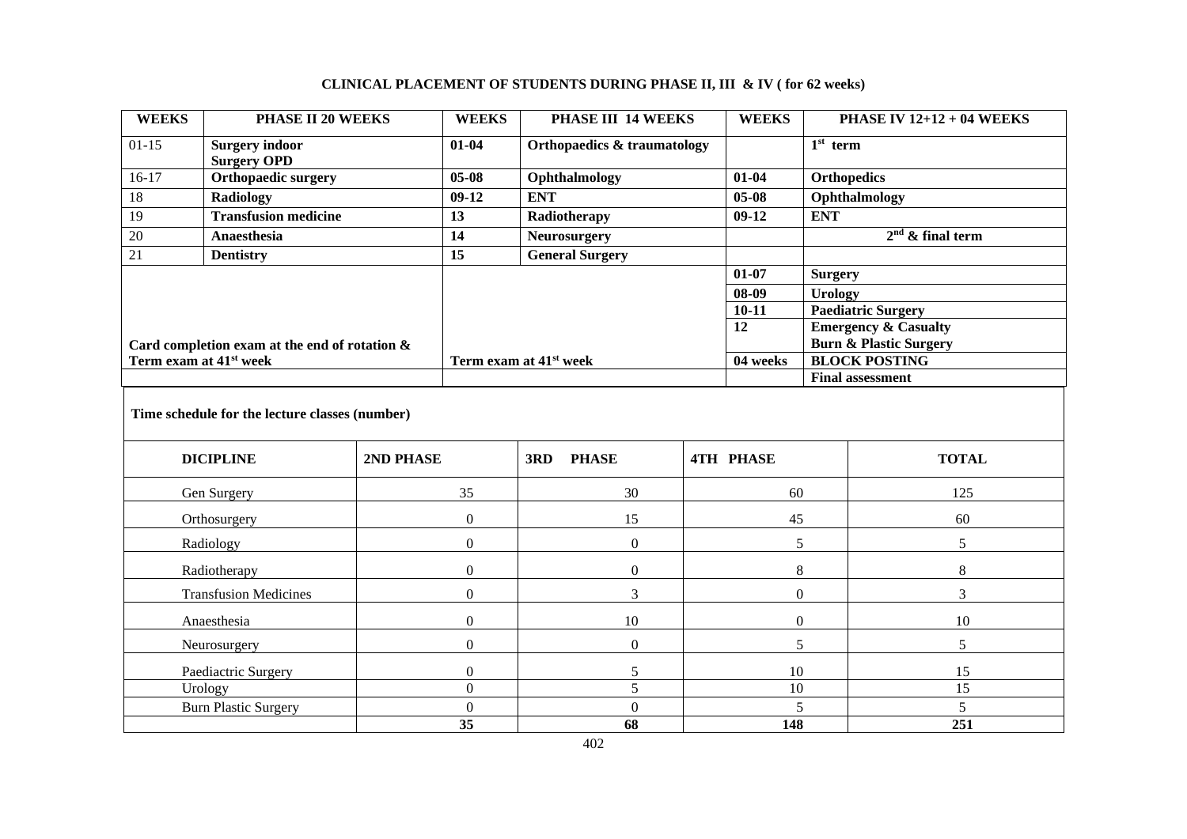## CLINICAL PLACEMENT OF STUDENTS DURING PHASE II, III & IV ( for 62 weeks)

| WEEKS | PHASE II 20 WEEKS | WEEKS | PHASE III 14 WEEKS | WEEKS | PHASE IV 12+12 + 04 WEEKS |
|---|---|---|---|---|---|
| 01-15 | **Surgery indoor**<br>**Surgery OPD** | 01-04 | **Orthopaedics & traumatology** | | **1st term** |
| 16-17 | **Orthopaedic surgery** | 05-08 | **Ophthalmology** | 01-04 | **Orthopedics** |
| 18 | **Radiology** | 09-12 | **ENT** | 05-08 | **Ophthalmology** |
| 19 | **Transfusion medicine** | 13 | **Radiotherapy** | 09-12 | **ENT** |
| 20 | **Anaesthesia** | 14 | **Neurosurgery** | | **2nd & final term** |
| 21 | **Dentistry** | 15 | **General Surgery** | | |
| | | | | 01-07 | **Surgery** |
| | | | | 08-09 | **Urology** |
| | | | | 10-11 | **Paediatric Surgery** |
| | | | | 12 | **Emergency & Casualty**<br>**Burn & Plastic Surgery** |
| | **Card completion exam at the end of rotation & Term exam at 41st week** | | **Term exam at 41st week** | 04 weeks | **BLOCK POSTING** |
| | | | | | **Final assessment** |

**Time schedule for the lecture classes (number)**

| DICIPLINE | 2ND PHASE | 3RD PHASE | 4TH PHASE | TOTAL |
|---|---|---|---|---|
| Gen Surgery | 35 | 30 | 60 | 125 |
| Orthosurgery | 0 | 15 | 45 | 60 |
| Radiology | 0 | 0 | 5 | 5 |
| Radiotherapy | 0 | 0 | 8 | 8 |
| Transfusion Medicines | 0 | 3 | 0 | 3 |
| Anaesthesia | 0 | 10 | 0 | 10 |
| Neurosurgery | 0 | 0 | 5 | 5 |
| Paediactric Surgery | 0 | 5 | 10 | 15 |
| Urology | 0 | 5 | 10 | 15 |
| Burn Plastic Surgery | 0 | 0 | 5 | 5 |
| | **35** | **68** | **148** | **251** |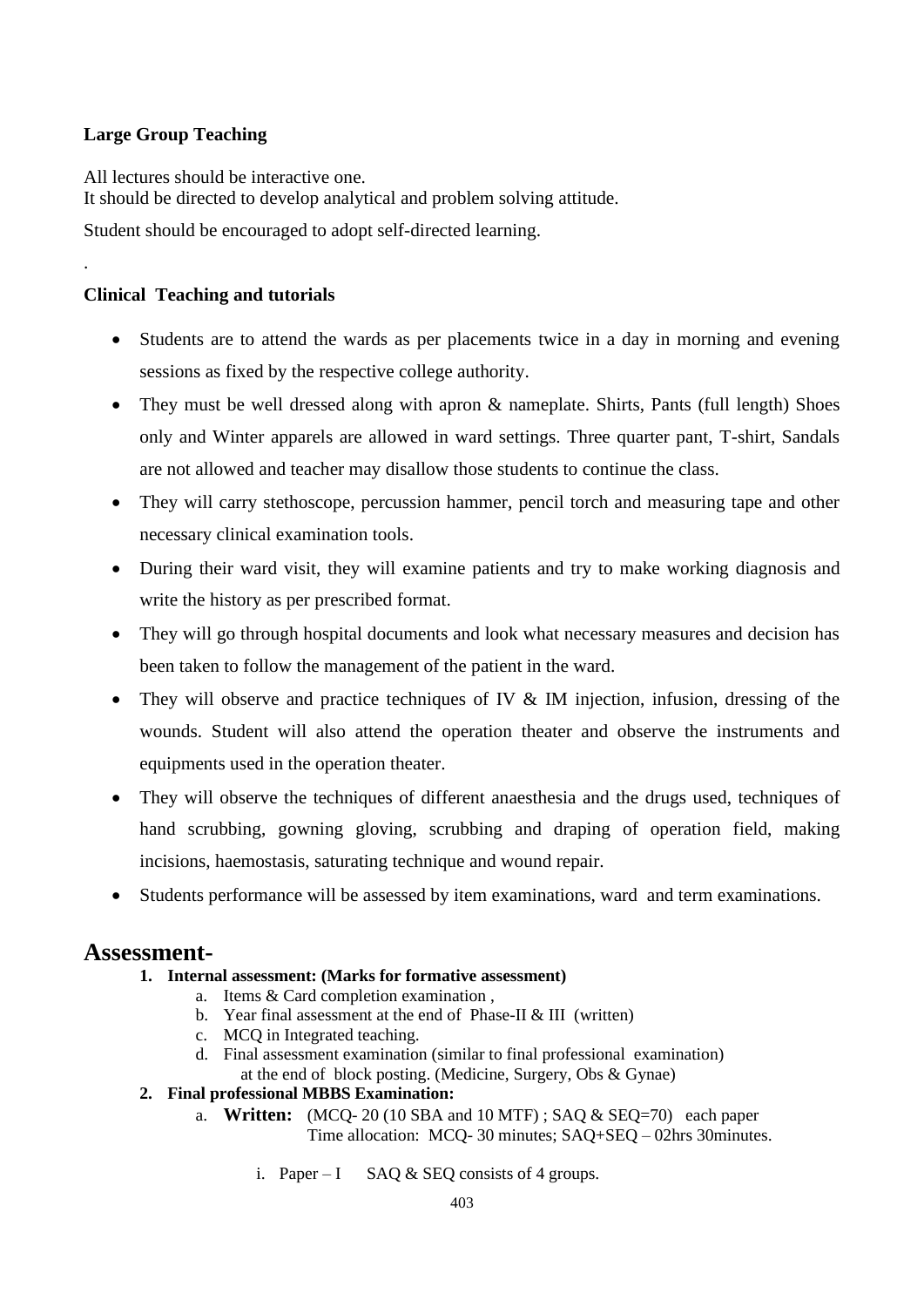**Large Group Teaching**

All lectures should be interactive one.
It should be directed to develop analytical and problem solving attitude.

Student should be encouraged to adopt self-directed learning.

.

**Clinical Teaching and tutorials**

- Students are to attend the wards as per placements twice in a day in morning and evening sessions as fixed by the respective college authority.
- They must be well dressed along with apron & nameplate. Shirts, Pants (full length) Shoes only and Winter apparels are allowed in ward settings. Three quarter pant, T-shirt, Sandals are not allowed and teacher may disallow those students to continue the class.
- They will carry stethoscope, percussion hammer, pencil torch and measuring tape and other necessary clinical examination tools.
- During their ward visit, they will examine patients and try to make working diagnosis and write the history as per prescribed format.
- They will go through hospital documents and look what necessary measures and decision has been taken to follow the management of the patient in the ward.
- They will observe and practice techniques of IV & IM injection, infusion, dressing of the wounds. Student will also attend the operation theater and observe the instruments and equipments used in the operation theater.
- They will observe the techniques of different anaesthesia and the drugs used, techniques of hand scrubbing, gowning gloving, scrubbing and draping of operation field, making incisions, haemostasis, saturating technique and wound repair.
- Students performance will be assessed by item examinations, ward and term examinations.

# Assessment-

1. **Internal assessment: (Marks for formative assessment)**
   a. Items & Card completion examination ,
   b. Year final assessment at the end of Phase-II & III (written)
   c. MCQ in Integrated teaching.
   d. Final assessment examination (similar to final professional examination) at the end of block posting. (Medicine, Surgery, Obs & Gynae)
2. **Final professional MBBS Examination:**
   a. **Written:** (MCQ- 20 (10 SBA and 10 MTF) ; SAQ & SEQ=70) each paper
      Time allocation: MCQ- 30 minutes; SAQ+SEQ – 02hrs 30minutes.

      i. Paper – I SAQ & SEQ consists of 4 groups.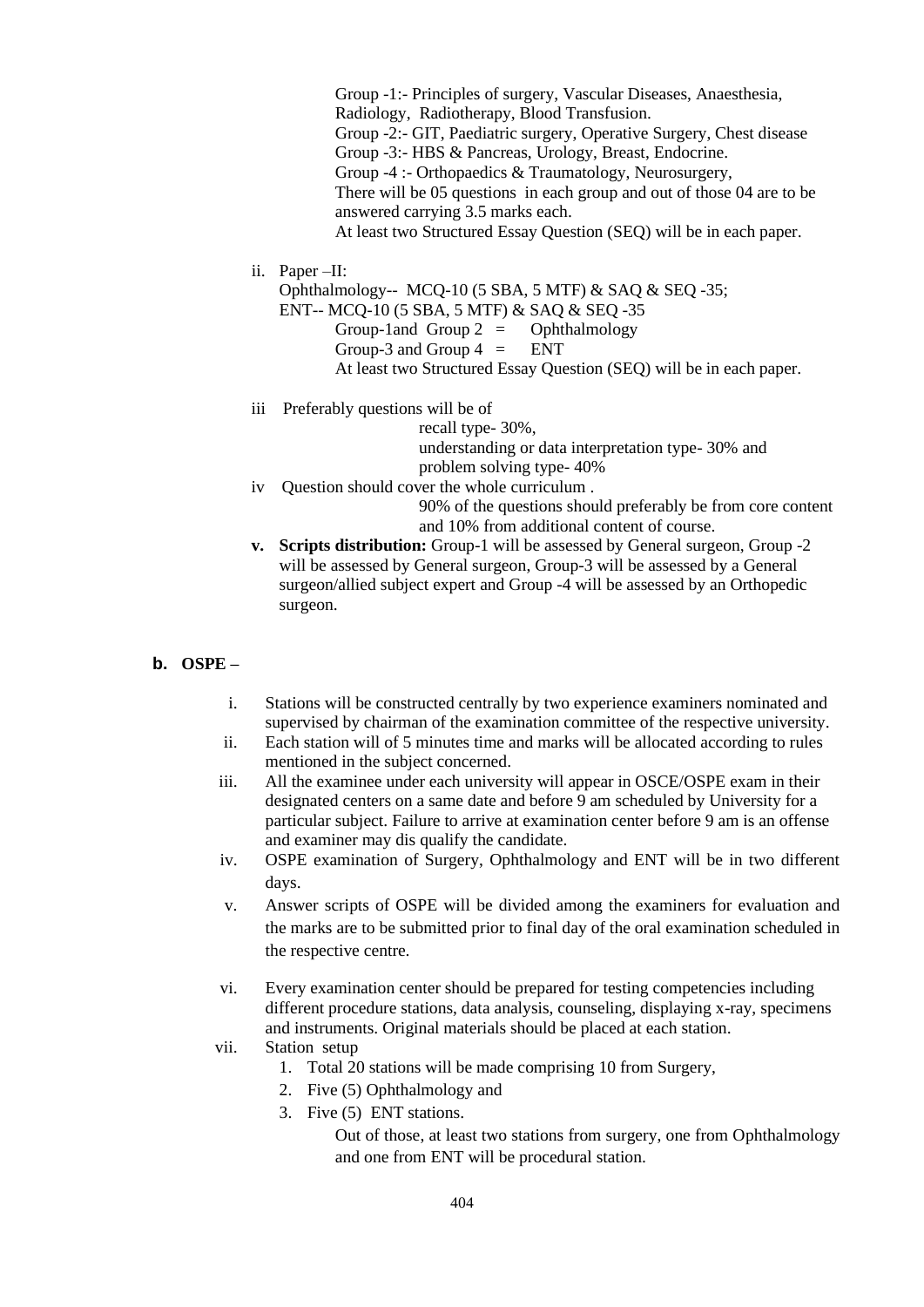Group -1:- Principles of surgery, Vascular Diseases, Anaesthesia, Radiology, Radiotherapy, Blood Transfusion.
Group -2:- GIT, Paediatric surgery, Operative Surgery, Chest disease
Group -3:- HBS & Pancreas, Urology, Breast, Endocrine.
Group -4 :- Orthopaedics & Traumatology, Neurosurgery,
There will be 05 questions in each group and out of those 04 are to be answered carrying 3.5 marks each.
At least two Structured Essay Question (SEQ) will be in each paper.

ii. Paper –II:
Ophthalmology-- MCQ-10 (5 SBA, 5 MTF) & SAQ & SEQ -35;
ENT-- MCQ-10 (5 SBA, 5 MTF) & SAQ & SEQ -35
Group-1and Group 2 = Ophthalmology
Group-3 and Group 4 = ENT
At least two Structured Essay Question (SEQ) will be in each paper.

iii Preferably questions will be of
recall type- 30%,
understanding or data interpretation type- 30% and
problem solving type- 40%

iv Question should cover the whole curriculum .
90% of the questions should preferably be from core content and 10% from additional content of course.

**v. Scripts distribution:** Group-1 will be assessed by General surgeon, Group -2 will be assessed by General surgeon, Group-3 will be assessed by a General surgeon/allied subject expert and Group -4 will be assessed by an Orthopedic surgeon.

**b. OSPE –**

i. Stations will be constructed centrally by two experience examiners nominated and supervised by chairman of the examination committee of the respective university.

ii. Each station will of 5 minutes time and marks will be allocated according to rules mentioned in the subject concerned.

iii. All the examinee under each university will appear in OSCE/OSPE exam in their designated centers on a same date and before 9 am scheduled by University for a particular subject. Failure to arrive at examination center before 9 am is an offense and examiner may dis qualify the candidate.

iv. OSPE examination of Surgery, Ophthalmology and ENT will be in two different days.

v. Answer scripts of OSPE will be divided among the examiners for evaluation and the marks are to be submitted prior to final day of the oral examination scheduled in the respective centre.

vi. Every examination center should be prepared for testing competencies including different procedure stations, data analysis, counseling, displaying x-ray, specimens and instruments. Original materials should be placed at each station.

vii. Station setup
1. Total 20 stations will be made comprising 10 from Surgery,
2. Five (5) Ophthalmology and
3. Five (5) ENT stations.

Out of those, at least two stations from surgery, one from Ophthalmology and one from ENT will be procedural station.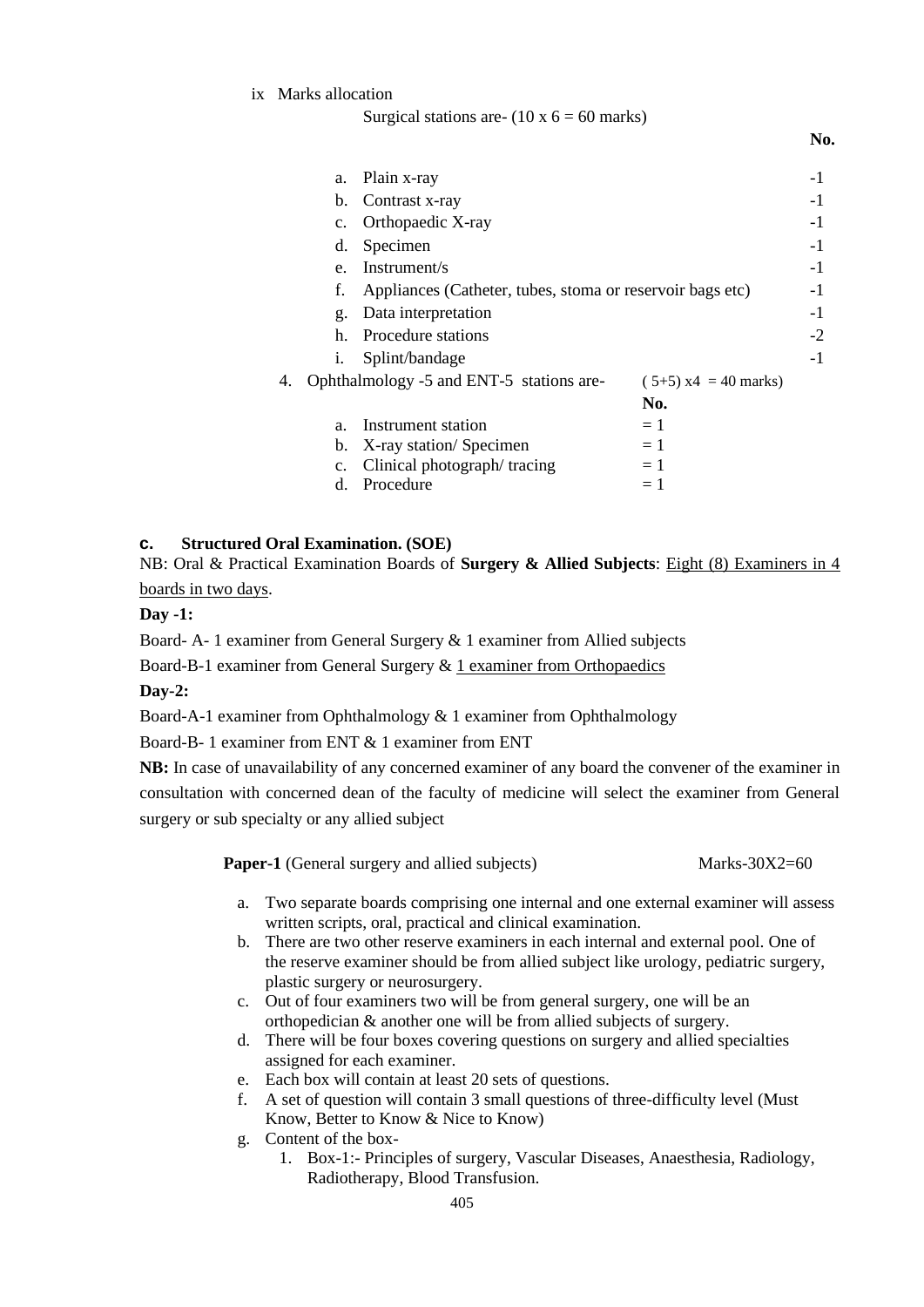ix Marks allocation

Surgical stations are- (10 x 6 = 60 marks)

| | | No. |
|---|---|---|
| a. | Plain x-ray | -1 |
| b. | Contrast x-ray | -1 |
| c. | Orthopaedic X-ray | -1 |
| d. | Specimen | -1 |
| e. | Instrument/s | -1 |
| f. | Appliances (Catheter, tubes, stoma or reservoir bags etc) | -1 |
| g. | Data interpretation | -1 |
| h. | Procedure stations | -2 |
| i. | Splint/bandage | -1 |

4. Ophthalmology -5 and ENT-5 stations are- ( 5+5) x4 = 40 marks)

| | | No. |
|---|---|---|
| a. | Instrument station | = 1 |
| b. | X-ray station/ Specimen | = 1 |
| c. | Clinical photograph/ tracing | = 1 |
| d. | Procedure | = 1 |

**c. Structured Oral Examination. (SOE)**

NB: Oral & Practical Examination Boards of **Surgery & Allied Subjects**: Eight (8) Examiners in 4 boards in two days.

**Day -1:**

Board- A- 1 examiner from General Surgery & 1 examiner from Allied subjects

Board-B-1 examiner from General Surgery & 1 examiner from Orthopaedics

**Day-2:**

Board-A-1 examiner from Ophthalmology & 1 examiner from Ophthalmology

Board-B- 1 examiner from ENT & 1 examiner from ENT

**NB:** In case of unavailability of any concerned examiner of any board the convener of the examiner in consultation with concerned dean of the faculty of medicine will select the examiner from General surgery or sub specialty or any allied subject

**Paper-1** (General surgery and allied subjects) Marks-30X2=60

a. Two separate boards comprising one internal and one external examiner will assess written scripts, oral, practical and clinical examination.
b. There are two other reserve examiners in each internal and external pool. One of the reserve examiner should be from allied subject like urology, pediatric surgery, plastic surgery or neurosurgery.
c. Out of four examiners two will be from general surgery, one will be an orthopedician & another one will be from allied subjects of surgery.
d. There will be four boxes covering questions on surgery and allied specialties assigned for each examiner.
e. Each box will contain at least 20 sets of questions.
f. A set of question will contain 3 small questions of three-difficulty level (Must Know, Better to Know & Nice to Know)
g. Content of the box-
    1. Box-1:- Principles of surgery, Vascular Diseases, Anaesthesia, Radiology, Radiotherapy, Blood Transfusion.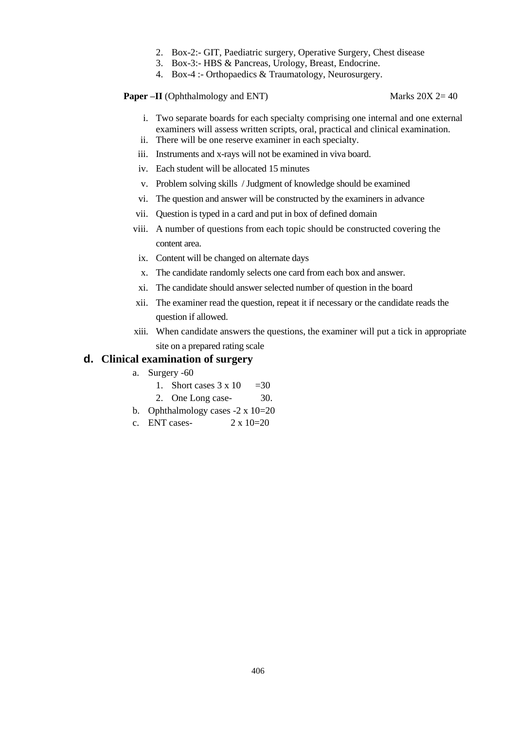2. Box-2:- GIT, Paediatric surgery, Operative Surgery, Chest disease
3. Box-3:- HBS & Pancreas, Urology, Breast, Endocrine.
4. Box-4 :- Orthopaedics & Traumatology, Neurosurgery.

**Paper –II** (Ophthalmology and ENT) Marks 20X 2= 40

i. Two separate boards for each specialty comprising one internal and one external examiners will assess written scripts, oral, practical and clinical examination.
ii. There will be one reserve examiner in each specialty.
iii. Instruments and x-rays will not be examined in viva board.
iv. Each student will be allocated 15 minutes
v. Problem solving skills / Judgment of knowledge should be examined
vi. The question and answer will be constructed by the examiners in advance
vii. Question is typed in a card and put in box of defined domain
viii. A number of questions from each topic should be constructed covering the content area.
ix. Content will be changed on alternate days
x. The candidate randomly selects one card from each box and answer.
xi. The candidate should answer selected number of question in the board
xii. The examiner read the question, repeat it if necessary or the candidate reads the question if allowed.
xiii. When candidate answers the questions, the examiner will put a tick in appropriate site on a prepared rating scale

## d. Clinical examination of surgery

a. Surgery -60
   1. Short cases 3 x 10 =30
   2. One Long case- 30.
b. Ophthalmology cases -2 x 10=20
c. ENT cases- 2 x 10=20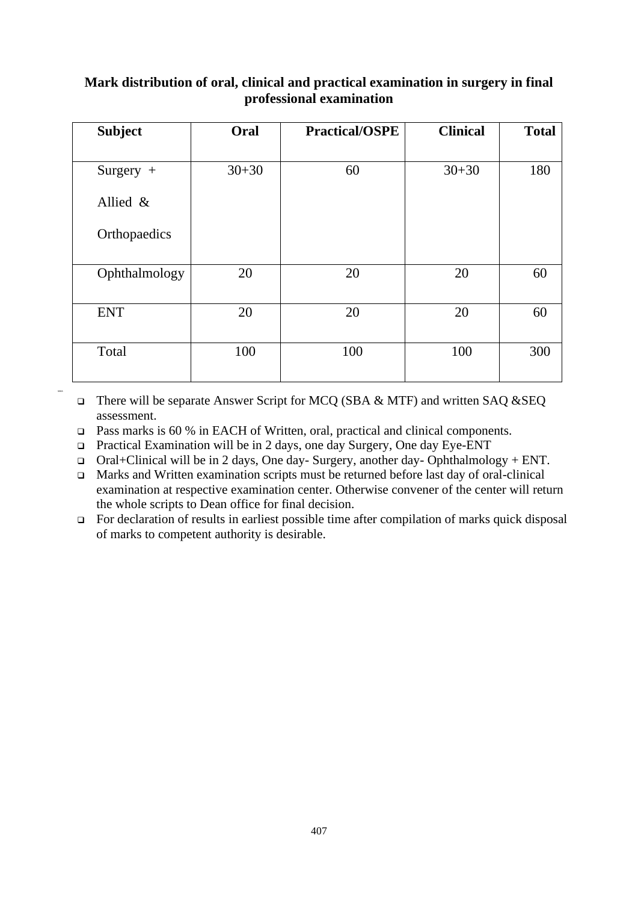**Mark distribution of oral, clinical and practical examination in surgery in final professional examination**

| Subject | Oral | Practical/OSPE | Clinical | Total |
|---|---|---|---|---|
| Surgery + Allied & Orthopaedics | 30+30 | 60 | 30+30 | 180 |
| Ophthalmology | 20 | 20 | 20 | 60 |
| ENT | 20 | 20 | 20 | 60 |
| Total | 100 | 100 | 100 | 300 |

- There will be separate Answer Script for MCQ (SBA & MTF) and written SAQ &SEQ assessment.
- Pass marks is 60 % in EACH of Written, oral, practical and clinical components.
- Practical Examination will be in 2 days, one day Surgery, One day Eye-ENT
- Oral+Clinical will be in 2 days, One day- Surgery, another day- Ophthalmology + ENT.
- Marks and Written examination scripts must be returned before last day of oral-clinical examination at respective examination center. Otherwise convener of the center will return the whole scripts to Dean office for final decision.
- For declaration of results in earliest possible time after compilation of marks quick disposal of marks to competent authority is desirable.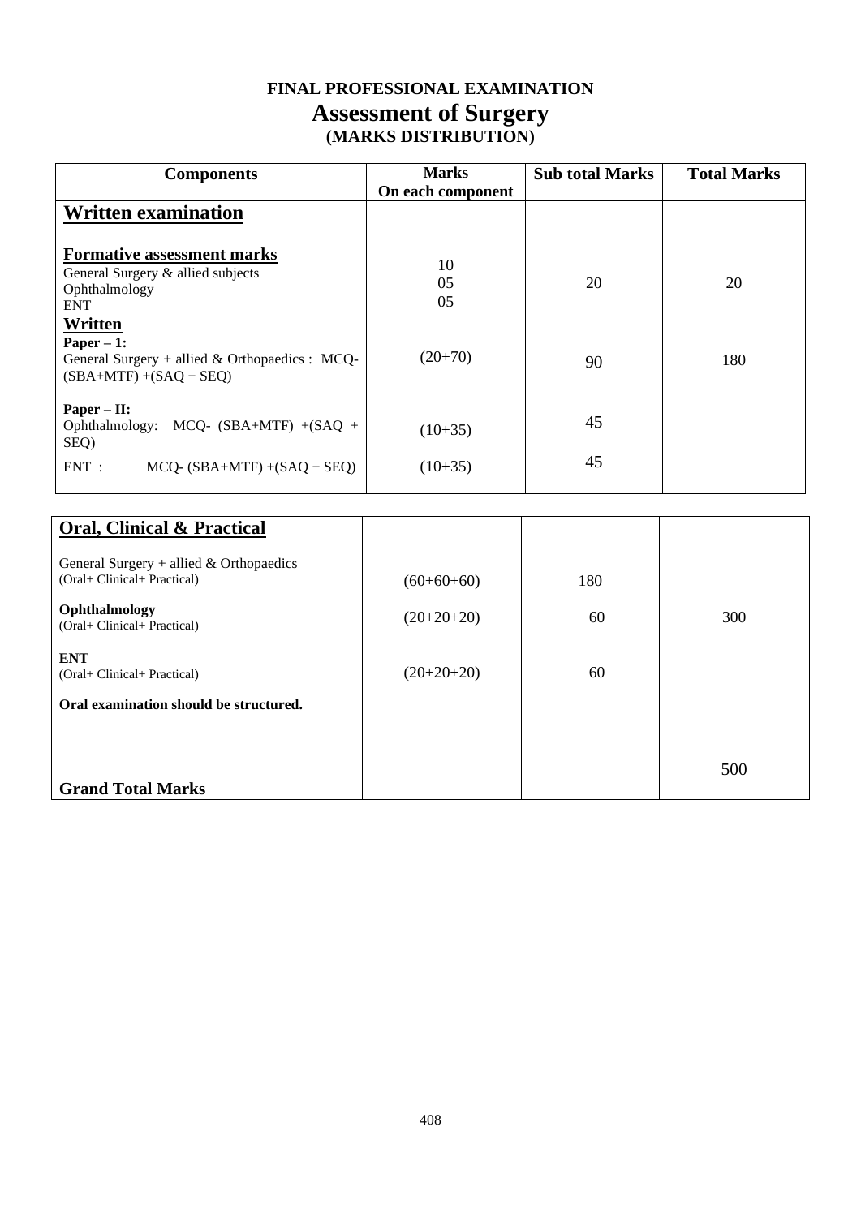**FINAL PROFESSIONAL EXAMINATION**

# Assessment of Surgery

**(MARKS DISTRIBUTION)**

| Components | Marks On each component | Sub total Marks | Total Marks |
|---|---|---|---|
| **Written examination** | | | |
| **Formative assessment marks**<br>General Surgery & allied subjects<br>Ophthalmology<br>ENT | 10<br>05<br>05 | 20 | 20 |
| **Written**<br>**Paper – 1:**<br>General Surgery + allied & Orthopaedics : MCQ- (SBA+MTF) +(SAQ + SEQ) | (20+70) | 90 | 180 |
| **Paper – II:**<br>Ophthalmology: MCQ- (SBA+MTF) +(SAQ + SEQ) | (10+35) | 45 | |
| ENT : MCQ- (SBA+MTF) +(SAQ + SEQ) | (10+35) | 45 | |

| | | | |
|---|---|---|---|
| **Oral, Clinical & Practical** | | | |
| General Surgery + allied & Orthopaedics (Oral+ Clinical+ Practical) | (60+60+60) | 180 | |
| **Ophthalmology** (Oral+ Clinical+ Practical) | (20+20+20) | 60 | 300 |
| **ENT** (Oral+ Clinical+ Practical) | (20+20+20) | 60 | |
| **Oral examination should be structured.** | | | |
| **Grand Total Marks** | | | 500 |